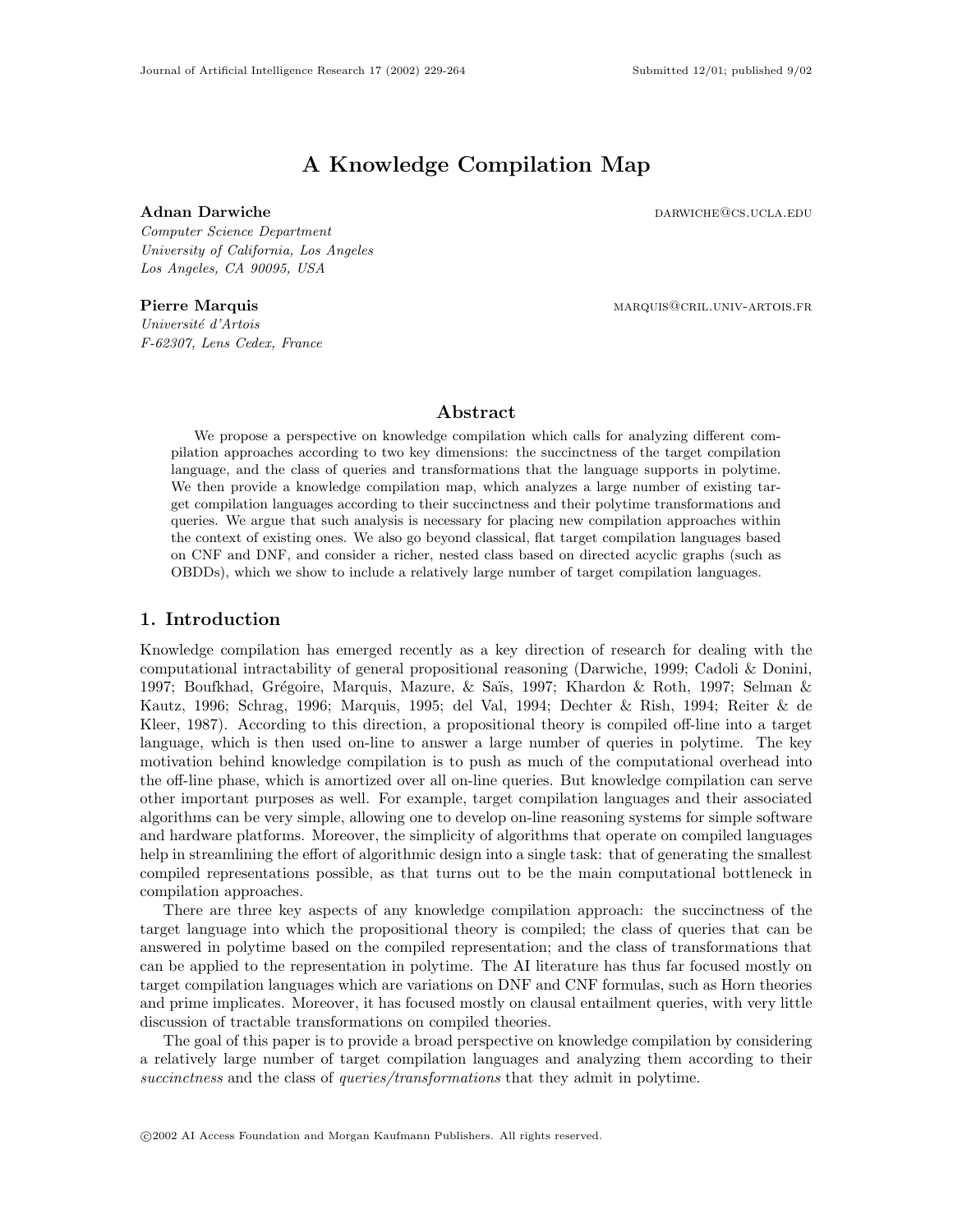# A Knowledge Compilation Map

**Adnan Darwiche** DARWICHE@CS.UCLA.EDU
*Computer Science Department*
*University of California, Los Angeles*
*Los Angeles, CA 90095, USA*

**Pierre Marquis** MARQUIS@CRIL.UNIV-ARTOIS.FR
*Université d'Artois*
*F-62307, Lens Cedex, France*

## Abstract

We propose a perspective on knowledge compilation which calls for analyzing different compilation approaches according to two key dimensions: the succinctness of the target compilation language, and the class of queries and transformations that the language supports in polytime. We then provide a knowledge compilation map, which analyzes a large number of existing target compilation languages according to their succinctness and their polytime transformations and queries. We argue that such analysis is necessary for placing new compilation approaches within the context of existing ones. We also go beyond classical, flat target compilation languages based on CNF and DNF, and consider a richer, nested class based on directed acyclic graphs (such as OBDDs), which we show to include a relatively large number of target compilation languages.

## 1. Introduction

Knowledge compilation has emerged recently as a key direction of research for dealing with the computational intractability of general propositional reasoning (Darwiche, 1999; Cadoli & Donini, 1997; Boufkhad, Grégoire, Marquis, Mazure, & Saïs, 1997; Khardon & Roth, 1997; Selman & Kautz, 1996; Schrag, 1996; Marquis, 1995; del Val, 1994; Dechter & Rish, 1994; Reiter & de Kleer, 1987). According to this direction, a propositional theory is compiled off-line into a target language, which is then used on-line to answer a large number of queries in polytime. The key motivation behind knowledge compilation is to push as much of the computational overhead into the off-line phase, which is amortized over all on-line queries. But knowledge compilation can serve other important purposes as well. For example, target compilation languages and their associated algorithms can be very simple, allowing one to develop on-line reasoning systems for simple software and hardware platforms. Moreover, the simplicity of algorithms that operate on compiled languages help in streamlining the effort of algorithmic design into a single task: that of generating the smallest compiled representations possible, as that turns out to be the main computational bottleneck in compilation approaches.

There are three key aspects of any knowledge compilation approach: the succinctness of the target language into which the propositional theory is compiled; the class of queries that can be answered in polytime based on the compiled representation; and the class of transformations that can be applied to the representation in polytime. The AI literature has thus far focused mostly on target compilation languages which are variations on DNF and CNF formulas, such as Horn theories and prime implicates. Moreover, it has focused mostly on clausal entailment queries, with very little discussion of tractable transformations on compiled theories.

The goal of this paper is to provide a broad perspective on knowledge compilation by considering a relatively large number of target compilation languages and analyzing them according to their *succinctness* and the class of *queries/transformations* that they admit in polytime.

©2002 AI Access Foundation and Morgan Kaufmann Publishers. All rights reserved.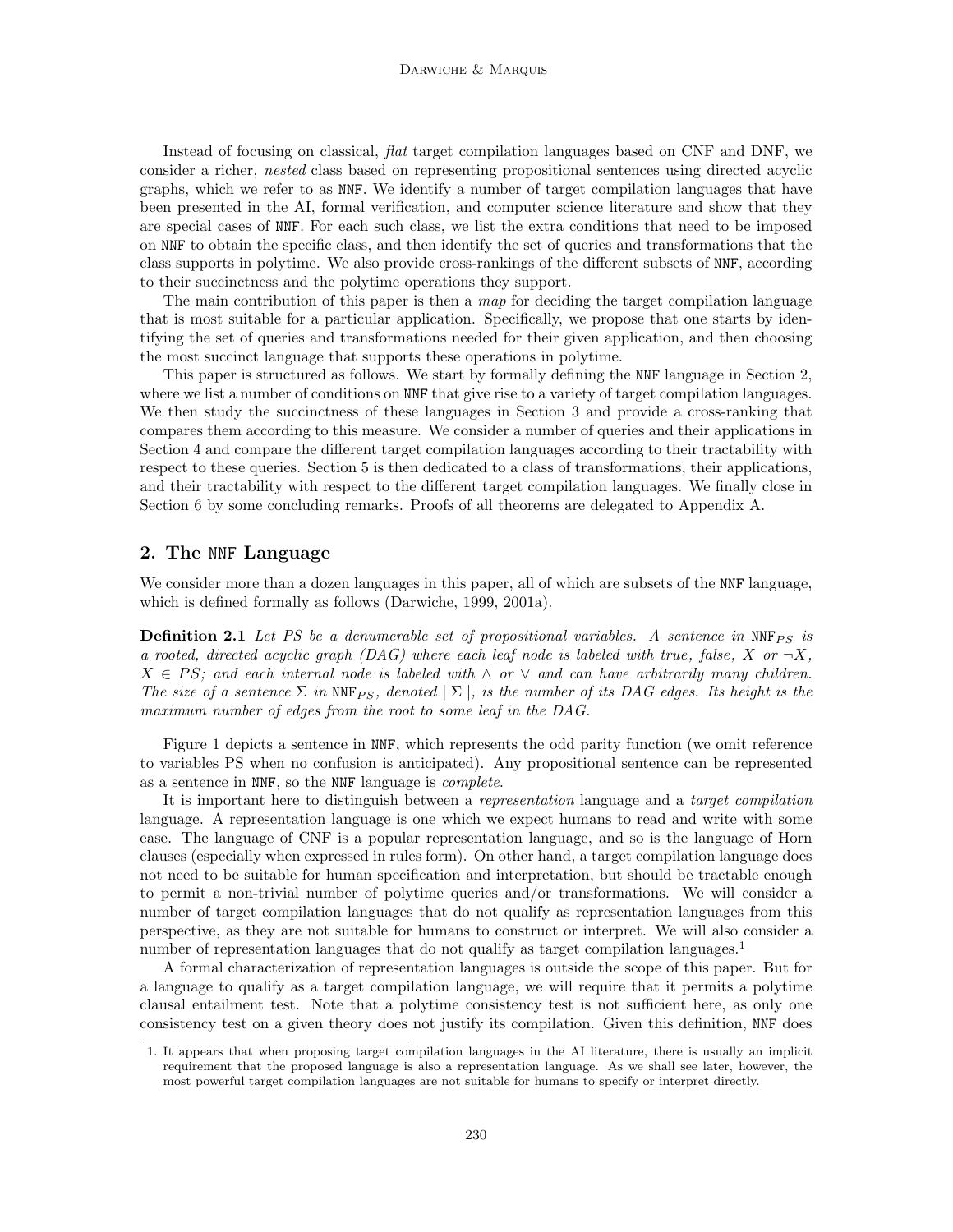Instead of focusing on classical, *flat* target compilation languages based on CNF and DNF, we consider a richer, *nested* class based on representing propositional sentences using directed acyclic graphs, which we refer to as NNF. We identify a number of target compilation languages that have been presented in the AI, formal verification, and computer science literature and show that they are special cases of NNF. For each such class, we list the extra conditions that need to be imposed on NNF to obtain the specific class, and then identify the set of queries and transformations that the class supports in polytime. We also provide cross-rankings of the different subsets of NNF, according to their succinctness and the polytime operations they support.

The main contribution of this paper is then a *map* for deciding the target compilation language that is most suitable for a particular application. Specifically, we propose that one starts by identifying the set of queries and transformations needed for their given application, and then choosing the most succinct language that supports these operations in polytime.

This paper is structured as follows. We start by formally defining the NNF language in Section 2, where we list a number of conditions on NNF that give rise to a variety of target compilation languages. We then study the succinctness of these languages in Section 3 and provide a cross-ranking that compares them according to this measure. We consider a number of queries and their applications in Section 4 and compare the different target compilation languages according to their tractability with respect to these queries. Section 5 is then dedicated to a class of transformations, their applications, and their tractability with respect to the different target compilation languages. We finally close in Section 6 by some concluding remarks. Proofs of all theorems are delegated to Appendix A.

## 2. The NNF Language

We consider more than a dozen languages in this paper, all of which are subsets of the NNF language, which is defined formally as follows (Darwiche, 1999, 2001a).

**Definition 2.1** *Let PS be a denumerable set of propositional variables. A sentence in* $\text{NNF}_{PS}$ *is a rooted, directed acyclic graph (DAG) where each leaf node is labeled with true, false,* $X$ *or* $\neg X$*,* $X \in PS$*; and each internal node is labeled with* $\wedge$ *or* $\vee$ *and can have arbitrarily many children. The size of a sentence* $\Sigma$ *in* $\text{NNF}_{PS}$*, denoted* $|\,\Sigma\,|$*, is the number of its DAG edges. Its height is the maximum number of edges from the root to some leaf in the DAG.*

Figure 1 depicts a sentence in NNF, which represents the odd parity function (we omit reference to variables PS when no confusion is anticipated). Any propositional sentence can be represented as a sentence in NNF, so the NNF language is *complete*.

It is important here to distinguish between a *representation* language and a *target compilation* language. A representation language is one which we expect humans to read and write with some ease. The language of CNF is a popular representation language, and so is the language of Horn clauses (especially when expressed in rules form). On other hand, a target compilation language does not need to be suitable for human specification and interpretation, but should be tractable enough to permit a non-trivial number of polytime queries and/or transformations. We will consider a number of target compilation languages that do not qualify as representation languages from this perspective, as they are not suitable for humans to construct or interpret. We will also consider a number of representation languages that do not qualify as target compilation languages.[1]

A formal characterization of representation languages is outside the scope of this paper. But for a language to qualify as a target compilation language, we will require that it permits a polytime clausal entailment test. Note that a polytime consistency test is not sufficient here, as only one consistency test on a given theory does not justify its compilation. Given this definition, NNF does

1. It appears that when proposing target compilation languages in the AI literature, there is usually an implicit requirement that the proposed language is also a representation language. As we shall see later, however, the most powerful target compilation languages are not suitable for humans to specify or interpret directly.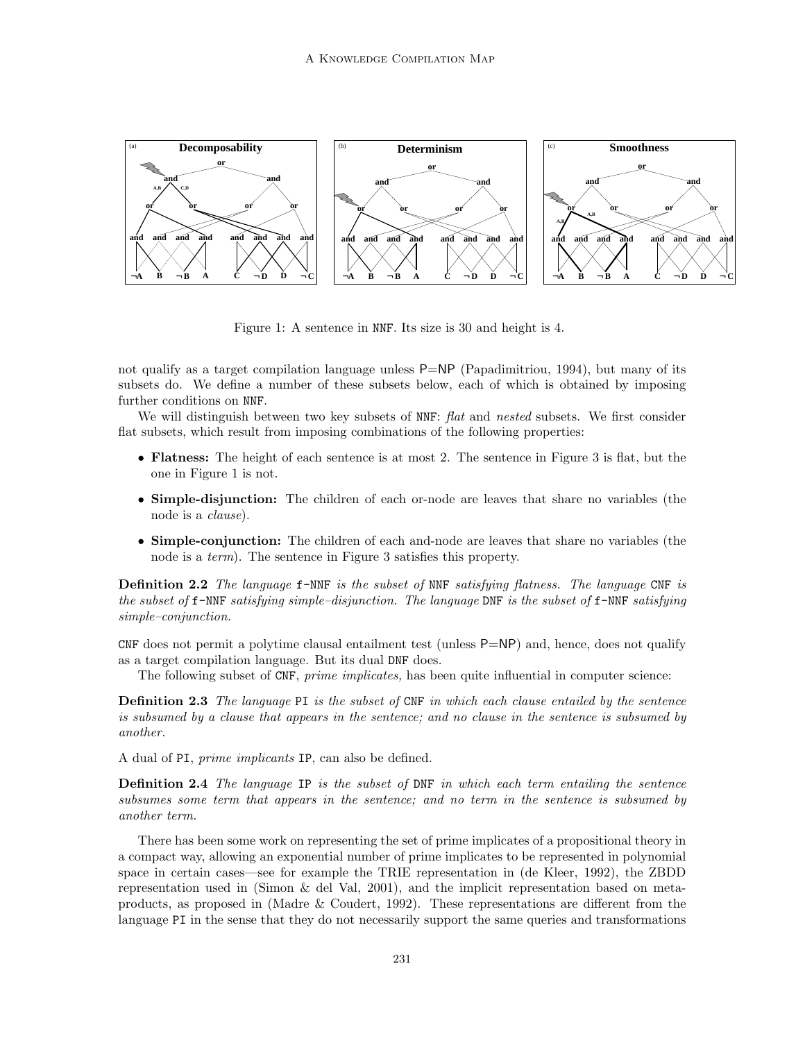(a) **Decomposability**

(b) **Determinism**

(c) **Smoothness**

Figure 1: A sentence in NNF. Its size is 30 and height is 4.

not qualify as a target compilation language unless P=NP (Papadimitriou, 1994), but many of its subsets do. We define a number of these subsets below, each of which is obtained by imposing further conditions on NNF.

We will distinguish between two key subsets of NNF: *flat* and *nested* subsets. We first consider flat subsets, which result from imposing combinations of the following properties:

- **Flatness:** The height of each sentence is at most 2. The sentence in Figure 3 is flat, but the one in Figure 1 is not.
- **Simple-disjunction:** The children of each or-node are leaves that share no variables (the node is a *clause*).
- **Simple-conjunction:** The children of each and-node are leaves that share no variables (the node is a *term*). The sentence in Figure 3 satisfies this property.

**Definition 2.2** *The language* f-NNF *is the subset of* NNF *satisfying flatness. The language* CNF *is the subset of* f-NNF *satisfying simple–disjunction. The language* DNF *is the subset of* f-NNF *satisfying simple–conjunction.*

CNF does not permit a polytime clausal entailment test (unless P=NP) and, hence, does not qualify as a target compilation language. But its dual DNF does.

The following subset of CNF, *prime implicates,* has been quite influential in computer science:

**Definition 2.3** *The language* PI *is the subset of* CNF *in which each clause entailed by the sentence is subsumed by a clause that appears in the sentence; and no clause in the sentence is subsumed by another.*

A dual of PI, *prime implicants* IP, can also be defined.

**Definition 2.4** *The language* IP *is the subset of* DNF *in which each term entailing the sentence subsumes some term that appears in the sentence; and no term in the sentence is subsumed by another term.*

There has been some work on representing the set of prime implicates of a propositional theory in a compact way, allowing an exponential number of prime implicates to be represented in polynomial space in certain cases—see for example the TRIE representation in (de Kleer, 1992), the ZBDD representation used in (Simon & del Val, 2001), and the implicit representation based on meta-products, as proposed in (Madre & Coudert, 1992). These representations are different from the language PI in the sense that they do not necessarily support the same queries and transformations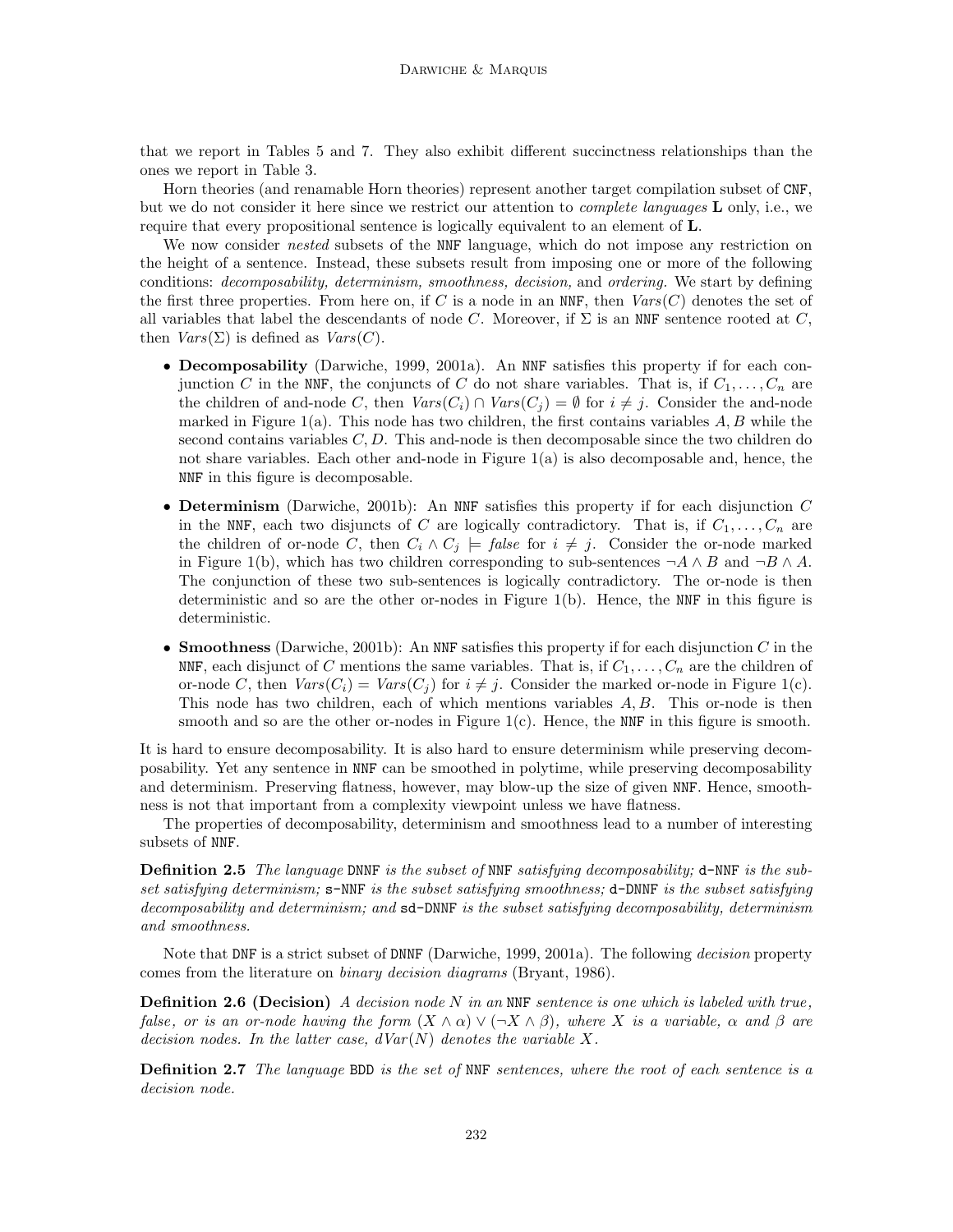that we report in Tables 5 and 7. They also exhibit different succinctness relationships than the ones we report in Table 3.

Horn theories (and renamable Horn theories) represent another target compilation subset of CNF, but we do not consider it here since we restrict our attention to *complete languages* **L** only, i.e., we require that every propositional sentence is logically equivalent to an element of **L**.

We now consider *nested* subsets of the NNF language, which do not impose any restriction on the height of a sentence. Instead, these subsets result from imposing one or more of the following conditions: *decomposability, determinism, smoothness, decision,* and *ordering*. We start by defining the first three properties. From here on, if $C$ is a node in an NNF, then $Vars(C)$ denotes the set of all variables that label the descendants of node $C$. Moreover, if $\Sigma$ is an NNF sentence rooted at $C$, then $Vars(\Sigma)$ is defined as $Vars(C)$.

- **Decomposability** (Darwiche, 1999, 2001a). An NNF satisfies this property if for each conjunction $C$ in the NNF, the conjuncts of $C$ do not share variables. That is, if $C_1, \ldots, C_n$ are the children of and-node $C$, then $Vars(C_i) \cap Vars(C_j) = \emptyset$ for $i \neq j$. Consider the and-node marked in Figure 1(a). This node has two children, the first contains variables $A, B$ while the second contains variables $C, D$. This and-node is then decomposable since the two children do not share variables. Each other and-node in Figure 1(a) is also decomposable and, hence, the NNF in this figure is decomposable.
- **Determinism** (Darwiche, 2001b): An NNF satisfies this property if for each disjunction $C$ in the NNF, each two disjuncts of $C$ are logically contradictory. That is, if $C_1, \ldots, C_n$ are the children of or-node $C$, then $C_i \wedge C_j \models false$ for $i \neq j$. Consider the or-node marked in Figure 1(b), which has two children corresponding to sub-sentences $\neg A \wedge B$ and $\neg B \wedge A$. The conjunction of these two sub-sentences is logically contradictory. The or-node is then deterministic and so are the other or-nodes in Figure 1(b). Hence, the NNF in this figure is deterministic.
- **Smoothness** (Darwiche, 2001b): An NNF satisfies this property if for each disjunction $C$ in the NNF, each disjunct of $C$ mentions the same variables. That is, if $C_1, \ldots, C_n$ are the children of or-node $C$, then $Vars(C_i) = Vars(C_j)$ for $i \neq j$. Consider the marked or-node in Figure 1(c). This node has two children, each of which mentions variables $A, B$. This or-node is then smooth and so are the other or-nodes in Figure 1(c). Hence, the NNF in this figure is smooth.

It is hard to ensure decomposability. It is also hard to ensure determinism while preserving decomposability. Yet any sentence in NNF can be smoothed in polytime, while preserving decomposability and determinism. Preserving flatness, however, may blow-up the size of given NNF. Hence, smoothness is not that important from a complexity viewpoint unless we have flatness.

The properties of decomposability, determinism and smoothness lead to a number of interesting subsets of NNF.

**Definition 2.5** *The language* DNNF *is the subset of* NNF *satisfying decomposability;* d-NNF *is the subset satisfying determinism;* s-NNF *is the subset satisfying smoothness;* d-DNNF *is the subset satisfying decomposability and determinism; and* sd-DNNF *is the subset satisfying decomposability, determinism and smoothness.*

Note that DNF is a strict subset of DNNF (Darwiche, 1999, 2001a). The following *decision* property comes from the literature on *binary decision diagrams* (Bryant, 1986).

**Definition 2.6 (Decision)** *A decision node $N$ in an* NNF *sentence is one which is labeled with true, false, or is an or-node having the form $(X \wedge \alpha) \vee (\neg X \wedge \beta)$, where $X$ is a variable, $\alpha$ and $\beta$ are decision nodes. In the latter case, $dVar(N)$ denotes the variable $X$.*

**Definition 2.7** *The language* BDD *is the set of* NNF *sentences, where the root of each sentence is a decision node.*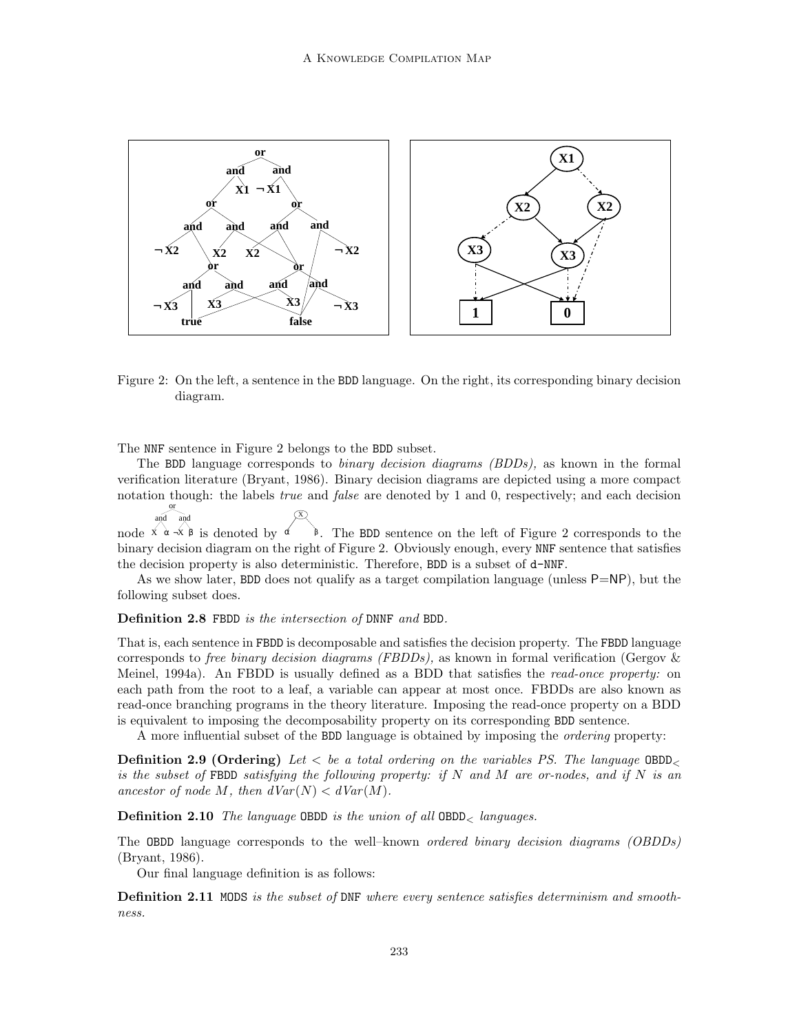Figure 2: On the left, a sentence in the BDD language. On the right, its corresponding binary decision diagram.

The NNF sentence in Figure 2 belongs to the BDD subset.

The BDD language corresponds to *binary decision diagrams (BDDs),* as known in the formal verification literature (Bryant, 1986). Binary decision diagrams are depicted using a more compact notation though: the labels *true* and *false* are denoted by 1 and 0, respectively; and each decision node (or of and($X$, $\alpha$) and and($\neg X$, $\beta$)) is denoted by ($X$ with children $\alpha$ and $\beta$). The BDD sentence on the left of Figure 2 corresponds to the binary decision diagram on the right of Figure 2. Obviously enough, every NNF sentence that satisfies the decision property is also deterministic. Therefore, BDD is a subset of d-NNF.

As we show later, BDD does not qualify as a target compilation language (unless P=NP), but the following subset does.

**Definition 2.8** *FBDD is the intersection of DNNF and BDD.*

That is, each sentence in FBDD is decomposable and satisfies the decision property. The FBDD language corresponds to *free binary decision diagrams (FBDDs),* as known in formal verification (Gergov & Meinel, 1994a). An FBDD is usually defined as a BDD that satisfies the *read-once property:* on each path from the root to a leaf, a variable can appear at most once. FBDDs are also known as read-once branching programs in the theory literature. Imposing the read-once property on a BDD is equivalent to imposing the decomposability property on its corresponding BDD sentence.

A more influential subset of the BDD language is obtained by imposing the *ordering* property:

**Definition 2.9 (Ordering)** *Let $<$ be a total ordering on the variables PS. The language $\text{OBDD}_<$ is the subset of FBDD satisfying the following property: if $N$ and $M$ are or-nodes, and if $N$ is an ancestor of node $M$, then $dVar(N) < dVar(M)$.*

**Definition 2.10** *The language OBDD is the union of all $\text{OBDD}_<$ languages.*

The OBDD language corresponds to the well–known *ordered binary decision diagrams (OBDDs)* (Bryant, 1986).

Our final language definition is as follows:

**Definition 2.11** *MODS is the subset of DNF where every sentence satisfies determinism and smoothness.*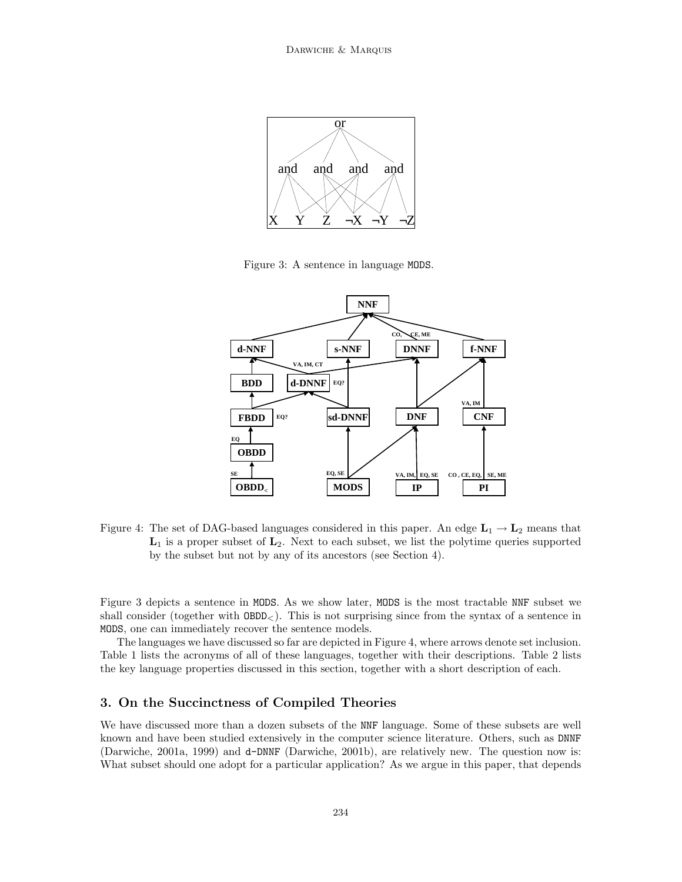or

and and and and

X Y Z ¬X ¬Y ¬Z

Figure 3: A sentence in language MODS.

NNF

d-NNF s-NNF DNNF f-NNF

CO, CE, ME

VA, IM, CT

BDD d-DNNF EQ?

VA, IM

FBDD EQ? sd-DNNF DNF CNF

EQ

OBDD

SE EQ, SE VA, IM, EQ, SE CO , CE, EQ, SE, ME

$\text{OBDD}_<$ MODS IP PI

Figure 4: The set of DAG-based languages considered in this paper. An edge $\mathbf{L}_1 \rightarrow \mathbf{L}_2$ means that $\mathbf{L}_1$ is a proper subset of $\mathbf{L}_2$. Next to each subset, we list the polytime queries supported by the subset but not by any of its ancestors (see Section 4).

Figure 3 depicts a sentence in MODS. As we show later, MODS is the most tractable NNF subset we shall consider (together with $\text{OBDD}_<$). This is not surprising since from the syntax of a sentence in MODS, one can immediately recover the sentence models.

The languages we have discussed so far are depicted in Figure 4, where arrows denote set inclusion. Table 1 lists the acronyms of all of these languages, together with their descriptions. Table 2 lists the key language properties discussed in this section, together with a short description of each.

## 3. On the Succinctness of Compiled Theories

We have discussed more than a dozen subsets of the NNF language. Some of these subsets are well known and have been studied extensively in the computer science literature. Others, such as DNNF (Darwiche, 2001a, 1999) and d-DNNF (Darwiche, 2001b), are relatively new. The question now is: What subset should one adopt for a particular application? As we argue in this paper, that depends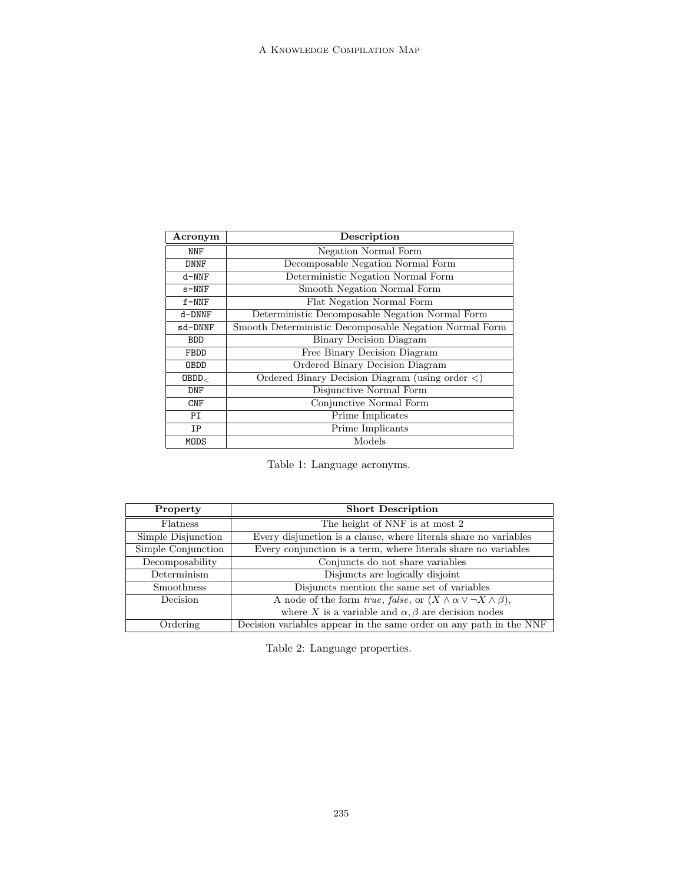| Acronym | Description |
|---|---|
| NNF | Negation Normal Form |
| DNNF | Decomposable Negation Normal Form |
| d-NNF | Deterministic Negation Normal Form |
| s-NNF | Smooth Negation Normal Form |
| f-NNF | Flat Negation Normal Form |
| d-DNNF | Deterministic Decomposable Negation Normal Form |
| sd-DNNF | Smooth Deterministic Decomposable Negation Normal Form |
| BDD | Binary Decision Diagram |
| FBDD | Free Binary Decision Diagram |
| OBDD | Ordered Binary Decision Diagram |
| $\text{OBDD}_<$ | Ordered Binary Decision Diagram (using order $<$) |
| DNF | Disjunctive Normal Form |
| CNF | Conjunctive Normal Form |
| PI | Prime Implicates |
| IP | Prime Implicants |
| MODS | Models |

Table 1: Language acronyms.

| Property | Short Description |
|---|---|
| Flatness | The height of NNF is at most 2 |
| Simple Disjunction | Every disjunction is a clause, where literals share no variables |
| Simple Conjunction | Every conjunction is a term, where literals share no variables |
| Decomposability | Conjuncts do not share variables |
| Determinism | Disjuncts are logically disjoint |
| Smoothness | Disjuncts mention the same set of variables |
| Decision | A node of the form *true*, *false*, or $(X \wedge \alpha \vee \neg X \wedge \beta)$, where $X$ is a variable and $\alpha, \beta$ are decision nodes |
| Ordering | Decision variables appear in the same order on any path in the NNF |

Table 2: Language properties.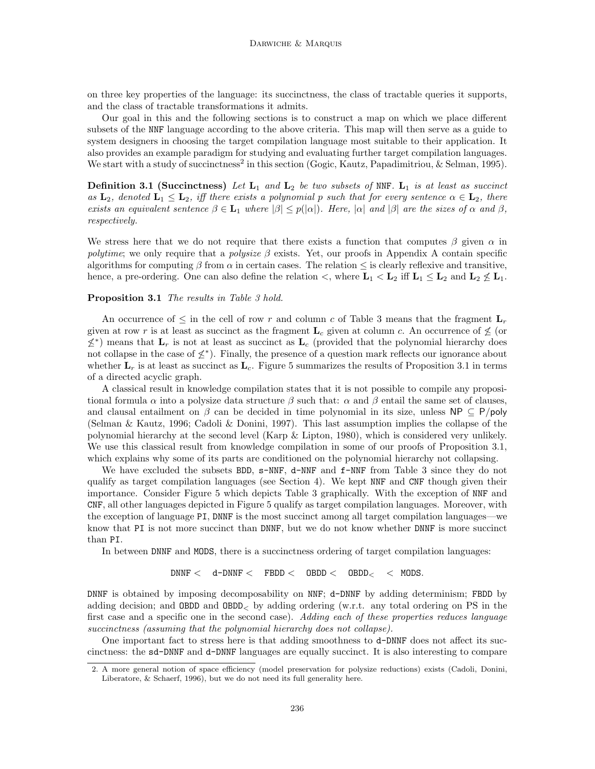on three key properties of the language: its succinctness, the class of tractable queries it supports, and the class of tractable transformations it admits.

Our goal in this and the following sections is to construct a map on which we place different subsets of the NNF language according to the above criteria. This map will then serve as a guide to system designers in choosing the target compilation language most suitable to their application. It also provides an example paradigm for studying and evaluating further target compilation languages. We start with a study of succinctness[2] in this section (Gogic, Kautz, Papadimitriou, & Selman, 1995).

**Definition 3.1 (Succinctness)** *Let $\mathbf{L}_1$ and $\mathbf{L}_2$ be two subsets of* NNF*. $\mathbf{L}_1$ is at least as succinct as $\mathbf{L}_2$, denoted $\mathbf{L}_1 \leq \mathbf{L}_2$, iff there exists a polynomial $p$ such that for every sentence $\alpha \in \mathbf{L}_2$, there exists an equivalent sentence $\beta \in \mathbf{L}_1$ where $|\beta| \leq p(|\alpha|)$. Here, $|\alpha|$ and $|\beta|$ are the sizes of $\alpha$ and $\beta$, respectively.*

We stress here that we do not require that there exists a function that computes $\beta$ given $\alpha$ in *polytime*; we only require that a *polysize* $\beta$ exists. Yet, our proofs in Appendix A contain specific algorithms for computing $\beta$ from $\alpha$ in certain cases. The relation $\leq$ is clearly reflexive and transitive, hence, a pre-ordering. One can also define the relation $<$, where $\mathbf{L}_1 < \mathbf{L}_2$ iff $\mathbf{L}_1 \leq \mathbf{L}_2$ and $\mathbf{L}_2 \not\leq \mathbf{L}_1$.

**Proposition 3.1** *The results in Table 3 hold.*

An occurrence of $\leq$ in the cell of row $r$ and column $c$ of Table 3 means that the fragment $\mathbf{L}_r$ given at row $r$ is at least as succinct as the fragment $\mathbf{L}_c$ given at column $c$. An occurrence of $\not\leq$ (or $\not\leq^*$) means that $\mathbf{L}_r$ is not at least as succinct as $\mathbf{L}_c$ (provided that the polynomial hierarchy does not collapse in the case of $\not\leq^*$). Finally, the presence of a question mark reflects our ignorance about whether $\mathbf{L}_r$ is at least as succinct as $\mathbf{L}_c$. Figure 5 summarizes the results of Proposition 3.1 in terms of a directed acyclic graph.

A classical result in knowledge compilation states that it is not possible to compile any propositional formula $\alpha$ into a polysize data structure $\beta$ such that: $\alpha$ and $\beta$ entail the same set of clauses, and clausal entailment on $\beta$ can be decided in time polynomial in its size, unless $\mathsf{NP} \subseteq \mathsf{P/poly}$ (Selman & Kautz, 1996; Cadoli & Donini, 1997). This last assumption implies the collapse of the polynomial hierarchy at the second level (Karp & Lipton, 1980), which is considered very unlikely. We use this classical result from knowledge compilation in some of our proofs of Proposition 3.1, which explains why some of its parts are conditioned on the polynomial hierarchy not collapsing.

We have excluded the subsets BDD, s-NNF, d-NNF and f-NNF from Table 3 since they do not qualify as target compilation languages (see Section 4). We kept NNF and CNF though given their importance. Consider Figure 5 which depicts Table 3 graphically. With the exception of NNF and CNF, all other languages depicted in Figure 5 qualify as target compilation languages. Moreover, with the exception of language PI, DNNF is the most succinct among all target compilation languages—we know that PI is not more succinct than DNNF, but we do not know whether DNNF is more succinct than PI.

In between DNNF and MODS, there is a succinctness ordering of target compilation languages:

$$\text{DNNF} < \text{d-DNNF} < \text{FBDD} < \text{OBDD} < \text{OBDD}_< < \text{MODS}.$$

DNNF is obtained by imposing decomposability on NNF; d-DNNF by adding determinism; FBDD by adding decision; and OBDD and $\text{OBDD}_<$ by adding ordering (w.r.t. any total ordering on PS in the first case and a specific one in the second case). *Adding each of these properties reduces language succinctness (assuming that the polynomial hierarchy does not collapse).*

One important fact to stress here is that adding smoothness to d-DNNF does not affect its succinctness: the sd-DNNF and d-DNNF languages are equally succinct. It is also interesting to compare

2. A more general notion of space efficiency (model preservation for polysize reductions) exists (Cadoli, Donini, Liberatore, & Schaerf, 1996), but we do not need its full generality here.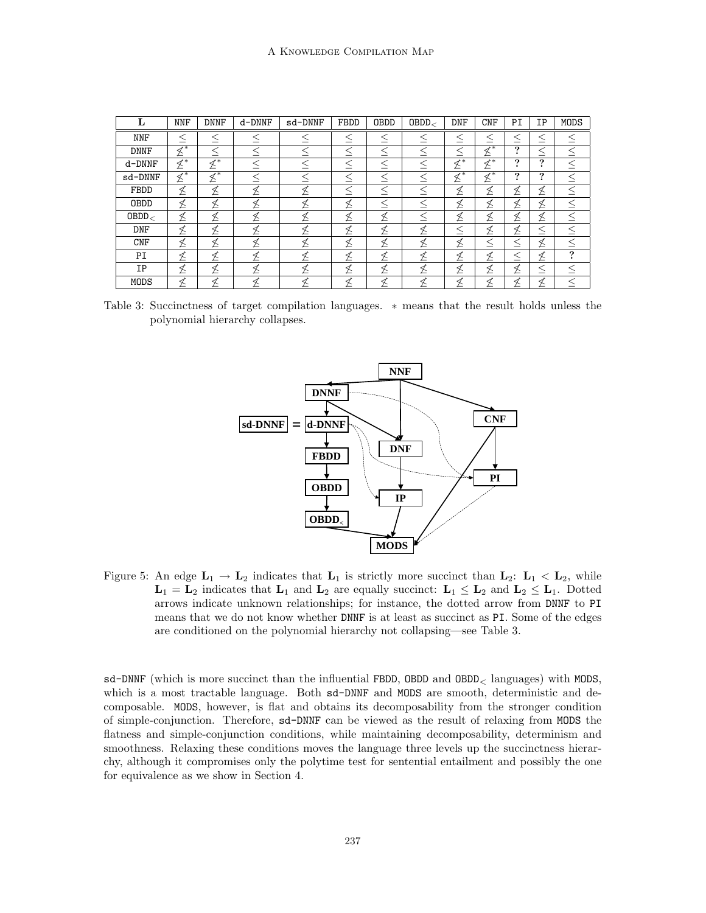| **L** | NNF | DNNF | d-DNNF | sd-DNNF | FBDD | OBDD | $\text{OBDD}_<$ | DNF | CNF | PI | IP | MODS |
|---|---|---|---|---|---|---|---|---|---|---|---|---|
| NNF | $\leq$ | $\leq$ | $\leq$ | $\leq$ | $\leq$ | $\leq$ | $\leq$ | $\leq$ | $\leq$ | $\leq$ | $\leq$ | $\leq$ |
| DNNF | $\not\leq^*$ | $\leq$ | $\leq$ | $\leq$ | $\leq$ | $\leq$ | $\leq$ | $\leq$ | $\not\leq^*$ | **?** | $\leq$ | $\leq$ |
| d-DNNF | $\not\leq^*$ | $\not\leq^*$ | $\leq$ | $\leq$ | $\leq$ | $\leq$ | $\leq$ | $\not\leq^*$ | $\not\leq^*$ | **?** | **?** | $\leq$ |
| sd-DNNF | $\not\leq^*$ | $\not\leq^*$ | $\leq$ | $\leq$ | $\leq$ | $\leq$ | $\leq$ | $\not\leq^*$ | $\not\leq^*$ | **?** | **?** | $\leq$ |
| FBDD | $\not\leq$ | $\not\leq$ | $\not\leq$ | $\not\leq$ | $\leq$ | $\leq$ | $\leq$ | $\not\leq$ | $\not\leq$ | $\not\leq$ | $\not\leq$ | $\leq$ |
| OBDD | $\not\leq$ | $\not\leq$ | $\not\leq$ | $\not\leq$ | $\not\leq$ | $\leq$ | $\leq$ | $\not\leq$ | $\not\leq$ | $\not\leq$ | $\not\leq$ | $\leq$ |
| $\text{OBDD}_<$ | $\not\leq$ | $\not\leq$ | $\not\leq$ | $\not\leq$ | $\not\leq$ | $\not\leq$ | $\leq$ | $\not\leq$ | $\not\leq$ | $\not\leq$ | $\not\leq$ | $\leq$ |
| DNF | $\not\leq$ | $\not\leq$ | $\not\leq$ | $\not\leq$ | $\not\leq$ | $\not\leq$ | $\not\leq$ | $\leq$ | $\not\leq$ | $\not\leq$ | $\leq$ | $\leq$ |
| CNF | $\not\leq$ | $\not\leq$ | $\not\leq$ | $\not\leq$ | $\not\leq$ | $\not\leq$ | $\not\leq$ | $\not\leq$ | $\leq$ | $\leq$ | $\not\leq$ | $\leq$ |
| PI | $\not\leq$ | $\not\leq$ | $\not\leq$ | $\not\leq$ | $\not\leq$ | $\not\leq$ | $\not\leq$ | $\not\leq$ | $\not\leq$ | $\leq$ | $\not\leq$ | **?** |
| IP | $\not\leq$ | $\not\leq$ | $\not\leq$ | $\not\leq$ | $\not\leq$ | $\not\leq$ | $\not\leq$ | $\not\leq$ | $\not\leq$ | $\not\leq$ | $\leq$ | $\leq$ |
| MODS | $\not\leq$ | $\not\leq$ | $\not\leq$ | $\not\leq$ | $\not\leq$ | $\not\leq$ | $\not\leq$ | $\not\leq$ | $\not\leq$ | $\not\leq$ | $\not\leq$ | $\leq$ |

Table 3: Succinctness of target compilation languages. $*$ means that the result holds unless the polynomial hierarchy collapses.

NNF
DNNF
sd-DNNF = d-DNNF
FBDD
OBDD
$\text{OBDD}_<$
DNF
CNF
PI
IP
MODS

Figure 5: An edge $\mathbf{L}_1 \rightarrow \mathbf{L}_2$ indicates that $\mathbf{L}_1$ is strictly more succinct than $\mathbf{L}_2$: $\mathbf{L}_1 < \mathbf{L}_2$, while $\mathbf{L}_1 = \mathbf{L}_2$ indicates that $\mathbf{L}_1$ and $\mathbf{L}_2$ are equally succinct: $\mathbf{L}_1 \leq \mathbf{L}_2$ and $\mathbf{L}_2 \leq \mathbf{L}_1$. Dotted arrows indicate unknown relationships; for instance, the dotted arrow from DNNF to PI means that we do not know whether DNNF is at least as succinct as PI. Some of the edges are conditioned on the polynomial hierarchy not collapsing—see Table 3.

sd-DNNF (which is more succinct than the influential FBDD, OBDD and $\text{OBDD}_<$ languages) with MODS, which is a most tractable language. Both sd-DNNF and MODS are smooth, deterministic and decomposable. MODS, however, is flat and obtains its decomposability from the stronger condition of simple-conjunction. Therefore, sd-DNNF can be viewed as the result of relaxing from MODS the flatness and simple-conjunction conditions, while maintaining decomposability, determinism and smoothness. Relaxing these conditions moves the language three levels up the succinctness hierarchy, although it compromises only the polytime test for sentential entailment and possibly the one for equivalence as we show in Section 4.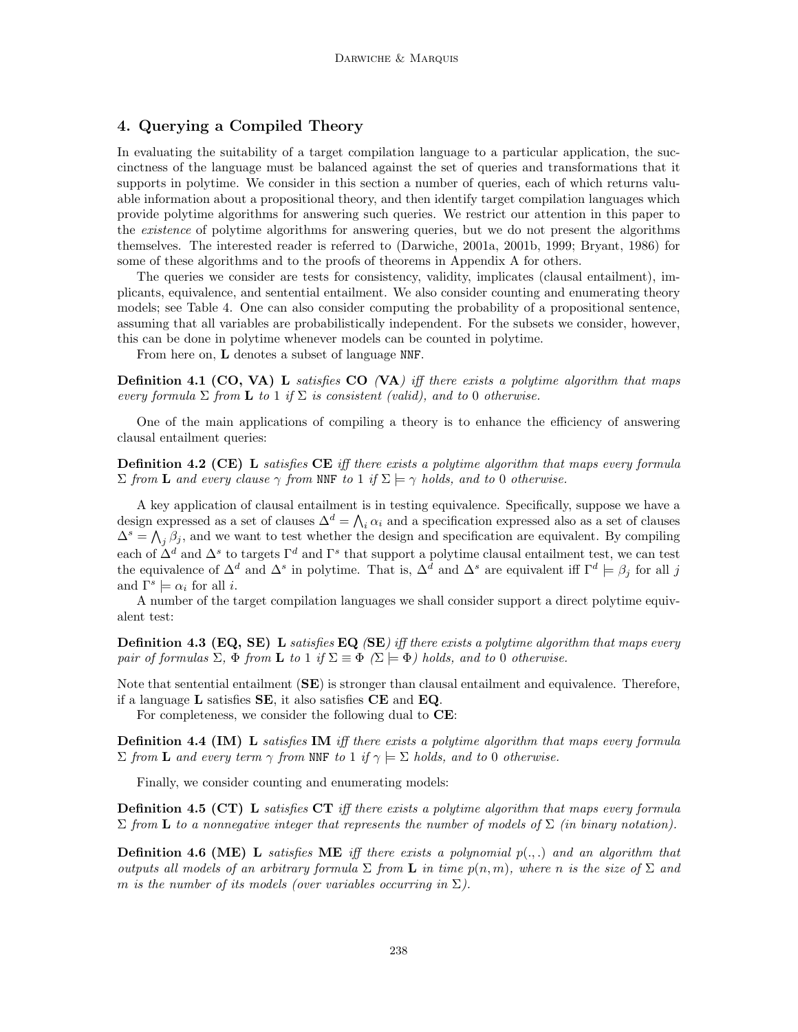## 4. Querying a Compiled Theory

In evaluating the suitability of a target compilation language to a particular application, the succinctness of the language must be balanced against the set of queries and transformations that it supports in polytime. We consider in this section a number of queries, each of which returns valuable information about a propositional theory, and then identify target compilation languages which provide polytime algorithms for answering such queries. We restrict our attention in this paper to the *existence* of polytime algorithms for answering queries, but we do not present the algorithms themselves. The interested reader is referred to (Darwiche, 2001a, 2001b, 1999; Bryant, 1986) for some of these algorithms and to the proofs of theorems in Appendix A for others.

The queries we consider are tests for consistency, validity, implicates (clausal entailment), implicants, equivalence, and sentential entailment. We also consider counting and enumerating theory models; see Table 4. One can also consider computing the probability of a propositional sentence, assuming that all variables are probabilistically independent. For the subsets we consider, however, this can be done in polytime whenever models can be counted in polytime.

From here on, **L** denotes a subset of language NNF.

**Definition 4.1 (CO, VA)** **L** *satisfies* **CO** *(***VA***) iff there exists a polytime algorithm that maps every formula* $\Sigma$ *from* **L** *to* 1 *if* $\Sigma$ *is consistent (valid), and to* 0 *otherwise.*

One of the main applications of compiling a theory is to enhance the efficiency of answering clausal entailment queries:

**Definition 4.2 (CE)** **L** *satisfies* **CE** *iff there exists a polytime algorithm that maps every formula* $\Sigma$ *from* **L** *and every clause* $\gamma$ *from* NNF *to* 1 *if* $\Sigma \models \gamma$ *holds, and to* 0 *otherwise.*

A key application of clausal entailment is in testing equivalence. Specifically, suppose we have a design expressed as a set of clauses $\Delta^d = \bigwedge_i \alpha_i$ and a specification expressed also as a set of clauses $\Delta^s = \bigwedge_j \beta_j$, and we want to test whether the design and specification are equivalent. By compiling each of $\Delta^d$ and $\Delta^s$ to targets $\Gamma^d$ and $\Gamma^s$ that support a polytime clausal entailment test, we can test the equivalence of $\Delta^d$ and $\Delta^s$ in polytime. That is, $\Delta^d$ and $\Delta^s$ are equivalent iff $\Gamma^d \models \beta_j$ for all $j$ and $\Gamma^s \models \alpha_i$ for all $i$.

A number of the target compilation languages we shall consider support a direct polytime equivalent test:

**Definition 4.3 (EQ, SE)** **L** *satisfies* **EQ** *(***SE***) iff there exists a polytime algorithm that maps every pair of formulas* $\Sigma$, $\Phi$ *from* **L** *to* 1 *if* $\Sigma \equiv \Phi$ *(*$\Sigma \models \Phi$*) holds, and to* 0 *otherwise.*

Note that sentential entailment (**SE**) is stronger than clausal entailment and equivalence. Therefore, if a language **L** satisfies **SE**, it also satisfies **CE** and **EQ**.

For completeness, we consider the following dual to **CE**:

**Definition 4.4 (IM)** **L** *satisfies* **IM** *iff there exists a polytime algorithm that maps every formula* $\Sigma$ *from* **L** *and every term* $\gamma$ *from* NNF *to* 1 *if* $\gamma \models \Sigma$ *holds, and to* 0 *otherwise.*

Finally, we consider counting and enumerating models:

**Definition 4.5 (CT)** **L** *satisfies* **CT** *iff there exists a polytime algorithm that maps every formula* $\Sigma$ *from* **L** *to a nonnegative integer that represents the number of models of* $\Sigma$ *(in binary notation).*

**Definition 4.6 (ME)** **L** *satisfies* **ME** *iff there exists a polynomial* $p(.,.)$ *and an algorithm that outputs all models of an arbitrary formula* $\Sigma$ *from* **L** *in time* $p(n, m)$*, where* $n$ *is the size of* $\Sigma$ *and* $m$ *is the number of its models (over variables occurring in* $\Sigma$*).*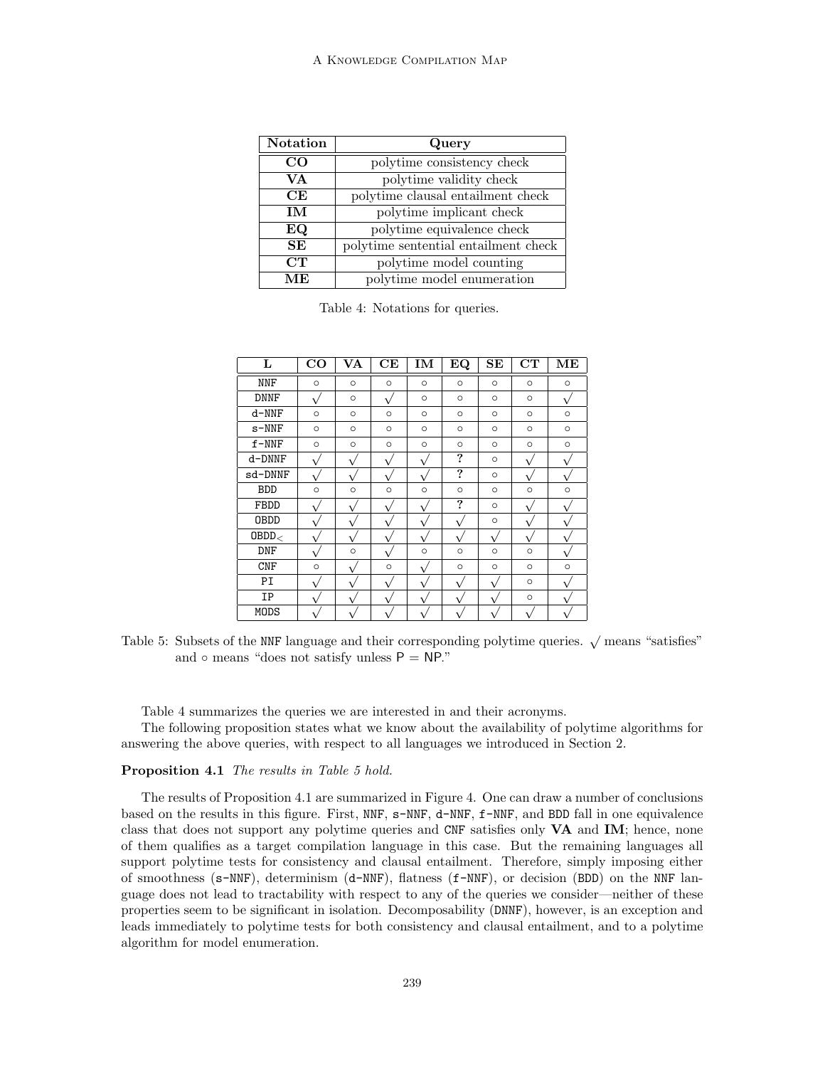| Notation | Query |
| --- | --- |
| **CO** | polytime consistency check |
| **VA** | polytime validity check |
| **CE** | polytime clausal entailment check |
| **IM** | polytime implicant check |
| **EQ** | polytime equivalence check |
| **SE** | polytime sentential entailment check |
| **CT** | polytime model counting |
| **ME** | polytime model enumeration |

Table 4: Notations for queries.

| **L** | **CO** | **VA** | **CE** | **IM** | **EQ** | **SE** | **CT** | **ME** |
| --- | --- | --- | --- | --- | --- | --- | --- | --- |
| NNF | ∘ | ∘ | ∘ | ∘ | ∘ | ∘ | ∘ | ∘ |
| DNNF | √ | ∘ | √ | ∘ | ∘ | ∘ | ∘ | √ |
| d-NNF | ∘ | ∘ | ∘ | ∘ | ∘ | ∘ | ∘ | ∘ |
| s-NNF | ∘ | ∘ | ∘ | ∘ | ∘ | ∘ | ∘ | ∘ |
| f-NNF | ∘ | ∘ | ∘ | ∘ | ∘ | ∘ | ∘ | ∘ |
| d-DNNF | √ | √ | √ | √ | ? | ∘ | √ | √ |
| sd-DNNF | √ | √ | √ | √ | ? | ∘ | √ | √ |
| BDD | ∘ | ∘ | ∘ | ∘ | ∘ | ∘ | ∘ | ∘ |
| FBDD | √ | √ | √ | √ | ? | ∘ | √ | √ |
| OBDD | √ | √ | √ | √ | √ | ∘ | √ | √ |
| $\text{OBDD}_<$ | √ | √ | √ | √ | √ | √ | √ | √ |
| DNF | √ | ∘ | √ | ∘ | ∘ | ∘ | ∘ | √ |
| CNF | ∘ | √ | ∘ | √ | ∘ | ∘ | ∘ | ∘ |
| PI | √ | √ | √ | √ | √ | √ | ∘ | √ |
| IP | √ | √ | √ | √ | √ | √ | ∘ | √ |
| MODS | √ | √ | √ | √ | √ | √ | √ | √ |

Table 5: Subsets of the NNF language and their corresponding polytime queries. √ means "satisfies" and ∘ means "does not satisfy unless P = NP."

Table 4 summarizes the queries we are interested in and their acronyms.

The following proposition states what we know about the availability of polytime algorithms for answering the above queries, with respect to all languages we introduced in Section 2.

**Proposition 4.1** *The results in Table 5 hold.*

The results of Proposition 4.1 are summarized in Figure 4. One can draw a number of conclusions based on the results in this figure. First, NNF, s-NNF, d-NNF, f-NNF, and BDD fall in one equivalence class that does not support any polytime queries and CNF satisfies only **VA** and **IM**; hence, none of them qualifies as a target compilation language in this case. But the remaining languages all support polytime tests for consistency and clausal entailment. Therefore, simply imposing either of smoothness (s-NNF), determinism (d-NNF), flatness (f-NNF), or decision (BDD) on the NNF language does not lead to tractability with respect to any of the queries we consider—neither of these properties seem to be significant in isolation. Decomposability (DNNF), however, is an exception and leads immediately to polytime tests for both consistency and clausal entailment, and to a polytime algorithm for model enumeration.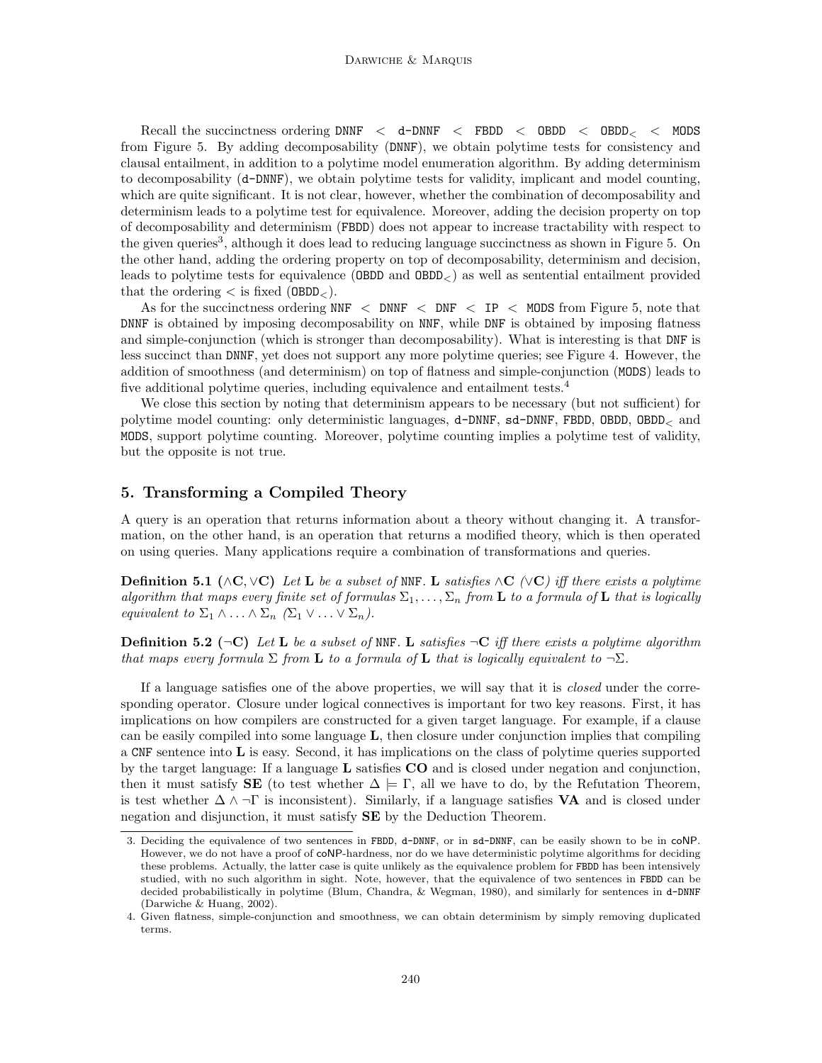Recall the succinctness ordering DNNF $<$ d-DNNF $<$ FBDD $<$ OBDD $<$ OBDD$_<$ $<$ MODS from Figure 5. By adding decomposability (DNNF), we obtain polytime tests for consistency and clausal entailment, in addition to a polytime model enumeration algorithm. By adding determinism to decomposability (d-DNNF), we obtain polytime tests for validity, implicant and model counting, which are quite significant. It is not clear, however, whether the combination of decomposability and determinism leads to a polytime test for equivalence. Moreover, adding the decision property on top of decomposability and determinism (FBDD) does not appear to increase tractability with respect to the given queries[3], although it does lead to reducing language succinctness as shown in Figure 5. On the other hand, adding the ordering property on top of decomposability, determinism and decision, leads to polytime tests for equivalence (OBDD and OBDD$_<$) as well as sentential entailment provided that the ordering $<$ is fixed (OBDD$_<$).

As for the succinctness ordering NNF $<$ DNNF $<$ DNF $<$ IP $<$ MODS from Figure 5, note that DNNF is obtained by imposing decomposability on NNF, while DNF is obtained by imposing flatness and simple-conjunction (which is stronger than decomposability). What is interesting is that DNF is less succinct than DNNF, yet does not support any more polytime queries; see Figure 4. However, the addition of smoothness (and determinism) on top of flatness and simple-conjunction (MODS) leads to five additional polytime queries, including equivalence and entailment tests.[4]

We close this section by noting that determinism appears to be necessary (but not sufficient) for polytime model counting: only deterministic languages, d-DNNF, sd-DNNF, FBDD, OBDD, OBDD$_<$ and MODS, support polytime counting. Moreover, polytime counting implies a polytime test of validity, but the opposite is not true.

## 5. Transforming a Compiled Theory

A query is an operation that returns information about a theory without changing it. A transformation, on the other hand, is an operation that returns a modified theory, which is then operated on using queries. Many applications require a combination of transformations and queries.

**Definition 5.1 ($\wedge$C, $\vee$C)** *Let* **L** *be a subset of* NNF. **L** *satisfies* $\wedge$**C** *($\vee$**C**) iff there exists a polytime algorithm that maps every finite set of formulas $\Sigma_1, \ldots, \Sigma_n$ from* **L** *to a formula of* **L** *that is logically equivalent to $\Sigma_1 \wedge \ldots \wedge \Sigma_n$ ($\Sigma_1 \vee \ldots \vee \Sigma_n$).*

**Definition 5.2 ($\neg$C)** *Let* **L** *be a subset of* NNF. **L** *satisfies* $\neg$**C** *iff there exists a polytime algorithm that maps every formula $\Sigma$ from* **L** *to a formula of* **L** *that is logically equivalent to $\neg\Sigma$.*

If a language satisfies one of the above properties, we will say that it is *closed* under the corresponding operator. Closure under logical connectives is important for two key reasons. First, it has implications on how compilers are constructed for a given target language. For example, if a clause can be easily compiled into some language **L**, then closure under conjunction implies that compiling a CNF sentence into **L** is easy. Second, it has implications on the class of polytime queries supported by the target language: If a language **L** satisfies **CO** and is closed under negation and conjunction, then it must satisfy **SE** (to test whether $\Delta \models \Gamma$, all we have to do, by the Refutation Theorem, is test whether $\Delta \wedge \neg\Gamma$ is inconsistent). Similarly, if a language satisfies **VA** and is closed under negation and disjunction, it must satisfy **SE** by the Deduction Theorem.

3. Deciding the equivalence of two sentences in FBDD, d-DNNF, or in sd-DNNF, can be easily shown to be in coNP. However, we do not have a proof of coNP-hardness, nor do we have deterministic polytime algorithms for deciding these problems. Actually, the latter case is quite unlikely as the equivalence problem for FBDD has been intensively studied, with no such algorithm in sight. Note, however, that the equivalence of two sentences in FBDD can be decided probabilistically in polytime (Blum, Chandra, & Wegman, 1980), and similarly for sentences in d-DNNF (Darwiche & Huang, 2002).

4. Given flatness, simple-conjunction and smoothness, we can obtain determinism by simply removing duplicated terms.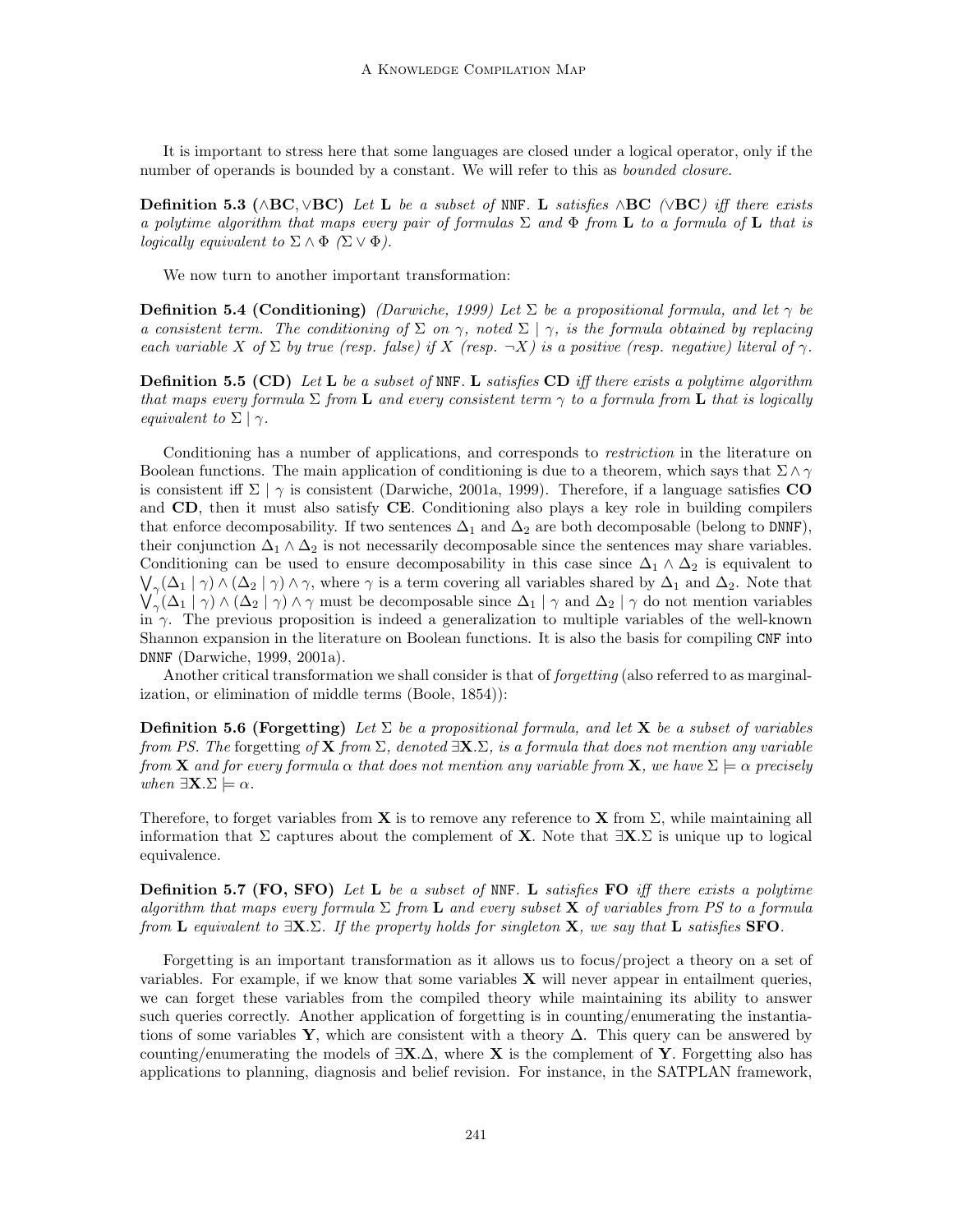It is important to stress here that some languages are closed under a logical operator, only if the number of operands is bounded by a constant. We will refer to this as *bounded closure*.

**Definition 5.3 ($\wedge$BC, $\vee$BC)** *Let* **L** *be a subset of* NNF. **L** *satisfies* $\wedge$**BC** *(*$\vee$**BC***) iff there exists a polytime algorithm that maps every pair of formulas $\Sigma$ and $\Phi$ from* **L** *to a formula of* **L** *that is logically equivalent to $\Sigma \wedge \Phi$ ($\Sigma \vee \Phi$).*

We now turn to another important transformation:

**Definition 5.4 (Conditioning)** *(Darwiche, 1999) Let $\Sigma$ be a propositional formula, and let $\gamma$ be a consistent term. The conditioning of $\Sigma$ on $\gamma$, noted $\Sigma \mid \gamma$, is the formula obtained by replacing each variable $X$ of $\Sigma$ by true (resp. false) if $X$ (resp. $\neg X$) is a positive (resp. negative) literal of $\gamma$.*

**Definition 5.5 (CD)** *Let* **L** *be a subset of* NNF. **L** *satisfies* **CD** *iff there exists a polytime algorithm that maps every formula $\Sigma$ from* **L** *and every consistent term $\gamma$ to a formula from* **L** *that is logically equivalent to $\Sigma \mid \gamma$.*

Conditioning has a number of applications, and corresponds to *restriction* in the literature on Boolean functions. The main application of conditioning is due to a theorem, which says that $\Sigma \wedge \gamma$ is consistent iff $\Sigma \mid \gamma$ is consistent (Darwiche, 2001a, 1999). Therefore, if a language satisfies **CO** and **CD**, then it must also satisfy **CE**. Conditioning also plays a key role in building compilers that enforce decomposability. If two sentences $\Delta_1$ and $\Delta_2$ are both decomposable (belong to DNNF), their conjunction $\Delta_1 \wedge \Delta_2$ is not necessarily decomposable since the sentences may share variables. Conditioning can be used to ensure decomposability in this case since $\Delta_1 \wedge \Delta_2$ is equivalent to $\bigvee_\gamma (\Delta_1 \mid \gamma) \wedge (\Delta_2 \mid \gamma) \wedge \gamma$, where $\gamma$ is a term covering all variables shared by $\Delta_1$ and $\Delta_2$. Note that $\bigvee_\gamma (\Delta_1 \mid \gamma) \wedge (\Delta_2 \mid \gamma) \wedge \gamma$ must be decomposable since $\Delta_1 \mid \gamma$ and $\Delta_2 \mid \gamma$ do not mention variables in $\gamma$. The previous proposition is indeed a generalization to multiple variables of the well-known Shannon expansion in the literature on Boolean functions. It is also the basis for compiling CNF into DNNF (Darwiche, 1999, 2001a).

Another critical transformation we shall consider is that of *forgetting* (also referred to as marginalization, or elimination of middle terms (Boole, 1854)):

**Definition 5.6 (Forgetting)** *Let $\Sigma$ be a propositional formula, and let* **X** *be a subset of variables from PS. The* forgetting *of* **X** *from $\Sigma$, denoted $\exists \mathbf{X}.\Sigma$, is a formula that does not mention any variable from* **X** *and for every formula $\alpha$ that does not mention any variable from* **X***, we have $\Sigma \models \alpha$ precisely when $\exists \mathbf{X}.\Sigma \models \alpha$.*

Therefore, to forget variables from **X** is to remove any reference to **X** from $\Sigma$, while maintaining all information that $\Sigma$ captures about the complement of **X**. Note that $\exists \mathbf{X}.\Sigma$ is unique up to logical equivalence.

**Definition 5.7 (FO, SFO)** *Let* **L** *be a subset of* NNF. **L** *satisfies* **FO** *iff there exists a polytime algorithm that maps every formula $\Sigma$ from* **L** *and every subset* **X** *of variables from PS to a formula from* **L** *equivalent to $\exists \mathbf{X}.\Sigma$. If the property holds for singleton* **X***, we say that* **L** *satisfies* **SFO**.

Forgetting is an important transformation as it allows us to focus/project a theory on a set of variables. For example, if we know that some variables **X** will never appear in entailment queries, we can forget these variables from the compiled theory while maintaining its ability to answer such queries correctly. Another application of forgetting is in counting/enumerating the instantiations of some variables **Y**, which are consistent with a theory $\Delta$. This query can be answered by counting/enumerating the models of $\exists \mathbf{X}.\Delta$, where **X** is the complement of **Y**. Forgetting also has applications to planning, diagnosis and belief revision. For instance, in the SATPLAN framework,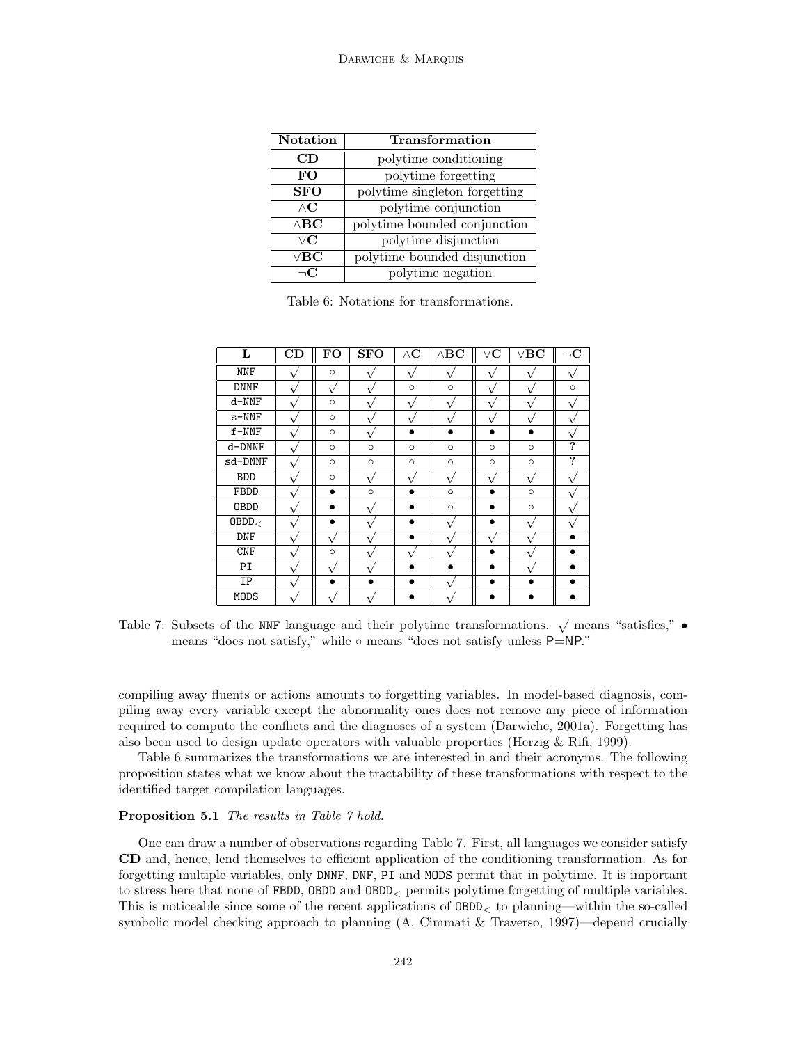| Notation | Transformation |
|---|---|
| **CD** | polytime conditioning |
| **FO** | polytime forgetting |
| **SFO** | polytime singleton forgetting |
| $\wedge$**C** | polytime conjunction |
| $\wedge$**BC** | polytime bounded conjunction |
| $\vee$**C** | polytime disjunction |
| $\vee$**BC** | polytime bounded disjunction |
| $\neg$**C** | polytime negation |

Table 6: Notations for transformations.

| **L** | **CD** | **FO** | **SFO** | $\wedge$**C** | $\wedge$**BC** | $\vee$**C** | $\vee$**BC** | $\neg$**C** |
|---|---|---|---|---|---|---|---|---|
| NNF | √ | ○ | √ | √ | √ | √ | √ | √ |
| DNNF | √ | √ | √ | ○ | ○ | √ | √ | ○ |
| d-NNF | √ | ○ | √ | √ | √ | √ | √ | √ |
| s-NNF | √ | ○ | √ | √ | √ | √ | √ | √ |
| f-NNF | √ | ○ | √ | • | • | • | • | √ |
| d-DNNF | √ | ○ | ○ | ○ | ○ | ○ | ○ | ? |
| sd-DNNF | √ | ○ | ○ | ○ | ○ | ○ | ○ | ? |
| BDD | √ | ○ | √ | √ | √ | √ | √ | √ |
| FBDD | √ | • | ○ | • | ○ | • | ○ | √ |
| OBDD | √ | • | √ | • | ○ | • | ○ | √ |
| $\texttt{OBDD}_<$ | √ | • | √ | • | √ | • | √ | √ |
| DNF | √ | √ | √ | • | √ | √ | √ | • |
| CNF | √ | ○ | √ | √ | √ | • | √ | • |
| PI | √ | √ | √ | • | • | • | √ | • |
| IP | √ | • | • | • | √ | • | • | • |
| MODS | √ | √ | √ | • | √ | • | • | • |

Table 7: Subsets of the NNF language and their polytime transformations. √ means "satisfies," • means "does not satisfy," while ○ means "does not satisfy unless P=NP."

compiling away fluents or actions amounts to forgetting variables. In model-based diagnosis, compiling away every variable except the abnormality ones does not remove any piece of information required to compute the conflicts and the diagnoses of a system (Darwiche, 2001a). Forgetting has also been used to design update operators with valuable properties (Herzig & Rifi, 1999).

Table 6 summarizes the transformations we are interested in and their acronyms. The following proposition states what we know about the tractability of these transformations with respect to the identified target compilation languages.

**Proposition 5.1** *The results in Table 7 hold.*

One can draw a number of observations regarding Table 7. First, all languages we consider satisfy **CD** and, hence, lend themselves to efficient application of the conditioning transformation. As for forgetting multiple variables, only DNNF, DNF, PI and MODS permit that in polytime. It is important to stress here that none of FBDD, OBDD and $\texttt{OBDD}_<$ permits polytime forgetting of multiple variables. This is noticeable since some of the recent applications of $\texttt{OBDD}_<$ to planning—within the so-called symbolic model checking approach to planning (A. Cimmati & Traverso, 1997)—depend crucially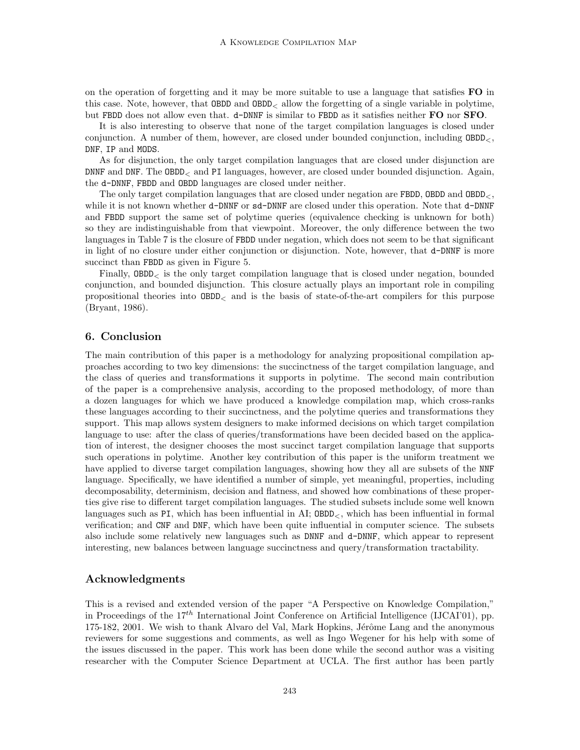on the operation of forgetting and it may be more suitable to use a language that satisfies **FO** in this case. Note, however, that OBDD and $\texttt{OBDD}_<$ allow the forgetting of a single variable in polytime, but FBDD does not allow even that. d-DNNF is similar to FBDD as it satisfies neither **FO** nor **SFO**.

It is also interesting to observe that none of the target compilation languages is closed under conjunction. A number of them, however, are closed under bounded conjunction, including $\texttt{OBDD}_<$, DNF, IP and MODS.

As for disjunction, the only target compilation languages that are closed under disjunction are DNNF and DNF. The $\texttt{OBDD}_<$ and PI languages, however, are closed under bounded disjunction. Again, the d-DNNF, FBDD and OBDD languages are closed under neither.

The only target compilation languages that are closed under negation are FBDD, OBDD and $\texttt{OBDD}_<$, while it is not known whether d-DNNF or sd-DNNF are closed under this operation. Note that d-DNNF and FBDD support the same set of polytime queries (equivalence checking is unknown for both) so they are indistinguishable from that viewpoint. Moreover, the only difference between the two languages in Table 7 is the closure of FBDD under negation, which does not seem to be that significant in light of no closure under either conjunction or disjunction. Note, however, that d-DNNF is more succinct than FBDD as given in Figure 5.

Finally, $\texttt{OBDD}_<$ is the only target compilation language that is closed under negation, bounded conjunction, and bounded disjunction. This closure actually plays an important role in compiling propositional theories into $\texttt{OBDD}_<$ and is the basis of state-of-the-art compilers for this purpose (Bryant, 1986).

## 6. Conclusion

The main contribution of this paper is a methodology for analyzing propositional compilation approaches according to two key dimensions: the succinctness of the target compilation language, and the class of queries and transformations it supports in polytime. The second main contribution of the paper is a comprehensive analysis, according to the proposed methodology, of more than a dozen languages for which we have produced a knowledge compilation map, which cross-ranks these languages according to their succinctness, and the polytime queries and transformations they support. This map allows system designers to make informed decisions on which target compilation language to use: after the class of queries/transformations have been decided based on the application of interest, the designer chooses the most succinct target compilation language that supports such operations in polytime. Another key contribution of this paper is the uniform treatment we have applied to diverse target compilation languages, showing how they all are subsets of the NNF language. Specifically, we have identified a number of simple, yet meaningful, properties, including decomposability, determinism, decision and flatness, and showed how combinations of these properties give rise to different target compilation languages. The studied subsets include some well known languages such as PI, which has been influential in AI; $\texttt{OBDD}_<$, which has been influential in formal verification; and CNF and DNF, which have been quite influential in computer science. The subsets also include some relatively new languages such as DNNF and d-DNNF, which appear to represent interesting, new balances between language succinctness and query/transformation tractability.

## Acknowledgments

This is a revised and extended version of the paper "A Perspective on Knowledge Compilation," in Proceedings of the $17^{th}$ International Joint Conference on Artificial Intelligence (IJCAI'01), pp. 175-182, 2001. We wish to thank Alvaro del Val, Mark Hopkins, Jérôme Lang and the anonymous reviewers for some suggestions and comments, as well as Ingo Wegener for his help with some of the issues discussed in the paper. This work has been done while the second author was a visiting researcher with the Computer Science Department at UCLA. The first author has been partly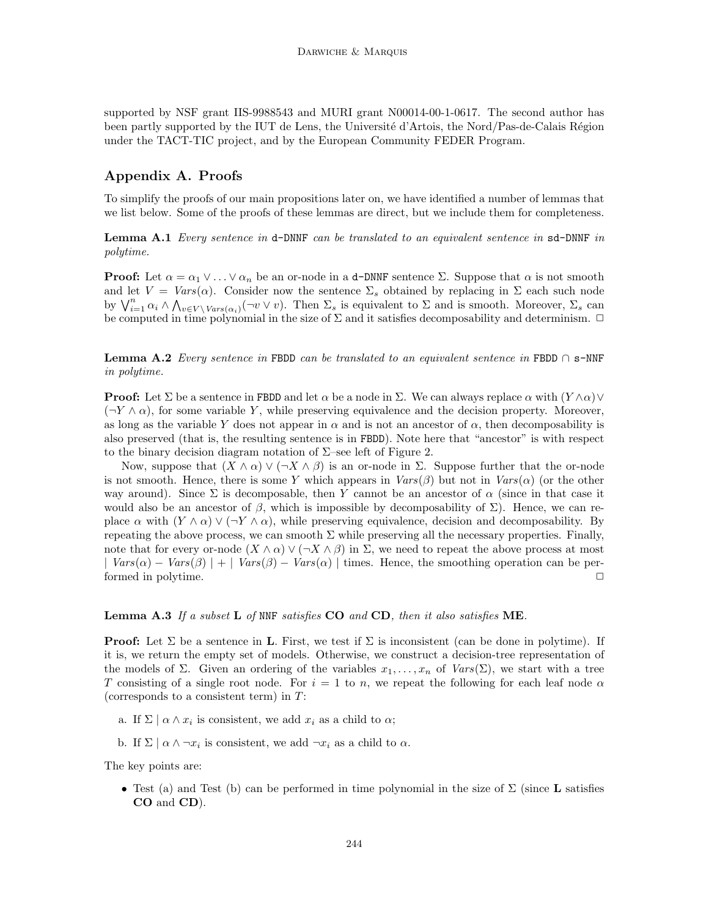supported by NSF grant IIS-9988543 and MURI grant N00014-00-1-0617. The second author has been partly supported by the IUT de Lens, the Université d'Artois, the Nord/Pas-de-Calais Région under the TACT-TIC project, and by the European Community FEDER Program.

## Appendix A. Proofs

To simplify the proofs of our main propositions later on, we have identified a number of lemmas that we list below. Some of the proofs of these lemmas are direct, but we include them for completeness.

**Lemma A.1** *Every sentence in* d-DNNF *can be translated to an equivalent sentence in* sd-DNNF *in polytime.*

**Proof:** Let $\alpha = \alpha_1 \vee \ldots \vee \alpha_n$ be an or-node in a d-DNNF sentence $\Sigma$. Suppose that $\alpha$ is not smooth and let $V = \mathit{Vars}(\alpha)$. Consider now the sentence $\Sigma_s$ obtained by replacing in $\Sigma$ each such node by $\bigvee_{i=1}^{n} \alpha_i \wedge \bigwedge_{v \in V \setminus \mathit{Vars}(\alpha_i)} (\neg v \vee v)$. Then $\Sigma_s$ is equivalent to $\Sigma$ and is smooth. Moreover, $\Sigma_s$ can be computed in time polynomial in the size of $\Sigma$ and it satisfies decomposability and determinism. □

**Lemma A.2** *Every sentence in* FBDD *can be translated to an equivalent sentence in* FBDD $\cap$ s-NNF *in polytime.*

**Proof:** Let $\Sigma$ be a sentence in FBDD and let $\alpha$ be a node in $\Sigma$. We can always replace $\alpha$ with $(Y \wedge \alpha) \vee (\neg Y \wedge \alpha)$, for some variable $Y$, while preserving equivalence and the decision property. Moreover, as long as the variable $Y$ does not appear in $\alpha$ and is not an ancestor of $\alpha$, then decomposability is also preserved (that is, the resulting sentence is in FBDD). Note here that "ancestor" is with respect to the binary decision diagram notation of $\Sigma$–see left of Figure 2.

Now, suppose that $(X \wedge \alpha) \vee (\neg X \wedge \beta)$ is an or-node in $\Sigma$. Suppose further that the or-node is not smooth. Hence, there is some $Y$ which appears in $\mathit{Vars}(\beta)$ but not in $\mathit{Vars}(\alpha)$ (or the other way around). Since $\Sigma$ is decomposable, then $Y$ cannot be an ancestor of $\alpha$ (since in that case it would also be an ancestor of $\beta$, which is impossible by decomposability of $\Sigma$). Hence, we can replace $\alpha$ with $(Y \wedge \alpha) \vee (\neg Y \wedge \alpha)$, while preserving equivalence, decision and decomposability. By repeating the above process, we can smooth $\Sigma$ while preserving all the necessary properties. Finally, note that for every or-node $(X \wedge \alpha) \vee (\neg X \wedge \beta)$ in $\Sigma$, we need to repeat the above process at most $\mid \mathit{Vars}(\alpha) - \mathit{Vars}(\beta) \mid + \mid \mathit{Vars}(\beta) - \mathit{Vars}(\alpha) \mid$ times. Hence, the smoothing operation can be performed in polytime. □

**Lemma A.3** *If a subset* **L** *of* NNF *satisfies* **CO** *and* **CD***, then it also satisfies* **ME**.

**Proof:** Let $\Sigma$ be a sentence in **L**. First, we test if $\Sigma$ is inconsistent (can be done in polytime). If it is, we return the empty set of models. Otherwise, we construct a decision-tree representation of the models of $\Sigma$. Given an ordering of the variables $x_1, \ldots, x_n$ of $\mathit{Vars}(\Sigma)$, we start with a tree $T$ consisting of a single root node. For $i = 1$ to $n$, we repeat the following for each leaf node $\alpha$ (corresponds to a consistent term) in $T$:

a. If $\Sigma \mid \alpha \wedge x_i$ is consistent, we add $x_i$ as a child to $\alpha$;

b. If $\Sigma \mid \alpha \wedge \neg x_i$ is consistent, we add $\neg x_i$ as a child to $\alpha$.

The key points are:

- Test (a) and Test (b) can be performed in time polynomial in the size of $\Sigma$ (since **L** satisfies **CO** and **CD**).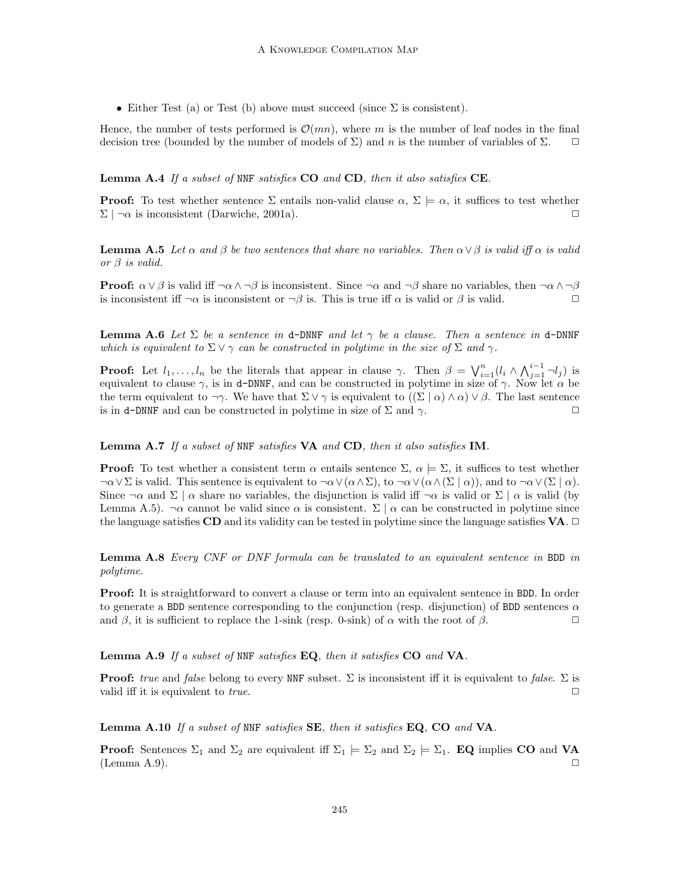- Either Test (a) or Test (b) above must succeed (since $\Sigma$ is consistent).

Hence, the number of tests performed is $\mathcal{O}(mn)$, where $m$ is the number of leaf nodes in the final decision tree (bounded by the number of models of $\Sigma$) and $n$ is the number of variables of $\Sigma$. $\Box$

**Lemma A.4** *If a subset of* NNF *satisfies* **CO** *and* **CD***, then it also satisfies* **CE***.*

**Proof:** To test whether sentence $\Sigma$ entails non-valid clause $\alpha$, $\Sigma \models \alpha$, it suffices to test whether $\Sigma \mid \neg\alpha$ is inconsistent (Darwiche, 2001a). $\Box$

**Lemma A.5** *Let $\alpha$ and $\beta$ be two sentences that share no variables. Then $\alpha \vee \beta$ is valid iff $\alpha$ is valid or $\beta$ is valid.*

**Proof:** $\alpha \vee \beta$ is valid iff $\neg\alpha \wedge \neg\beta$ is inconsistent. Since $\neg\alpha$ and $\neg\beta$ share no variables, then $\neg\alpha \wedge \neg\beta$ is inconsistent iff $\neg\alpha$ is inconsistent or $\neg\beta$ is. This is true iff $\alpha$ is valid or $\beta$ is valid. $\Box$

**Lemma A.6** *Let $\Sigma$ be a sentence in* d-DNNF *and let $\gamma$ be a clause. Then a sentence in* d-DNNF *which is equivalent to $\Sigma \vee \gamma$ can be constructed in polytime in the size of $\Sigma$ and $\gamma$.*

**Proof:** Let $l_1, \ldots, l_n$ be the literals that appear in clause $\gamma$. Then $\beta = \bigvee_{i=1}^{n}(l_i \wedge \bigwedge_{j=1}^{i-1} \neg l_j)$ is equivalent to clause $\gamma$, is in d-DNNF, and can be constructed in polytime in size of $\gamma$. Now let $\alpha$ be the term equivalent to $\neg\gamma$. We have that $\Sigma \vee \gamma$ is equivalent to $((\Sigma \mid \alpha) \wedge \alpha) \vee \beta$. The last sentence is in d-DNNF and can be constructed in polytime in size of $\Sigma$ and $\gamma$. $\Box$

**Lemma A.7** *If a subset of* NNF *satisfies* **VA** *and* **CD***, then it also satisfies* **IM***.*

**Proof:** To test whether a consistent term $\alpha$ entails sentence $\Sigma$, $\alpha \models \Sigma$, it suffices to test whether $\neg\alpha \vee \Sigma$ is valid. This sentence is equivalent to $\neg\alpha \vee (\alpha \wedge \Sigma)$, to $\neg\alpha \vee (\alpha \wedge (\Sigma \mid \alpha))$, and to $\neg\alpha \vee (\Sigma \mid \alpha)$. Since $\neg\alpha$ and $\Sigma \mid \alpha$ share no variables, the disjunction is valid iff $\neg\alpha$ is valid or $\Sigma \mid \alpha$ is valid (by Lemma A.5). $\neg\alpha$ cannot be valid since $\alpha$ is consistent. $\Sigma \mid \alpha$ can be constructed in polytime since the language satisfies **CD** and its validity can be tested in polytime since the language satisfies **VA**. $\Box$

**Lemma A.8** *Every CNF or DNF formula can be translated to an equivalent sentence in* BDD *in polytime.*

**Proof:** It is straightforward to convert a clause or term into an equivalent sentence in BDD. In order to generate a BDD sentence corresponding to the conjunction (resp. disjunction) of BDD sentences $\alpha$ and $\beta$, it is sufficient to replace the 1-sink (resp. 0-sink) of $\alpha$ with the root of $\beta$. $\Box$

**Lemma A.9** *If a subset of* NNF *satisfies* **EQ***, then it satisfies* **CO** *and* **VA***.*

**Proof:** *true* and *false* belong to every NNF subset. $\Sigma$ is inconsistent iff it is equivalent to *false*. $\Sigma$ is valid iff it is equivalent to *true*. $\Box$

**Lemma A.10** *If a subset of* NNF *satisfies* **SE***, then it satisfies* **EQ***,* **CO** *and* **VA***.*

**Proof:** Sentences $\Sigma_1$ and $\Sigma_2$ are equivalent iff $\Sigma_1 \models \Sigma_2$ and $\Sigma_2 \models \Sigma_1$. **EQ** implies **CO** and **VA** (Lemma A.9). $\Box$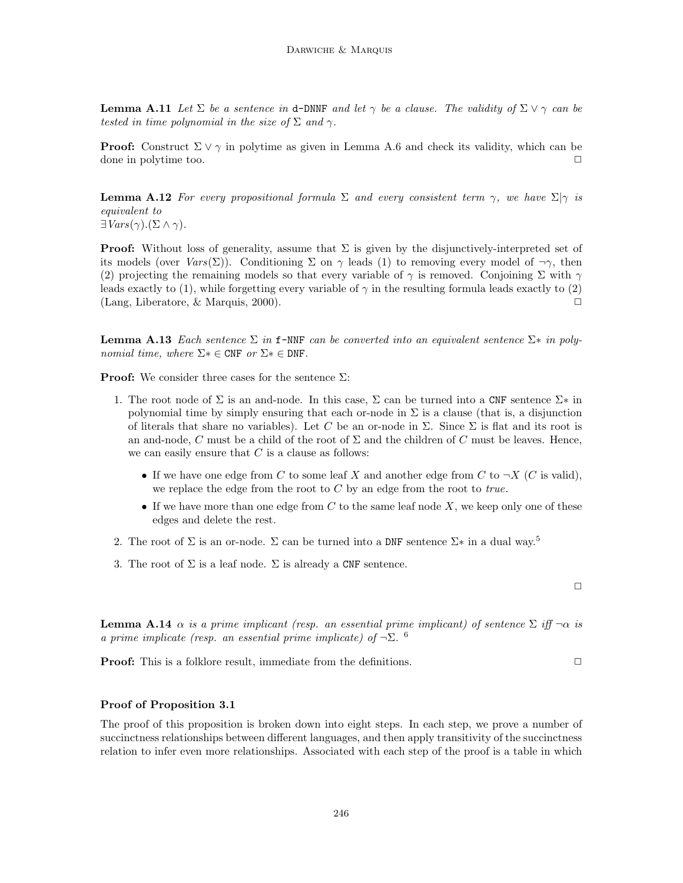**Lemma A.11** *Let $\Sigma$ be a sentence in* d-DNNF *and let $\gamma$ be a clause. The validity of $\Sigma \vee \gamma$ can be tested in time polynomial in the size of $\Sigma$ and $\gamma$.*

**Proof:** Construct $\Sigma \vee \gamma$ in polytime as given in Lemma A.6 and check its validity, which can be done in polytime too. □

**Lemma A.12** *For every propositional formula $\Sigma$ and every consistent term $\gamma$, we have $\Sigma|\gamma$ is equivalent to*
*$\exists Vars(\gamma).(\Sigma \wedge \gamma)$.*

**Proof:** Without loss of generality, assume that $\Sigma$ is given by the disjunctively-interpreted set of its models (over $Vars(\Sigma)$). Conditioning $\Sigma$ on $\gamma$ leads (1) to removing every model of $\neg\gamma$, then (2) projecting the remaining models so that every variable of $\gamma$ is removed. Conjoining $\Sigma$ with $\gamma$ leads exactly to (1), while forgetting every variable of $\gamma$ in the resulting formula leads exactly to (2) (Lang, Liberatore, & Marquis, 2000). □

**Lemma A.13** *Each sentence $\Sigma$ in* f-NNF *can be converted into an equivalent sentence $\Sigma*$ in polynomial time, where $\Sigma* \in$* CNF *or $\Sigma* \in$* DNF.

**Proof:** We consider three cases for the sentence $\Sigma$:

1. The root node of $\Sigma$ is an and-node. In this case, $\Sigma$ can be turned into a CNF sentence $\Sigma*$ in polynomial time by simply ensuring that each or-node in $\Sigma$ is a clause (that is, a disjunction of literals that share no variables). Let $C$ be an or-node in $\Sigma$. Since $\Sigma$ is flat and its root is an and-node, $C$ must be a child of the root of $\Sigma$ and the children of $C$ must be leaves. Hence, we can easily ensure that $C$ is a clause as follows:
   - If we have one edge from $C$ to some leaf $X$ and another edge from $C$ to $\neg X$ ($C$ is valid), we replace the edge from the root to $C$ by an edge from the root to *true*.
   - If we have more than one edge from $C$ to the same leaf node $X$, we keep only one of these edges and delete the rest.
2. The root of $\Sigma$ is an or-node. $\Sigma$ can be turned into a DNF sentence $\Sigma*$ in a dual way.[5]
3. The root of $\Sigma$ is a leaf node. $\Sigma$ is already a CNF sentence.

□

**Lemma A.14** *$\alpha$ is a prime implicant (resp. an essential prime implicant) of sentence $\Sigma$ iff $\neg\alpha$ is a prime implicate (resp. an essential prime implicate) of $\neg\Sigma$.* [6]

**Proof:** This is a folklore result, immediate from the definitions. □

**Proof of Proposition 3.1**

The proof of this proposition is broken down into eight steps. In each step, we prove a number of succinctness relationships between different languages, and then apply transitivity of the succinctness relation to infer even more relationships. Associated with each step of the proof is a table in which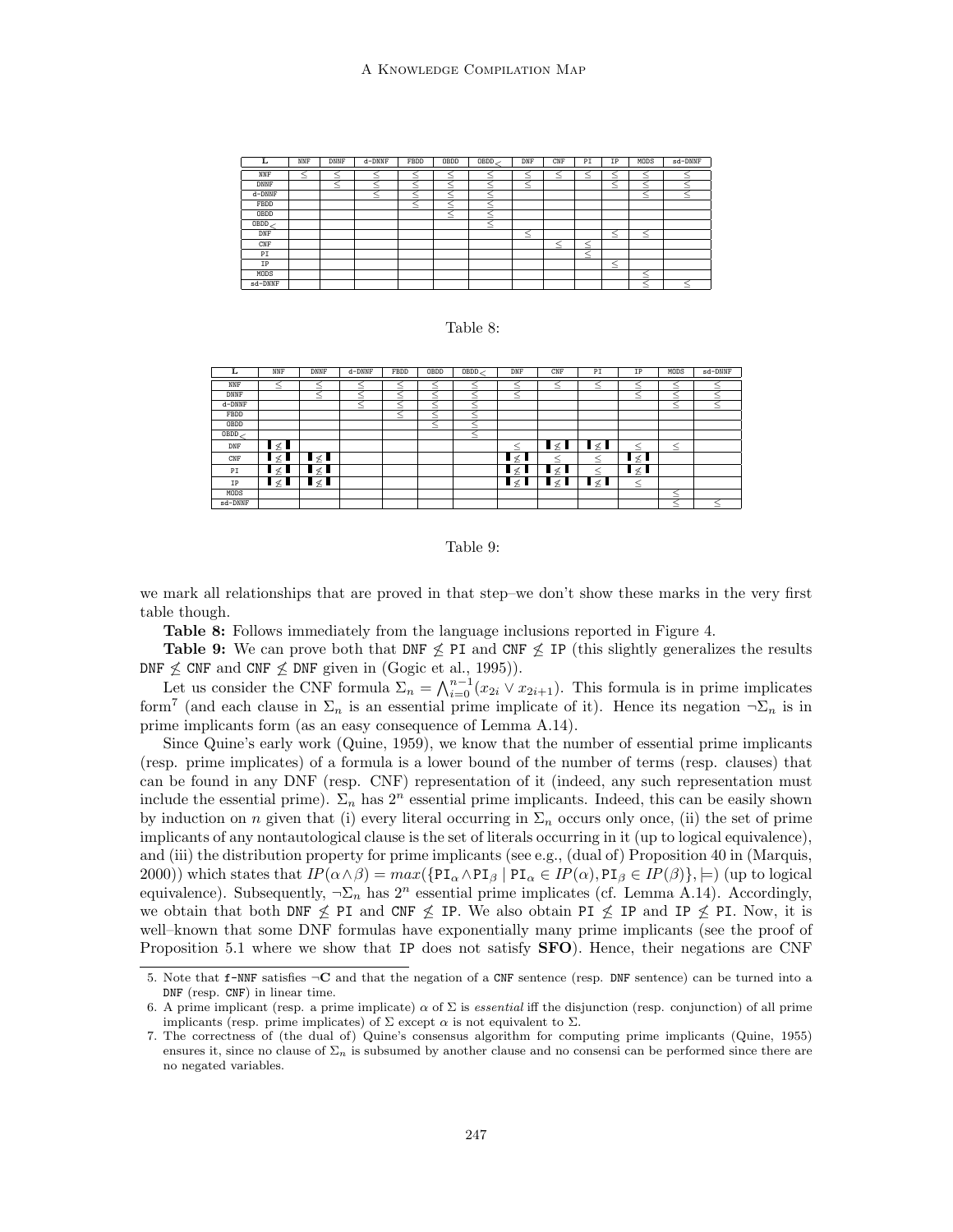| L | NNF | DNNF | d-DNNF | FBDD | OBDD | OBDD$_<$ | DNF | CNF | PI | IP | MODS | sd-DNNF |
|---|---|---|---|---|---|---|---|---|---|---|---|---|
| NNF | ≤ | ≤ | ≤ | ≤ | ≤ | ≤ | ≤ | ≤ | ≤ | ≤ | ≤ | ≤ |
| DNNF | | ≤ | ≤ | ≤ | ≤ | ≤ | ≤ | | | ≤ | ≤ | ≤ |
| d-DNNF | | | ≤ | ≤ | ≤ | ≤ | | | | | ≤ | ≤ |
| FBDD | | | | ≤ | ≤ | ≤ | | | | | | |
| OBDD | | | | | ≤ | ≤ | | | | | | |
| OBDD$_<$ | | | | | | ≤ | | | | | | |
| DNF | | | | | | | ≤ | | | ≤ | ≤ | |
| CNF | | | | | | | | ≤ | ≤ | | | |
| PI | | | | | | | | | ≤ | | | |
| IP | | | | | | | | | | ≤ | | |
| MODS | | | | | | | | | | | ≤ | |
| sd-DNNF | | | | | | | | | | | ≤ | ≤ |

Table 8:

| L | NNF | DNNF | d-DNNF | FBDD | OBDD | OBDD$_<$ | DNF | CNF | PI | IP | MODS | sd-DNNF |
|---|---|---|---|---|---|---|---|---|---|---|---|---|
| NNF | ≤ | ≤ | ≤ | ≤ | ≤ | ≤ | ≤ | ≤ | ≤ | ≤ | ≤ | ≤ |
| DNNF | | ≤ | ≤ | ≤ | ≤ | ≤ | ≤ | | | ≤ | ≤ | ≤ |
| d-DNNF | | | ≤ | ≤ | ≤ | ≤ | | | | | ≤ | ≤ |
| FBDD | | | | ≤ | ≤ | ≤ | | | | | | |
| OBDD | | | | | ≤ | ≤ | | | | | | |
| OBDD$_<$ | | | | | | ≤ | | | | | | |
| DNF | **≰** | | | | | | ≤ | **≰** | **≰** | ≤ | ≤ | |
| CNF | **≰** | **≰** | | | | | **≰** | ≤ | ≤ | **≰** | | |
| PI | **≰** | **≰** | | | | | **≰** | **≰** | ≤ | **≰** | | |
| IP | **≰** | **≰** | | | | | **≰** | **≰** | **≰** | ≤ | | |
| MODS | | | | | | | | | | | ≤ | |
| sd-DNNF | | | | | | | | | | | ≤ | ≤ |

Table 9:

we mark all relationships that are proved in that step–we don't show these marks in the very first table though.

**Table 8:** Follows immediately from the language inclusions reported in Figure 4.

**Table 9:** We can prove both that DNF $\not\leq$ PI and CNF $\not\leq$ IP (this slightly generalizes the results DNF $\not\leq$ CNF and CNF $\not\leq$ DNF given in (Gogic et al., 1995)).

Let us consider the CNF formula $\Sigma_n = \bigwedge_{i=0}^{n-1}(x_{2i} \vee x_{2i+1})$. This formula is in prime implicates form[7] (and each clause in $\Sigma_n$ is an essential prime implicate of it). Hence its negation $\neg\Sigma_n$ is in prime implicants form (as an easy consequence of Lemma A.14).

Since Quine's early work (Quine, 1959), we know that the number of essential prime implicants (resp. prime implicates) of a formula is a lower bound of the number of terms (resp. clauses) that can be found in any DNF (resp. CNF) representation of it (indeed, any such representation must include the essential prime). $\Sigma_n$ has $2^n$ essential prime implicants. Indeed, this can be easily shown by induction on $n$ given that (i) every literal occurring in $\Sigma_n$ occurs only once, (ii) the set of prime implicants of any nontautological clause is the set of literals occurring in it (up to logical equivalence), and (iii) the distribution property for prime implicants (see e.g., (dual of) Proposition 40 in (Marquis, 2000)) which states that $IP(\alpha \wedge \beta) = max(\{\texttt{PI}_\alpha \wedge \texttt{PI}_\beta \mid \texttt{PI}_\alpha \in IP(\alpha), \texttt{PI}_\beta \in IP(\beta)\}, \models)$ (up to logical equivalence). Subsequently, $\neg\Sigma_n$ has $2^n$ essential prime implicates (cf. Lemma A.14). Accordingly, we obtain that both DNF $\not\leq$ PI and CNF $\not\leq$ IP. We also obtain PI $\not\leq$ IP and IP $\not\leq$ PI. Now, it is well–known that some DNF formulas have exponentially many prime implicants (see the proof of Proposition 5.1 where we show that IP does not satisfy **SFO**). Hence, their negations are CNF

5. Note that f-NNF satisfies $\neg$**C** and that the negation of a CNF sentence (resp. DNF sentence) can be turned into a DNF (resp. CNF) in linear time.

6. A prime implicant (resp. a prime implicate) $\alpha$ of $\Sigma$ is *essential* iff the disjunction (resp. conjunction) of all prime implicants (resp. prime implicates) of $\Sigma$ except $\alpha$ is not equivalent to $\Sigma$.

7. The correctness of (the dual of) Quine's consensus algorithm for computing prime implicants (Quine, 1955) ensures it, since no clause of $\Sigma_n$ is subsumed by another clause and no consensi can be performed since there are no negated variables.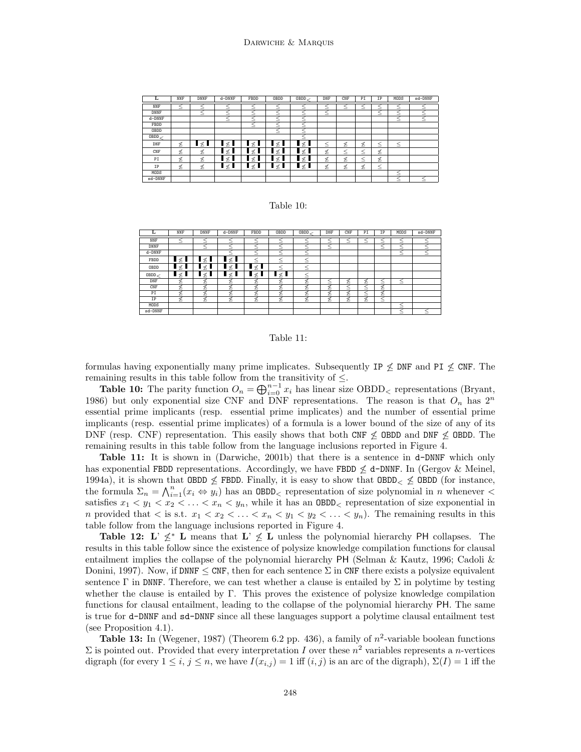| L | NNF | DNNF | d-DNNF | FBDD | OBDD | $\text{OBDD}_<$ | DNF | CNF | PI | IP | MODS | sd-DNNF |
|---|---|---|---|---|---|---|---|---|---|---|---|---|
| NNF | ≤ | ≤ | ≤ | ≤ | ≤ | ≤ | ≤ | ≤ | ≤ | ≤ | ≤ | ≤ |
| DNNF | | ≤ | ≤ | ≤ | ≤ | ≤ | ≤ | | | ≤ | ≤ | ≤ |
| d-DNNF | | | ≤ | ≤ | ≤ | ≤ | | | | | ≤ | ≤ |
| FBDD | | | | ≤ | ≤ | ≤ | | | | | | |
| OBDD | | | | | ≤ | ≤ | | | | | | |
| $\text{OBDD}_<$ | | | | | | ≤ | | | | | | |
| DNF | ≰ | **≰** | **≰** | **≰** | **≰** | **≰** | ≤ | ≰ | ≰ | ≤ | ≤ | |
| CNF | ≰ | ≰ | **≰** | **≰** | **≰** | **≰** | ≰ | ≤ | ≤ | ≰ | | |
| PI | ≰ | ≰ | **≰** | **≰** | **≰** | **≰** | ≰ | ≰ | ≤ | ≰ | | |
| IP | ≰ | ≰ | **≰** | **≰** | **≰** | **≰** | ≰ | ≰ | ≰ | ≤ | | |
| MODS | | | | | | | | | | | ≤ | |
| sd-DNNF | | | | | | | | | | | ≤ | ≤ |

Table 10:

| L | NNF | DNNF | d-DNNF | FBDD | OBDD | $\text{OBDD}_<$ | DNF | CNF | PI | IP | MODS | sd-DNNF |
|---|---|---|---|---|---|---|---|---|---|---|---|---|
| NNF | ≤ | ≤ | ≤ | ≤ | ≤ | ≤ | ≤ | ≤ | ≤ | ≤ | ≤ | ≤ |
| DNNF | | ≤ | ≤ | ≤ | ≤ | ≤ | ≤ | | | ≤ | ≤ | ≤ |
| d-DNNF | | | ≤ | ≤ | ≤ | ≤ | | | | | ≤ | ≤ |
| FBDD | **≰** | **≰** | **≰** | ≤ | ≤ | ≤ | | | | | | |
| OBDD | **≰** | **≰** | **≰** | **≰** | ≤ | ≤ | | | | | | |
| $\text{OBDD}_<$ | **≰** | **≰** | **≰** | **≰** | **≰** | ≤ | | | | | | |
| DNF | ≰ | ≰ | ≰ | ≰ | ≰ | ≰ | ≤ | ≰ | ≰ | ≤ | ≤ | |
| CNF | ≰ | ≰ | ≰ | ≰ | ≰ | ≰ | ≰ | ≤ | ≤ | ≰ | | |
| PI | ≰ | ≰ | ≰ | ≰ | ≰ | ≰ | ≰ | ≰ | ≤ | ≰ | | |
| IP | ≰ | ≰ | ≰ | ≰ | ≰ | ≰ | ≰ | ≰ | ≰ | ≤ | | |
| MODS | | | | | | | | | | | ≤ | |
| sd-DNNF | | | | | | | | | | | ≤ | ≤ |

Table 11:

formulas having exponentially many prime implicates. Subsequently IP $\not\leq$ DNF and PI $\not\leq$ CNF. The remaining results in this table follow from the transitivity of $\leq$.

**Table 10:** The parity function $O_n = \bigoplus_{i=0}^{n-1} x_i$ has linear size $\text{OBDD}_<$ representations (Bryant, 1986) but only exponential size CNF and DNF representations. The reason is that $O_n$ has $2^n$ essential prime implicants (resp. essential prime implicates) and the number of essential prime implicants (resp. essential prime implicates) of a formula is a lower bound of the size of any of its DNF (resp. CNF) representation. This easily shows that both CNF $\not\leq$ OBDD and DNF $\not\leq$ OBDD. The remaining results in this table follow from the language inclusions reported in Figure 4.

**Table 11:** It is shown in (Darwiche, 2001b) that there is a sentence in d-DNNF which only has exponential FBDD representations. Accordingly, we have FBDD $\not\leq$ d-DNNF. In (Gergov & Meinel, 1994a), it is shown that OBDD $\not\leq$ FBDD. Finally, it is easy to show that $\text{OBDD}_<$ $\not\leq$ OBDD (for instance, the formula $\Sigma_n = \bigwedge_{i=1}^{n}(x_i \Leftrightarrow y_i)$ has an $\text{OBDD}_<$ representation of size polynomial in $n$ whenever $<$ satisfies $x_1 < y_1 < x_2 < \ldots < x_n < y_n$, while it has an $\text{OBDD}_<$ representation of size exponential in $n$ provided that $<$ is s.t. $x_1 < x_2 < \ldots < x_n < y_1 < y_2 < \ldots < y_n$). The remaining results in this table follow from the language inclusions reported in Figure 4.

**Table 12:** **L**' $\not\leq^*$ **L** means that **L**' $\not\leq$ **L** unless the polynomial hierarchy PH collapses. The results in this table follow since the existence of polysize knowledge compilation functions for clausal entailment implies the collapse of the polynomial hierarchy PH (Selman & Kautz, 1996; Cadoli & Donini, 1997). Now, if DNNF $\leq$ CNF, then for each sentence $\Sigma$ in CNF there exists a polysize equivalent sentence $\Gamma$ in DNNF. Therefore, we can test whether a clause is entailed by $\Sigma$ in polytime by testing whether the clause is entailed by $\Gamma$. This proves the existence of polysize knowledge compilation functions for clausal entailment, leading to the collapse of the polynomial hierarchy PH. The same is true for d-DNNF and sd-DNNF since all these languages support a polytime clausal entailment test (see Proposition 4.1).

**Table 13:** In (Wegener, 1987) (Theorem 6.2 pp. 436), a family of $n^2$-variable boolean functions $\Sigma$ is pointed out. Provided that every interpretation $I$ over these $n^2$ variables represents a $n$-vertices digraph (for every $1 \leq i, j \leq n$, we have $I(x_{i,j}) = 1$ iff $(i,j)$ is an arc of the digraph), $\Sigma(I) = 1$ iff the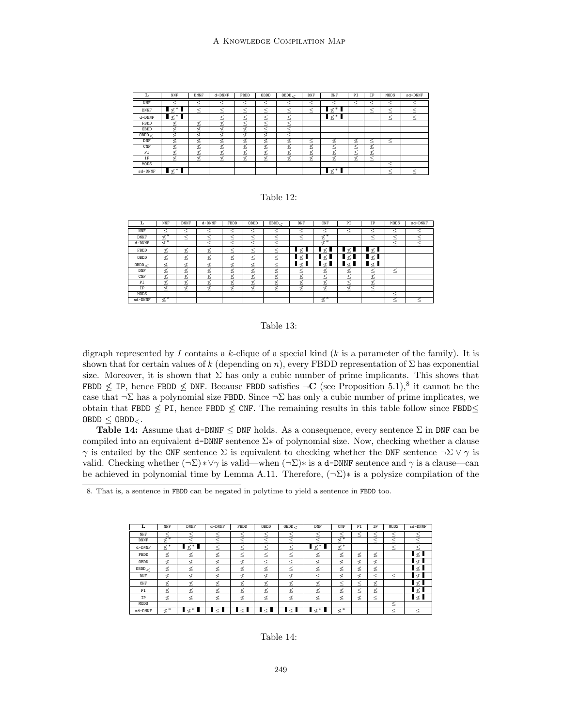| L | NNF | DNNF | d-DNNF | FBDD | OBDD | $\text{OBDD}_<$ | DNF | CNF | PI | IP | MODS | sd-DNNF |
|---|---|---|---|---|---|---|---|---|---|---|---|---|
| NNF | ≤ | ≤ | ≤ | ≤ | ≤ | ≤ | ≤ | ≤ | ≤ | ≤ | ≤ | ≤ |
| DNNF | ≰* | ≤ | ≤ | ≤ | ≤ | ≤ | ≤ | ≰* | | ≤ | ≤ | ≤ |
| d-DNNF | ≰* | | ≤ | ≤ | ≤ | ≤ | | ≰* | | | ≤ | ≤ |
| FBDD | ≰ | ≰ | ≰ | ≤ | ≤ | ≤ | | | | | | |
| OBDD | ≰ | ≰ | ≰ | ≰ | ≤ | ≤ | | | | | | |
| $\text{OBDD}_<$ | ≰ | ≰ | ≰ | ≰ | ≰ | ≤ | | | | | | |
| DNF | ≰ | ≰ | ≰ | ≰ | ≰ | ≰ | ≤ | ≰ | ≰ | ≤ | ≤ | |
| CNF | ≰ | ≰ | ≰ | ≰ | ≰ | ≰ | ≰ | ≤ | ≤ | ≰ | | |
| PI | ≰ | ≰ | ≰ | ≰ | ≰ | ≰ | ≰ | ≰ | ≤ | ≰ | | |
| IP | ≰ | ≰ | ≰ | ≰ | ≰ | ≰ | ≰ | ≰ | ≰ | ≤ | | |
| MODS | | | | | | | | | | | ≤ | |
| sd-DNNF | ≰* | | | | | | | ≰* | | | ≤ | ≤ |

Table 12:

| L | NNF | DNNF | d-DNNF | FBDD | OBDD | $\text{OBDD}_<$ | DNF | CNF | PI | IP | MODS | sd-DNNF |
|---|---|---|---|---|---|---|---|---|---|---|---|---|
| NNF | ≤ | ≤ | ≤ | ≤ | ≤ | ≤ | ≤ | ≤ | ≤ | ≤ | ≤ | ≤ |
| DNNF | ≰* | ≤ | ≤ | ≤ | ≤ | ≤ | ≤ | ≰* | | ≤ | ≤ | ≤ |
| d-DNNF | ≰* | | ≤ | ≤ | ≤ | ≤ | | ≰* | | | ≤ | ≤ |
| FBDD | ≰ | ≰ | ≰ | ≤ | ≤ | ≤ | ≰ | ≰ | ≰ | ≰ | | |
| OBDD | ≰ | ≰ | ≰ | ≰ | ≤ | ≤ | ≰ | ≰ | ≰ | ≰ | | |
| $\text{OBDD}_<$ | ≰ | ≰ | ≰ | ≰ | ≰ | ≤ | ≰ | ≰ | ≰ | ≰ | | |
| DNF | ≰ | ≰ | ≰ | ≰ | ≰ | ≰ | ≤ | ≰ | ≰ | ≤ | ≤ | |
| CNF | ≰ | ≰ | ≰ | ≰ | ≰ | ≰ | ≰ | ≤ | ≤ | ≰ | | |
| PI | ≰ | ≰ | ≰ | ≰ | ≰ | ≰ | ≰ | ≰ | ≤ | ≰ | | |
| IP | ≰ | ≰ | ≰ | ≰ | ≰ | ≰ | ≰ | ≰ | ≰ | ≤ | | |
| MODS | | | | | | | | | | | ≤ | |
| sd-DNNF | ≰* | | | | | | | ≰* | | | ≤ | ≤ |

Table 13:

digraph represented by $I$ contains a $k$-clique of a special kind ($k$ is a parameter of the family). It is shown that for certain values of $k$ (depending on $n$), every FBDD representation of $\Sigma$ has exponential size. Moreover, it is shown that $\Sigma$ has only a cubic number of prime implicants. This shows that FBDD $\not\leq$ IP, hence FBDD $\not\leq$ DNF. Because FBDD satisfies $\neg\mathbf{C}$ (see Proposition 5.1),[8] it cannot be the case that $\neg\Sigma$ has a polynomial size FBDD. Since $\neg\Sigma$ has only a cubic number of prime implicates, we obtain that FBDD $\not\leq$ PI, hence FBDD $\not\leq$ CNF. The remaining results in this table follow since FBDD$\leq$ OBDD $\leq$ $\text{OBDD}_<$.

**Table 14:** Assume that d-DNNF $\leq$ DNF holds. As a consequence, every sentence $\Sigma$ in DNF can be compiled into an equivalent d-DNNF sentence $\Sigma*$ of polynomial size. Now, checking whether a clause $\gamma$ is entailed by the CNF sentence $\Sigma$ is equivalent to checking whether the DNF sentence $\neg\Sigma \vee \gamma$ is valid. Checking whether $(\neg\Sigma)*\vee\gamma$ is valid—when $(\neg\Sigma)*$ is a d-DNNF sentence and $\gamma$ is a clause—can be achieved in polynomial time by Lemma A.11. Therefore, $(\neg\Sigma)*$ is a polysize compilation of the

8. That is, a sentence in FBDD can be negated in polytime to yield a sentence in FBDD too.

| L | NNF | DNNF | d-DNNF | FBDD | OBDD | $\text{OBDD}_<$ | DNF | CNF | PI | IP | MODS | sd-DNNF |
|---|---|---|---|---|---|---|---|---|---|---|---|---|
| NNF | ≤ | ≤ | ≤ | ≤ | ≤ | ≤ | ≤ | ≤ | ≤ | ≤ | ≤ | ≤ |
| DNNF | ≰* | ≤ | ≤ | ≤ | ≤ | ≤ | ≤ | ≰* | | ≤ | ≤ | ≤ |
| d-DNNF | ≰* | ≰* | ≤ | ≤ | ≤ | ≤ | ≰* | ≰* | | | ≤ | ≤ |
| FBDD | ≰ | ≰ | ≰ | ≤ | ≤ | ≤ | ≰ | ≰ | ≰ | ≰ | | ≰ |
| OBDD | ≰ | ≰ | ≰ | ≰ | ≤ | ≤ | ≰ | ≰ | ≰ | ≰ | | ≰ |
| $\text{OBDD}_<$ | ≰ | ≰ | ≰ | ≰ | ≰ | ≤ | ≰ | ≰ | ≰ | ≰ | | ≰ |
| DNF | ≰ | ≰ | ≰ | ≰ | ≰ | ≰ | ≤ | ≰ | ≰ | ≤ | ≤ | ≰ |
| CNF | ≰ | ≰ | ≰ | ≰ | ≰ | ≰ | ≰ | ≤ | ≤ | ≰ | | ≰ |
| PI | ≰ | ≰ | ≰ | ≰ | ≰ | ≰ | ≰ | ≰ | ≤ | ≰ | | ≰ |
| IP | ≰ | ≰ | ≰ | ≰ | ≰ | ≰ | ≰ | ≰ | ≰ | ≤ | | ≰ |
| MODS | | | | | | | | | | | ≤ | |
| sd-DNNF | ≰* | ≰* | ≤ | ≤ | ≤ | ≤ | ≰* | ≰* | | | ≤ | ≤ |

Table 14: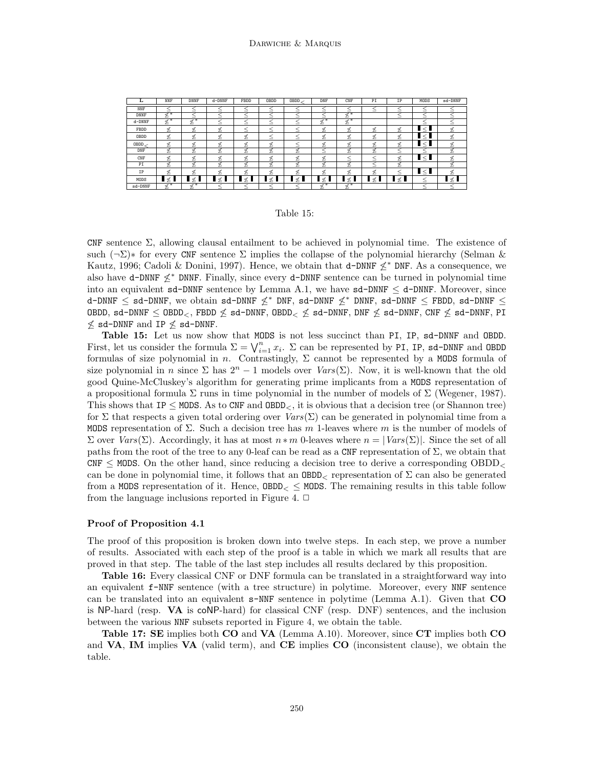| L | NNF | DNNF | d-DNNF | FBDD | OBDD | $OBDD_<$ | DNF | CNF | PI | IP | MODS | sd-DNNF |
|---|---|---|---|---|---|---|---|---|---|---|---|---|
| NNF | $\leq$ | $\leq$ | $\leq$ | $\leq$ | $\leq$ | $\leq$ | $\leq$ | $\leq$ | $\leq$ | $\leq$ | $\leq$ | $\leq$ |
| DNNF | $\not\leq^*$ | $\leq$ | $\leq$ | $\leq$ | $\leq$ | $\leq$ | $\leq$ | $\not\leq^*$ | | $\leq$ | $\leq$ | $\leq$ |
| d-DNNF | $\not\leq^*$ | $\not\leq^*$ | $\leq$ | $\leq$ | $\leq$ | $\leq$ | $\not\leq^*$ | $\not\leq^*$ | | | $\leq$ | $\leq$ |
| FBDD | $\not\leq$ | $\not\leq$ | $\not\leq$ | $\leq$ | $\leq$ | $\leq$ | $\not\leq$ | $\not\leq$ | $\not\leq$ | $\not\leq$ | **$\leq$** | $\not\leq$ |
| OBDD | $\not\leq$ | $\not\leq$ | $\not\leq$ | $\not\leq$ | $\leq$ | $\leq$ | $\not\leq$ | $\not\leq$ | $\not\leq$ | $\not\leq$ | **$\leq$** | $\not\leq$ |
| $OBDD_<$ | $\not\leq$ | $\not\leq$ | $\not\leq$ | $\not\leq$ | $\not\leq$ | $\leq$ | $\not\leq$ | $\not\leq$ | $\not\leq$ | $\not\leq$ | **$\leq$** | $\not\leq$ |
| DNF | $\not\leq$ | $\not\leq$ | $\not\leq$ | $\not\leq$ | $\not\leq$ | $\not\leq$ | $\leq$ | $\not\leq$ | $\not\leq$ | $\leq$ | $\leq$ | $\not\leq$ |
| CNF | $\not\leq$ | $\not\leq$ | $\not\leq$ | $\not\leq$ | $\not\leq$ | $\not\leq$ | $\not\leq$ | $\leq$ | $\leq$ | $\not\leq$ | **$\leq$** | $\not\leq$ |
| PI | $\not\leq$ | $\not\leq$ | $\not\leq$ | $\not\leq$ | $\not\leq$ | $\not\leq$ | $\not\leq$ | $\not\leq$ | $\leq$ | $\not\leq$ | | $\not\leq$ |
| IP | $\not\leq$ | $\not\leq$ | $\not\leq$ | $\not\leq$ | $\not\leq$ | $\not\leq$ | $\not\leq$ | $\not\leq$ | $\not\leq$ | $\leq$ | **$\leq$** | $\not\leq$ |
| MODS | **$\not\leq$** | **$\not\leq$** | **$\not\leq$** | **$\not\leq$** | **$\not\leq$** | **$\not\leq$** | **$\not\leq$** | **$\not\leq$** | **$\not\leq$** | **$\not\leq$** | $\leq$ | **$\not\leq$** |
| sd-DNNF | $\not\leq^*$ | $\not\leq^*$ | $\leq$ | $\leq$ | $\leq$ | $\leq$ | $\not\leq^*$ | $\not\leq^*$ | | | $\leq$ | $\leq$ |

Table 15:

CNF sentence $\Sigma$, allowing clausal entailment to be achieved in polynomial time. The existence of such $(\neg\Sigma)*$ for every CNF sentence $\Sigma$ implies the collapse of the polynomial hierarchy (Selman & Kautz, 1996; Cadoli & Donini, 1997). Hence, we obtain that d-DNNF $\not\leq^*$ DNF. As a consequence, we also have d-DNNF $\not\leq^*$ DNNF. Finally, since every d-DNNF sentence can be turned in polynomial time into an equivalent sd-DNNF sentence by Lemma A.1, we have sd-DNNF $\leq$ d-DNNF. Moreover, since d-DNNF $\leq$ sd-DNNF, we obtain sd-DNNF $\not\leq^*$ DNF, sd-DNNF $\not\leq^*$ DNNF, sd-DNNF $\leq$ FBDD, sd-DNNF $\leq$ OBDD, sd-DNNF $\leq$ $OBDD_<$, FBDD $\not\leq$ sd-DNNF, $OBDD_<$ $\not\leq$ sd-DNNF, DNF $\not\leq$ sd-DNNF, CNF $\not\leq$ sd-DNNF, PI $\not\leq$ sd-DNNF and IP $\not\leq$ sd-DNNF.

**Table 15:** Let us now show that MODS is not less succinct than PI, IP, sd-DNNF and OBDD. First, let us consider the formula $\Sigma = \bigvee_{i=1}^{n} x_i$. $\Sigma$ can be represented by PI, IP, sd-DNNF and OBDD formulas of size polynomial in $n$. Contrastingly, $\Sigma$ cannot be represented by a MODS formula of size polynomial in $n$ since $\Sigma$ has $2^n - 1$ models over $Vars(\Sigma)$. Now, it is well-known that the old good Quine-McCluskey's algorithm for generating prime implicants from a MODS representation of a propositional formula $\Sigma$ runs in time polynomial in the number of models of $\Sigma$ (Wegener, 1987). This shows that IP $\leq$ MODS. As to CNF and $OBDD_<$, it is obvious that a decision tree (or Shannon tree) for $\Sigma$ that respects a given total ordering over $Vars(\Sigma)$ can be generated in polynomial time from a MODS representation of $\Sigma$. Such a decision tree has $m$ 1-leaves where $m$ is the number of models of $\Sigma$ over $Vars(\Sigma)$. Accordingly, it has at most $n * m$ 0-leaves where $n = |Vars(\Sigma)|$. Since the set of all paths from the root of the tree to any 0-leaf can be read as a CNF representation of $\Sigma$, we obtain that CNF $\leq$ MODS. On the other hand, since reducing a decision tree to derive a corresponding $\text{OBDD}_<$ can be done in polynomial time, it follows that an $OBDD_<$ representation of $\Sigma$ can also be generated from a MODS representation of it. Hence, $OBDD_<$ $\leq$ MODS. The remaining results in this table follow from the language inclusions reported in Figure 4. $\Box$

### Proof of Proposition 4.1

The proof of this proposition is broken down into twelve steps. In each step, we prove a number of results. Associated with each step of the proof is a table in which we mark all results that are proved in that step. The table of the last step includes all results declared by this proposition.

**Table 16:** Every classical CNF or DNF formula can be translated in a straightforward way into an equivalent f-NNF sentence (with a tree structure) in polytime. Moreover, every NNF sentence can be translated into an equivalent s-NNF sentence in polytime (Lemma A.1). Given that **CO** is NP-hard (resp. **VA** is coNP-hard) for classical CNF (resp. DNF) sentences, and the inclusion between the various NNF subsets reported in Figure 4, we obtain the table.

**Table 17:** **SE** implies both **CO** and **VA** (Lemma A.10). Moreover, since **CT** implies both **CO** and **VA**, **IM** implies **VA** (valid term), and **CE** implies **CO** (inconsistent clause), we obtain the table.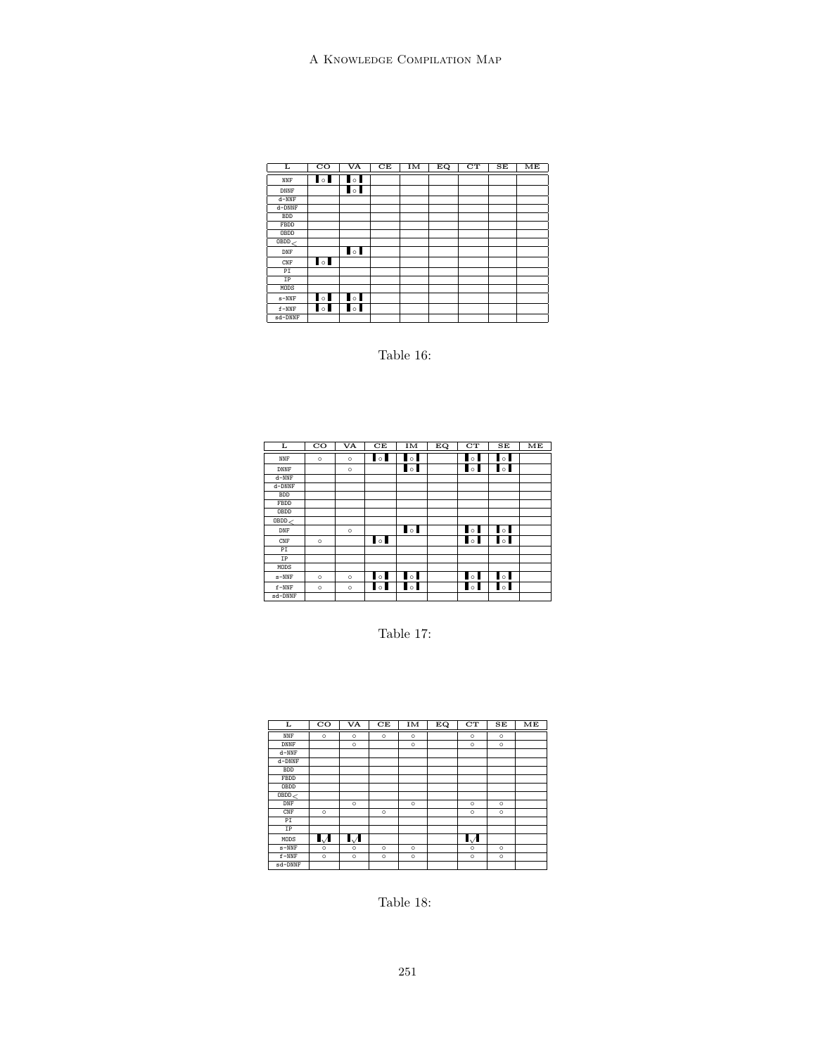| L | CO | VA | CE | IM | EQ | CT | SE | ME |
|---|---|---|---|---|---|---|---|---|
| NNF | ▌◦▐ | ▌◦▐ | | | | | | |
| DNNF | | ▌◦▐ | | | | | | |
| d-NNF | | | | | | | | |
| d-DNNF | | | | | | | | |
| BDD | | | | | | | | |
| FBDD | | | | | | | | |
| OBDD | | | | | | | | |
| $\text{OBDD}_<$ | | | | | | | | |
| DNF | | ▌◦▐ | | | | | | |
| CNF | ▌◦▐ | | | | | | | |
| PI | | | | | | | | |
| IP | | | | | | | | |
| MODS | | | | | | | | |
| s-NNF | ▌◦▐ | ▌◦▐ | | | | | | |
| f-NNF | ▌◦▐ | ▌◦▐ | | | | | | |
| sd-DNNF | | | | | | | | |

Table 16:

| L | CO | VA | CE | IM | EQ | CT | SE | ME |
|---|---|---|---|---|---|---|---|---|
| NNF | ◦ | ◦ | ▌◦▐ | ▌◦▐ | | ▌◦▐ | ▌◦▐ | |
| DNNF | | ◦ | | ▌◦▐ | | ▌◦▐ | ▌◦▐ | |
| d-NNF | | | | | | | | |
| d-DNNF | | | | | | | | |
| BDD | | | | | | | | |
| FBDD | | | | | | | | |
| OBDD | | | | | | | | |
| $\text{OBDD}_<$ | | | | | | | | |
| DNF | | ◦ | | ▌◦▐ | | ▌◦▐ | ▌◦▐ | |
| CNF | ◦ | | ▌◦▐ | | | ▌◦▐ | ▌◦▐ | |
| PI | | | | | | | | |
| IP | | | | | | | | |
| MODS | | | | | | | | |
| s-NNF | ◦ | ◦ | ▌◦▐ | ▌◦▐ | | ▌◦▐ | ▌◦▐ | |
| f-NNF | ◦ | ◦ | ▌◦▐ | ▌◦▐ | | ▌◦▐ | ▌◦▐ | |
| sd-DNNF | | | | | | | | |

Table 17:

| L | CO | VA | CE | IM | EQ | CT | SE | ME |
|---|---|---|---|---|---|---|---|---|
| NNF | ◦ | ◦ | ◦ | ◦ | | ◦ | ◦ | |
| DNNF | | ◦ | | ◦ | | ◦ | ◦ | |
| d-NNF | | | | | | | | |
| d-DNNF | | | | | | | | |
| BDD | | | | | | | | |
| FBDD | | | | | | | | |
| OBDD | | | | | | | | |
| $\text{OBDD}_<$ | | | | | | | | |
| DNF | | ◦ | | ◦ | | ◦ | ◦ | |
| CNF | ◦ | | ◦ | | | ◦ | ◦ | |
| PI | | | | | | | | |
| IP | | | | | | | | |
| MODS | ▌√▐ | ▌√▐ | | | | ▌√▐ | | |
| s-NNF | ◦ | ◦ | ◦ | ◦ | | ◦ | ◦ | |
| f-NNF | ◦ | ◦ | ◦ | ◦ | | ◦ | ◦ | |
| sd-DNNF | | | | | | | | |

Table 18: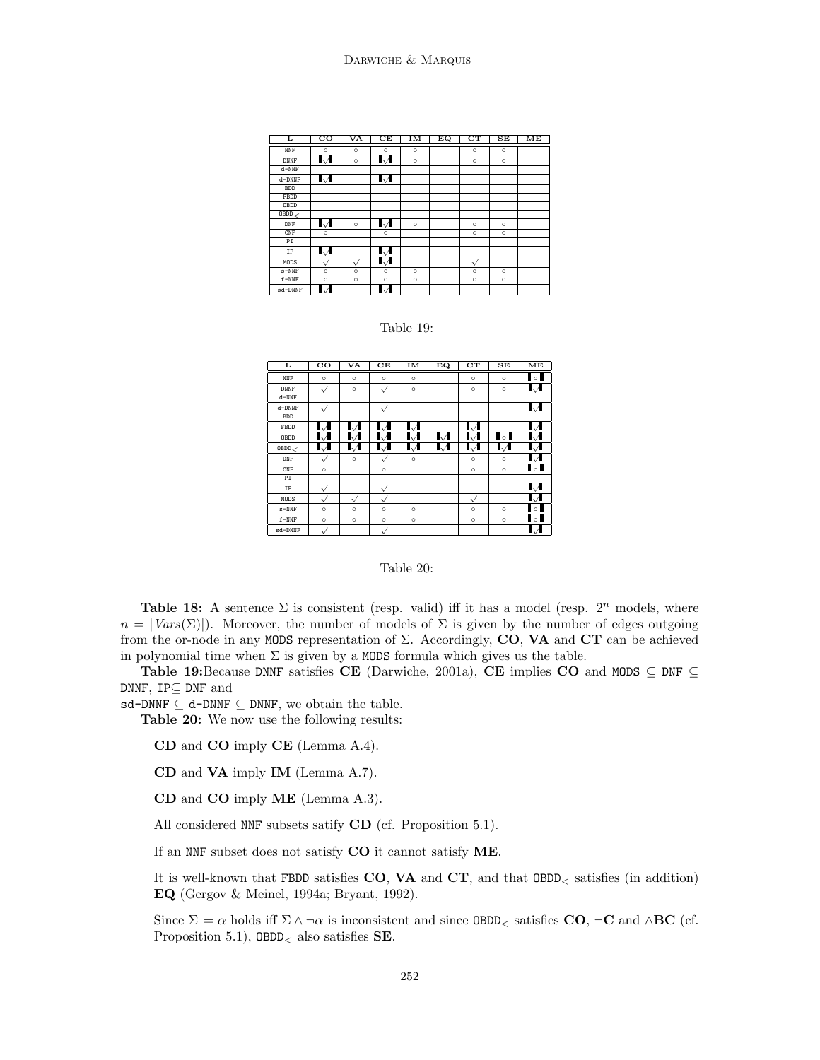| L | CO | VA | CE | IM | EQ | CT | SE | ME |
|---|---|---|---|---|---|---|---|---|
| NNF | ∘ | ∘ | ∘ | ∘ | | ∘ | ∘ | |
| DNNF | **√** | ∘ | **√** | ∘ | | ∘ | ∘ | |
| d-NNF | | | | | | | | |
| d-DNNF | **√** | | **√** | | | | | |
| BDD | | | | | | | | |
| FBDD | | | | | | | | |
| OBDD | | | | | | | | |
| $\texttt{OBDD}_<$ | | | | | | | | |
| DNF | **√** | ∘ | **√** | ∘ | | ∘ | ∘ | |
| CNF | ∘ | | ∘ | | | ∘ | ∘ | |
| PI | | | | | | | | |
| IP | **√** | | **√** | | | | | |
| MODS | √ | √ | **√** | | | √ | | |
| s-NNF | ∘ | ∘ | ∘ | ∘ | | ∘ | ∘ | |
| f-NNF | ∘ | ∘ | ∘ | ∘ | | ∘ | ∘ | |
| sd-DNNF | **√** | | **√** | | | | | |

Table 19:

| L | CO | VA | CE | IM | EQ | CT | SE | ME |
|---|---|---|---|---|---|---|---|---|
| NNF | ∘ | ∘ | ∘ | ∘ | | ∘ | ∘ | **∘** |
| DNNF | √ | ∘ | √ | ∘ | | ∘ | ∘ | **√** |
| d-NNF | | | | | | | | |
| d-DNNF | √ | | √ | | | | | **√** |
| BDD | | | | | | | | |
| FBDD | **√** | **√** | **√** | **√** | | **√** | | **√** |
| OBDD | **√** | **√** | **√** | **√** | **√** | **√** | **∘** | **√** |
| $\texttt{OBDD}_<$ | **√** | **√** | **√** | **√** | **√** | **√** | **√** | **√** |
| DNF | √ | ∘ | √ | ∘ | | ∘ | ∘ | **√** |
| CNF | ∘ | | ∘ | | | ∘ | ∘ | **∘** |
| PI | | | | | | | | |
| IP | √ | | √ | | | | | **√** |
| MODS | √ | √ | √ | | | √ | | **√** |
| s-NNF | ∘ | ∘ | ∘ | ∘ | | ∘ | ∘ | **∘** |
| f-NNF | ∘ | ∘ | ∘ | ∘ | | ∘ | ∘ | **∘** |
| sd-DNNF | √ | | √ | | | | | **√** |

Table 20:

**Table 18:** A sentence $\Sigma$ is consistent (resp. valid) iff it has a model (resp. $2^n$ models, where $n = |Vars(\Sigma)|$). Moreover, the number of models of $\Sigma$ is given by the number of edges outgoing from the or-node in any MODS representation of $\Sigma$. Accordingly, **CO**, **VA** and **CT** can be achieved in polynomial time when $\Sigma$ is given by a MODS formula which gives us the table.

**Table 19:** Because DNNF satisfies **CE** (Darwiche, 2001a), **CE** implies **CO** and MODS $\subseteq$ DNF $\subseteq$ DNNF, IP$\subseteq$ DNF and
sd-DNNF $\subseteq$ d-DNNF $\subseteq$ DNNF, we obtain the table.

**Table 20:** We now use the following results:

**CD** and **CO** imply **CE** (Lemma A.4).

**CD** and **VA** imply **IM** (Lemma A.7).

**CD** and **CO** imply **ME** (Lemma A.3).

All considered NNF subsets satify **CD** (cf. Proposition 5.1).

If an NNF subset does not satisfy **CO** it cannot satisfy **ME**.

It is well-known that FBDD satisfies **CO**, **VA** and **CT**, and that $\texttt{OBDD}_<$ satisfies (in addition) **EQ** (Gergov & Meinel, 1994a; Bryant, 1992).

Since $\Sigma \models \alpha$ holds iff $\Sigma \wedge \neg\alpha$ is inconsistent and since $\texttt{OBDD}_<$ satisfies **CO**, $\neg$**C** and $\wedge$**BC** (cf. Proposition 5.1), $\texttt{OBDD}_<$ also satisfies **SE**.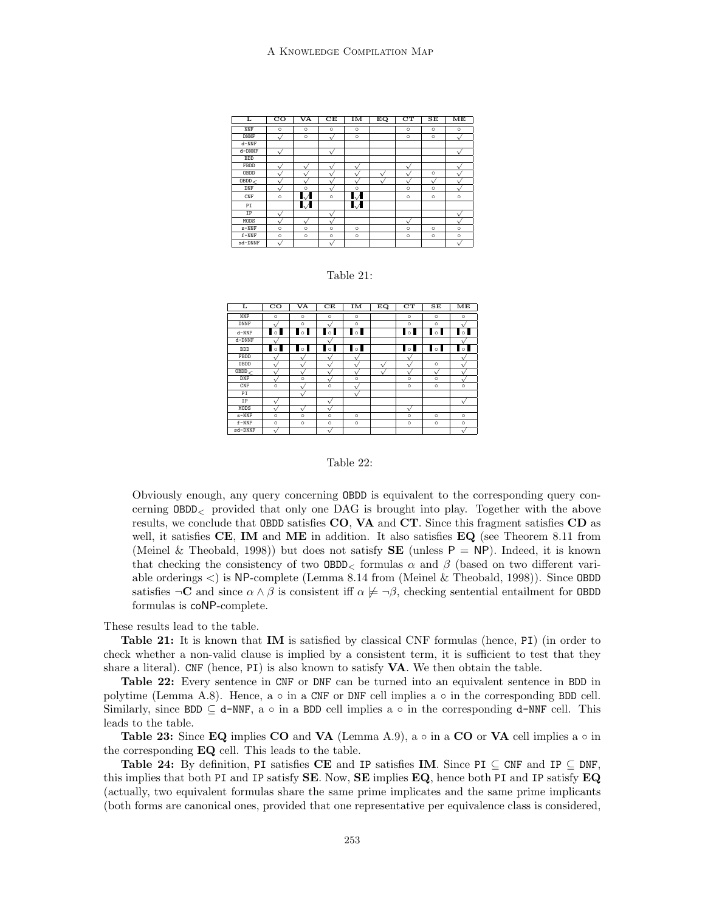| L | **CO** | **VA** | **CE** | **IM** | **EQ** | **CT** | **SE** | **ME** |
|---|---|---|---|---|---|---|---|---|
| NNF | ○ | ○ | ○ | ○ | | ○ | ○ | ○ |
| DNNF | √ | ○ | √ | ○ | | ○ | ○ | √ |
| d-NNF | | | | | | | | |
| d-DNNF | √ | | √ | | | | | √ |
| BDD | | | | | | | | |
| FBDD | √ | √ | √ | √ | | √ | | √ |
| OBDD | √ | √ | √ | √ | √ | √ | ○ | √ |
| $\text{OBDD}_<$ | √ | √ | √ | √ | √ | √ | √ | √ |
| DNF | √ | ○ | √ | ○ | | ○ | ○ | √ |
| CNF | ○ | **√** | ○ | **√** | | ○ | ○ | ○ |
| PI | | **√** | | **√** | | | | |
| IP | √ | | √ | | | | | √ |
| MODS | √ | √ | √ | | | √ | | √ |
| s-NNF | ○ | ○ | ○ | ○ | | ○ | ○ | ○ |
| f-NNF | ○ | ○ | ○ | ○ | | ○ | ○ | ○ |
| sd-DNNF | √ | | √ | | | | | √ |

Table 21:

| L | **CO** | **VA** | **CE** | **IM** | **EQ** | **CT** | **SE** | **ME** |
|---|---|---|---|---|---|---|---|---|
| NNF | ○ | ○ | ○ | ○ | | ○ | ○ | ○ |
| DNNF | √ | ○ | √ | ○ | | ○ | ○ | √ |
| d-NNF | **○** | **○** | **○** | **○** | | **○** | **○** | **○** |
| d-DNNF | √ | | √ | | | | | √ |
| BDD | **○** | **○** | **○** | **○** | | **○** | **○** | **○** |
| FBDD | √ | √ | √ | √ | | √ | | √ |
| OBDD | √ | √ | √ | √ | √ | √ | ○ | √ |
| $\text{OBDD}_<$ | √ | √ | √ | √ | √ | √ | √ | √ |
| DNF | √ | ○ | √ | ○ | | ○ | ○ | √ |
| CNF | ○ | √ | ○ | √ | | ○ | ○ | ○ |
| PI | | √ | | √ | | | | |
| IP | √ | | √ | | | | | √ |
| MODS | √ | √ | √ | | | √ | | |
| s-NNF | ○ | ○ | ○ | ○ | | ○ | ○ | ○ |
| f-NNF | ○ | ○ | ○ | ○ | | ○ | ○ | ○ |
| sd-DNNF | √ | | √ | | | | | √ |

Table 22:

Obviously enough, any query concerning OBDD is equivalent to the corresponding query concerning $\text{OBDD}_<$ provided that only one DAG is brought into play. Together with the above results, we conclude that OBDD satisfies **CO**, **VA** and **CT**. Since this fragment satisfies **CD** as well, it satisfies **CE**, **IM** and **ME** in addition. It also satisfies **EQ** (see Theorem 8.11 from (Meinel & Theobald, 1998)) but does not satisfy **SE** (unless P = NP). Indeed, it is known that checking the consistency of two $\text{OBDD}_<$ formulas $\alpha$ and $\beta$ (based on two different variable orderings $<$) is NP-complete (Lemma 8.14 from (Meinel & Theobald, 1998)). Since OBDD satisfies $\neg$**C** and since $\alpha \wedge \beta$ is consistent iff $\alpha \not\models \neg\beta$, checking sentential entailment for OBDD formulas is coNP-complete.

These results lead to the table.

**Table 21:** It is known that **IM** is satisfied by classical CNF formulas (hence, PI) (in order to check whether a non-valid clause is implied by a consistent term, it is sufficient to test that they share a literal). CNF (hence, PI) is also known to satisfy **VA**. We then obtain the table.

**Table 22:** Every sentence in CNF or DNF can be turned into an equivalent sentence in BDD in polytime (Lemma A.8). Hence, a ○ in a CNF or DNF cell implies a ○ in the corresponding BDD cell. Similarly, since BDD $\subseteq$ d-NNF, a ○ in a BDD cell implies a ○ in the corresponding d-NNF cell. This leads to the table.

**Table 23:** Since **EQ** implies **CO** and **VA** (Lemma A.9), a ○ in a **CO** or **VA** cell implies a ○ in the corresponding **EQ** cell. This leads to the table.

**Table 24:** By definition, PI satisfies **CE** and IP satisfies **IM**. Since PI $\subseteq$ CNF and IP $\subseteq$ DNF, this implies that both PI and IP satisfy **SE**. Now, **SE** implies **EQ**, hence both PI and IP satisfy **EQ** (actually, two equivalent formulas share the same prime implicates and the same prime implicants (both forms are canonical ones, provided that one representative per equivalence class is considered,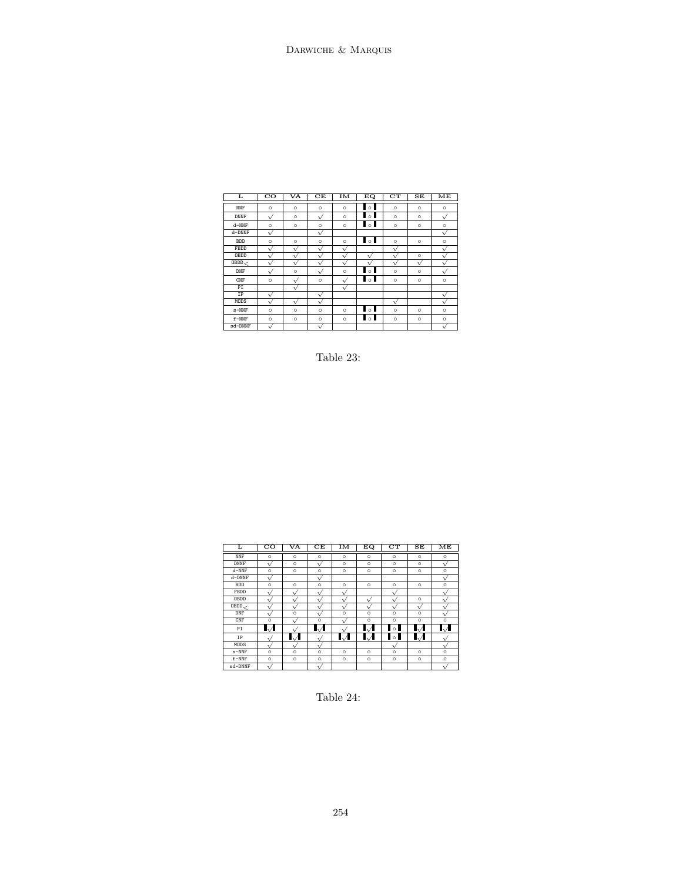| L | CO | VA | CE | IM | EQ | CT | SE | ME |
|---|---|---|---|---|---|---|---|---|
| NNF | ∘ | ∘ | ∘ | ∘ | ∘ | ∘ | ∘ | ∘ |
| DNNF | √ | ∘ | √ | ∘ | ∘ | ∘ | ∘ | √ |
| d-NNF | ∘ | ∘ | ∘ | ∘ | ∘ | ∘ | ∘ | ∘ |
| d-DNNF | √ | | √ | | | | | √ |
| BDD | ∘ | ∘ | ∘ | ∘ | ∘ | ∘ | ∘ | ∘ |
| FBDD | √ | √ | √ | √ | | √ | | √ |
| OBDD | √ | √ | √ | √ | √ | √ | ∘ | √ |
| $\text{OBDD}_<$ | √ | √ | √ | √ | √ | √ | √ | √ |
| DNF | √ | ∘ | √ | ∘ | ∘ | ∘ | ∘ | √ |
| CNF | ∘ | √ | ∘ | √ | ∘ | ∘ | ∘ | ∘ |
| PI | | √ | | √ | | | | |
| IP | √ | | √ | | | | | √ |
| MODS | √ | √ | √ | | | √ | | √ |
| s-NNF | ∘ | ∘ | ∘ | ∘ | ∘ | ∘ | ∘ | ∘ |
| f-NNF | ∘ | ∘ | ∘ | ∘ | ∘ | ∘ | ∘ | ∘ |
| sd-DNNF | √ | | √ | | | | | √ |

Table 23:

| L | CO | VA | CE | IM | EQ | CT | SE | ME |
|---|---|---|---|---|---|---|---|---|
| NNF | ∘ | ∘ | ∘ | ∘ | ∘ | ∘ | ∘ | ∘ |
| DNNF | √ | ∘ | √ | ∘ | ∘ | ∘ | ∘ | √ |
| d-NNF | ∘ | ∘ | ∘ | ∘ | ∘ | ∘ | ∘ | ∘ |
| d-DNNF | √ | | √ | | | | | √ |
| BDD | ∘ | ∘ | ∘ | ∘ | ∘ | ∘ | ∘ | ∘ |
| FBDD | √ | √ | √ | √ | | √ | | √ |
| OBDD | √ | √ | √ | √ | √ | √ | ∘ | √ |
| $\text{OBDD}_<$ | √ | √ | √ | √ | √ | √ | √ | √ |
| DNF | √ | ∘ | √ | ∘ | ∘ | ∘ | ∘ | √ |
| CNF | ∘ | √ | ∘ | √ | ∘ | ∘ | ∘ | ∘ |
| PI | √ | √ | √ | √ | √ | ∘ | √ | √ |
| IP | √ | √ | √ | √ | √ | ∘ | √ | √ |
| MODS | √ | √ | √ | | | √ | | √ |
| s-NNF | ∘ | ∘ | ∘ | ∘ | ∘ | ∘ | ∘ | ∘ |
| f-NNF | ∘ | ∘ | ∘ | ∘ | ∘ | ∘ | ∘ | ∘ |
| sd-DNNF | √ | | √ | | | | | √ |

Table 24: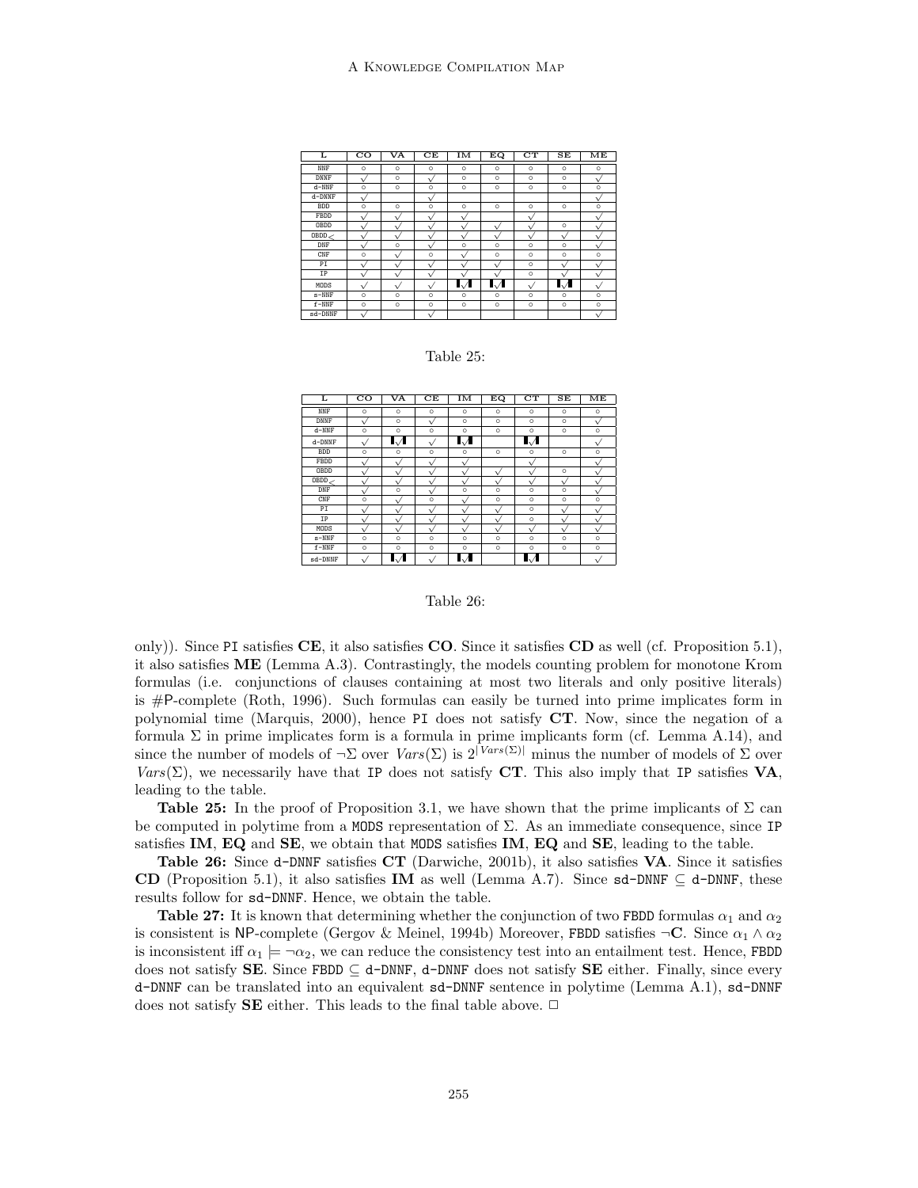| L | CO | VA | CE | IM | EQ | CT | SE | ME |
|---|---|---|---|---|---|---|---|---|
| NNF | ○ | ○ | ○ | ○ | ○ | ○ | ○ | ○ |
| DNNF | √ | ○ | √ | ○ | ○ | ○ | ○ | √ |
| d-NNF | ○ | ○ | ○ | ○ | ○ | ○ | ○ | ○ |
| d-DNNF | √ | | √ | | | | | √ |
| BDD | ○ | ○ | ○ | ○ | ○ | ○ | ○ | ○ |
| FBDD | √ | √ | √ | √ | | √ | | √ |
| OBDD | √ | √ | √ | √ | √ | √ | ○ | √ |
| $\text{OBDD}_<$ | √ | √ | √ | √ | √ | √ | √ | √ |
| DNF | √ | ○ | √ | ○ | ○ | ○ | ○ | √ |
| CNF | ○ | √ | ○ | √ | ○ | ○ | ○ | ○ |
| PI | √ | √ | √ | √ | √ | ○ | √ | √ |
| IP | √ | √ | √ | √ | √ | ○ | √ | √ |
| MODS | √ | √ | √ | **√** | **√** | √ | **√** | √ |
| s-NNF | ○ | ○ | ○ | ○ | ○ | ○ | ○ | ○ |
| f-NNF | ○ | ○ | ○ | ○ | ○ | ○ | ○ | ○ |
| sd-DNNF | √ | | √ | | | | | √ |

Table 25:

| L | CO | VA | CE | IM | EQ | CT | SE | ME |
|---|---|---|---|---|---|---|---|---|
| NNF | ○ | ○ | ○ | ○ | ○ | ○ | ○ | ○ |
| DNNF | √ | ○ | √ | ○ | ○ | ○ | ○ | √ |
| d-NNF | ○ | ○ | ○ | ○ | ○ | ○ | ○ | ○ |
| d-DNNF | √ | **√** | √ | **√** | | **√** | | √ |
| BDD | ○ | ○ | ○ | ○ | ○ | ○ | ○ | ○ |
| FBDD | √ | √ | √ | √ | | √ | | √ |
| OBDD | √ | √ | √ | √ | √ | √ | ○ | √ |
| $\text{OBDD}_<$ | √ | √ | √ | √ | √ | √ | √ | √ |
| DNF | √ | ○ | √ | ○ | ○ | ○ | ○ | √ |
| CNF | ○ | √ | ○ | √ | ○ | ○ | ○ | ○ |
| PI | √ | √ | √ | √ | √ | ○ | √ | √ |
| IP | √ | √ | √ | √ | √ | ○ | √ | √ |
| MODS | √ | √ | √ | √ | √ | √ | √ | √ |
| s-NNF | ○ | ○ | ○ | ○ | ○ | ○ | ○ | ○ |
| f-NNF | ○ | ○ | ○ | ○ | ○ | ○ | ○ | ○ |
| sd-DNNF | √ | **√** | √ | **√** | | **√** | | √ |

Table 26:

only)). Since PI satisfies **CE**, it also satisfies **CO**. Since it satisfies **CD** as well (cf. Proposition 5.1), it also satisfies **ME** (Lemma A.3). Contrastingly, the models counting problem for monotone Krom formulas (i.e. conjunctions of clauses containing at most two literals and only positive literals) is #P-complete (Roth, 1996). Such formulas can easily be turned into prime implicates form in polynomial time (Marquis, 2000), hence PI does not satisfy **CT**. Now, since the negation of a formula $\Sigma$ in prime implicates form is a formula in prime implicants form (cf. Lemma A.14), and since the number of models of $\neg\Sigma$ over $Vars(\Sigma)$ is $2^{|Vars(\Sigma)|}$ minus the number of models of $\Sigma$ over $Vars(\Sigma)$, we necessarily have that IP does not satisfy **CT**. This also imply that IP satisfies **VA**, leading to the table.

**Table 25:** In the proof of Proposition 3.1, we have shown that the prime implicants of $\Sigma$ can be computed in polytime from a MODS representation of $\Sigma$. As an immediate consequence, since IP satisfies **IM**, **EQ** and **SE**, we obtain that MODS satisfies **IM**, **EQ** and **SE**, leading to the table.

**Table 26:** Since d-DNNF satisfies **CT** (Darwiche, 2001b), it also satisfies **VA**. Since it satisfies **CD** (Proposition 5.1), it also satisfies **IM** as well (Lemma A.7). Since sd-DNNF $\subseteq$ d-DNNF, these results follow for sd-DNNF. Hence, we obtain the table.

**Table 27:** It is known that determining whether the conjunction of two FBDD formulas $\alpha_1$ and $\alpha_2$ is consistent is NP-complete (Gergov & Meinel, 1994b) Moreover, FBDD satisfies $\neg$**C**. Since $\alpha_1 \wedge \alpha_2$ is inconsistent iff $\alpha_1 \models \neg\alpha_2$, we can reduce the consistency test into an entailment test. Hence, FBDD does not satisfy **SE**. Since FBDD $\subseteq$ d-DNNF, d-DNNF does not satisfy **SE** either. Finally, since every d-DNNF can be translated into an equivalent sd-DNNF sentence in polytime (Lemma A.1), sd-DNNF does not satisfy **SE** either. This leads to the final table above. □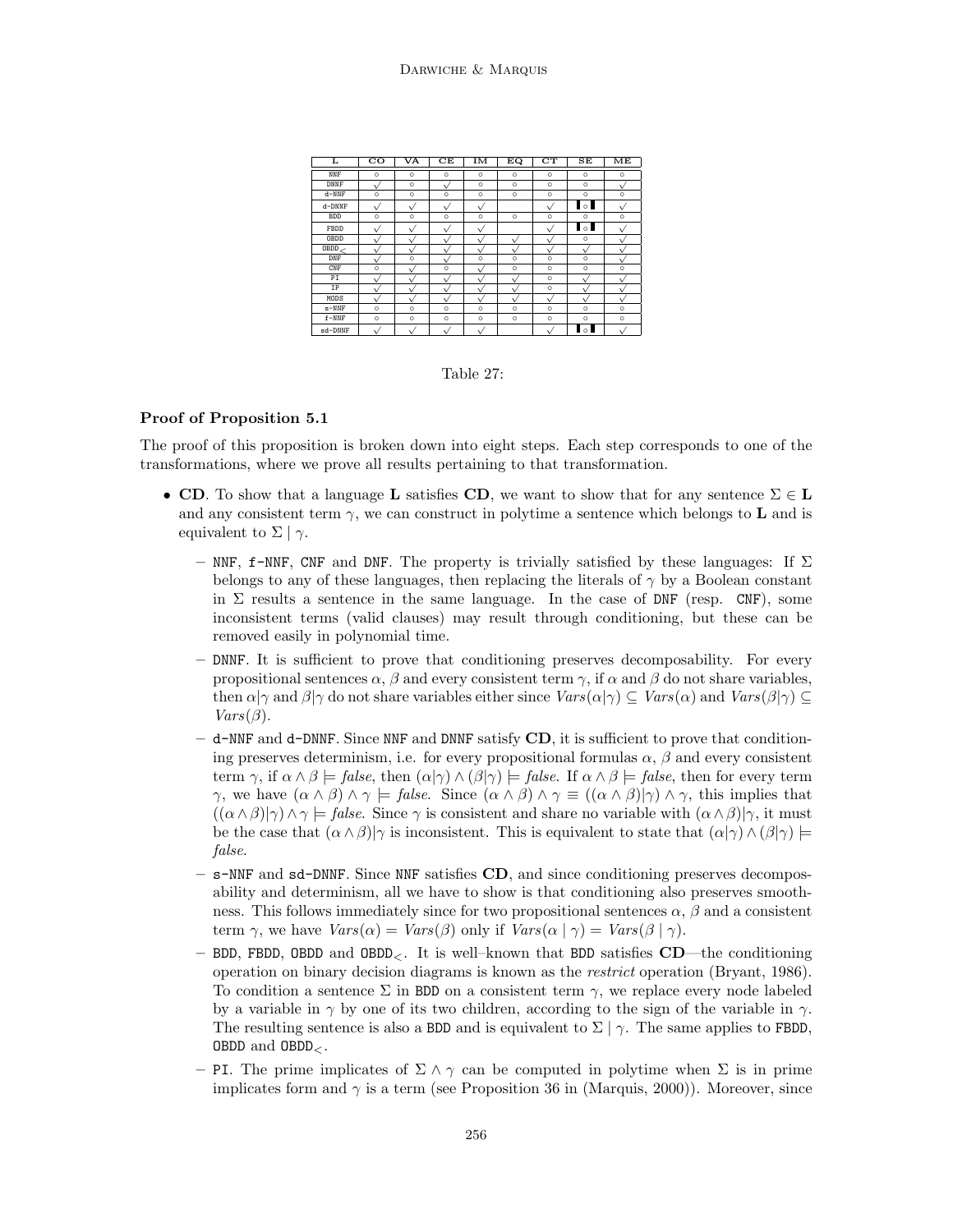| L | CO | VA | CE | IM | EQ | CT | SE | ME |
|---|---|---|---|---|---|---|---|---|
| NNF | ○ | ○ | ○ | ○ | ○ | ○ | ○ | ○ |
| DNNF | √ | ○ | √ | ○ | ○ | ○ | ○ | √ |
| d-NNF | ○ | ○ | ○ | ○ | ○ | ○ | ○ | ○ |
| d-DNNF | √ | √ | √ | √ | | √ | ▮○▮ | √ |
| BDD | ○ | ○ | ○ | ○ | ○ | ○ | ○ | ○ |
| FBDD | √ | √ | √ | √ | | √ | ▮○▮ | √ |
| OBDD | √ | √ | √ | √ | √ | √ | ○ | √ |
| $\text{OBDD}_<$ | √ | √ | √ | √ | √ | √ | √ | √ |
| DNF | √ | ○ | √ | ○ | ○ | ○ | ○ | √ |
| CNF | ○ | √ | ○ | √ | ○ | ○ | ○ | ○ |
| PI | √ | √ | √ | √ | √ | ○ | √ | √ |
| IP | √ | √ | √ | √ | √ | ○ | √ | √ |
| MODS | √ | √ | √ | √ | √ | √ | √ | √ |
| s-NNF | ○ | ○ | ○ | ○ | ○ | ○ | ○ | ○ |
| f-NNF | ○ | ○ | ○ | ○ | ○ | ○ | ○ | ○ |
| sd-DNNF | √ | √ | √ | √ | | √ | ▮○▮ | √ |

Table 27:

### Proof of Proposition 5.1

The proof of this proposition is broken down into eight steps. Each step corresponds to one of the transformations, where we prove all results pertaining to that transformation.

- **CD**. To show that a language **L** satisfies **CD**, we want to show that for any sentence $\Sigma \in \mathbf{L}$ and any consistent term $\gamma$, we can construct in polytime a sentence which belongs to **L** and is equivalent to $\Sigma \mid \gamma$.
  - NNF, f-NNF, CNF and DNF. The property is trivially satisfied by these languages: If $\Sigma$ belongs to any of these languages, then replacing the literals of $\gamma$ by a Boolean constant in $\Sigma$ results a sentence in the same language. In the case of DNF (resp. CNF), some inconsistent terms (valid clauses) may result through conditioning, but these can be removed easily in polynomial time.
  - DNNF. It is sufficient to prove that conditioning preserves decomposability. For every propositional sentences $\alpha$, $\beta$ and every consistent term $\gamma$, if $\alpha$ and $\beta$ do not share variables, then $\alpha|\gamma$ and $\beta|\gamma$ do not share variables either since $Vars(\alpha|\gamma) \subseteq Vars(\alpha)$ and $Vars(\beta|\gamma) \subseteq Vars(\beta)$.
  - d-NNF and d-DNNF. Since NNF and DNNF satisfy **CD**, it is sufficient to prove that conditioning preserves determinism, i.e. for every propositional formulas $\alpha$, $\beta$ and every consistent term $\gamma$, if $\alpha \wedge \beta \models false$, then $(\alpha|\gamma) \wedge (\beta|\gamma) \models false$. If $\alpha \wedge \beta \models false$, then for every term $\gamma$, we have $(\alpha \wedge \beta) \wedge \gamma \models false$. Since $(\alpha \wedge \beta) \wedge \gamma \equiv ((\alpha \wedge \beta)|\gamma) \wedge \gamma$, this implies that $((\alpha \wedge \beta)|\gamma) \wedge \gamma \models false$. Since $\gamma$ is consistent and share no variable with $(\alpha \wedge \beta)|\gamma$, it must be the case that $(\alpha \wedge \beta)|\gamma$ is inconsistent. This is equivalent to state that $(\alpha|\gamma) \wedge (\beta|\gamma) \models false$.
  - s-NNF and sd-DNNF. Since NNF satisfies **CD**, and since conditioning preserves decomposability and determinism, all we have to show is that conditioning also preserves smoothness. This follows immediately since for two propositional sentences $\alpha$, $\beta$ and a consistent term $\gamma$, we have $Vars(\alpha) = Vars(\beta)$ only if $Vars(\alpha \mid \gamma) = Vars(\beta \mid \gamma)$.
  - BDD, FBDD, OBDD and $\text{OBDD}_<$. It is well–known that BDD satisfies **CD**—the conditioning operation on binary decision diagrams is known as the *restrict* operation (Bryant, 1986). To condition a sentence $\Sigma$ in BDD on a consistent term $\gamma$, we replace every node labeled by a variable in $\gamma$ by one of its two children, according to the sign of the variable in $\gamma$. The resulting sentence is also a BDD and is equivalent to $\Sigma \mid \gamma$. The same applies to FBDD, OBDD and $\text{OBDD}_<$.
  - PI. The prime implicates of $\Sigma \wedge \gamma$ can be computed in polytime when $\Sigma$ is in prime implicates form and $\gamma$ is a term (see Proposition 36 in (Marquis, 2000)). Moreover, since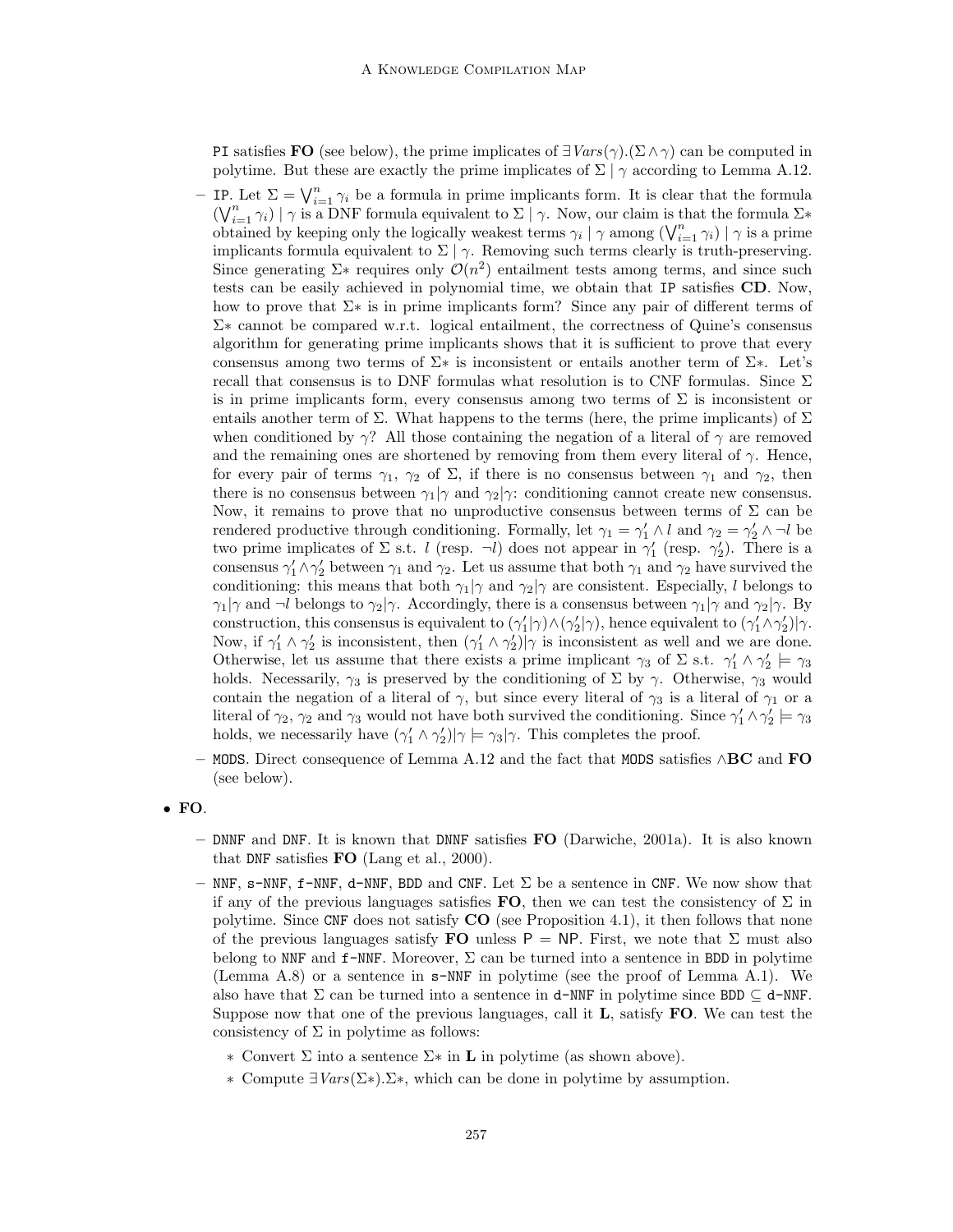PI satisfies **FO** (see below), the prime implicates of $\exists Vars(\gamma).(\Sigma \wedge \gamma)$ can be computed in polytime. But these are exactly the prime implicates of $\Sigma \mid \gamma$ according to Lemma A.12.

- IP. Let $\Sigma = \bigvee_{i=1}^{n} \gamma_i$ be a formula in prime implicants form. It is clear that the formula $(\bigvee_{i=1}^{n} \gamma_i) \mid \gamma$ is a DNF formula equivalent to $\Sigma \mid \gamma$. Now, our claim is that the formula $\Sigma*$ obtained by keeping only the logically weakest terms $\gamma_i \mid \gamma$ among $(\bigvee_{i=1}^{n} \gamma_i) \mid \gamma$ is a prime implicants formula equivalent to $\Sigma \mid \gamma$. Removing such terms clearly is truth-preserving. Since generating $\Sigma*$ requires only $\mathcal{O}(n^2)$ entailment tests among terms, and since such tests can be easily achieved in polynomial time, we obtain that IP satisfies **CD**. Now, how to prove that $\Sigma*$ is in prime implicants form? Since any pair of different terms of $\Sigma*$ cannot be compared w.r.t. logical entailment, the correctness of Quine's consensus algorithm for generating prime implicants shows that it is sufficient to prove that every consensus among two terms of $\Sigma*$ is inconsistent or entails another term of $\Sigma*$. Let's recall that consensus is to DNF formulas what resolution is to CNF formulas. Since $\Sigma$ is in prime implicants form, every consensus among two terms of $\Sigma$ is inconsistent or entails another term of $\Sigma$. What happens to the terms (here, the prime implicants) of $\Sigma$ when conditioned by $\gamma$? All those containing the negation of a literal of $\gamma$ are removed and the remaining ones are shortened by removing from them every literal of $\gamma$. Hence, for every pair of terms $\gamma_1$, $\gamma_2$ of $\Sigma$, if there is no consensus between $\gamma_1$ and $\gamma_2$, then there is no consensus between $\gamma_1|\gamma$ and $\gamma_2|\gamma$: conditioning cannot create new consensus. Now, it remains to prove that no unproductive consensus between terms of $\Sigma$ can be rendered productive through conditioning. Formally, let $\gamma_1 = \gamma'_1 \wedge l$ and $\gamma_2 = \gamma'_2 \wedge \neg l$ be two prime implicates of $\Sigma$ s.t. $l$ (resp. $\neg l$) does not appear in $\gamma'_1$ (resp. $\gamma'_2$). There is a consensus $\gamma'_1 \wedge \gamma'_2$ between $\gamma_1$ and $\gamma_2$. Let us assume that both $\gamma_1$ and $\gamma_2$ have survived the conditioning: this means that both $\gamma_1|\gamma$ and $\gamma_2|\gamma$ are consistent. Especially, $l$ belongs to $\gamma_1|\gamma$ and $\neg l$ belongs to $\gamma_2|\gamma$. Accordingly, there is a consensus between $\gamma_1|\gamma$ and $\gamma_2|\gamma$. By construction, this consensus is equivalent to $(\gamma'_1|\gamma) \wedge (\gamma'_2|\gamma)$, hence equivalent to $(\gamma'_1 \wedge \gamma'_2)|\gamma$. Now, if $\gamma'_1 \wedge \gamma'_2$ is inconsistent, then $(\gamma'_1 \wedge \gamma'_2)|\gamma$ is inconsistent as well and we are done. Otherwise, let us assume that there exists a prime implicant $\gamma_3$ of $\Sigma$ s.t. $\gamma'_1 \wedge \gamma'_2 \models \gamma_3$ holds. Necessarily, $\gamma_3$ is preserved by the conditioning of $\Sigma$ by $\gamma$. Otherwise, $\gamma_3$ would contain the negation of a literal of $\gamma$, but since every literal of $\gamma_3$ is a literal of $\gamma_1$ or a literal of $\gamma_2$, $\gamma_2$ and $\gamma_3$ would not have both survived the conditioning. Since $\gamma'_1 \wedge \gamma'_2 \models \gamma_3$ holds, we necessarily have $(\gamma'_1 \wedge \gamma'_2)|\gamma \models \gamma_3|\gamma$. This completes the proof.
- MODS. Direct consequence of Lemma A.12 and the fact that MODS satisfies $\wedge$**BC** and **FO** (see below).

- **FO**.
  - DNNF and DNF. It is known that DNNF satisfies **FO** (Darwiche, 2001a). It is also known that DNF satisfies **FO** (Lang et al., 2000).
  - NNF, s-NNF, f-NNF, d-NNF, BDD and CNF. Let $\Sigma$ be a sentence in CNF. We now show that if any of the previous languages satisfies **FO**, then we can test the consistency of $\Sigma$ in polytime. Since CNF does not satisfy **CO** (see Proposition 4.1), it then follows that none of the previous languages satisfy **FO** unless $\mathsf{P} = \mathsf{NP}$. First, we note that $\Sigma$ must also belong to NNF and f-NNF. Moreover, $\Sigma$ can be turned into a sentence in BDD in polytime (Lemma A.8) or a sentence in s-NNF in polytime (see the proof of Lemma A.1). We also have that $\Sigma$ can be turned into a sentence in d-NNF in polytime since BDD $\subseteq$ d-NNF. Suppose now that one of the previous languages, call it **L**, satisfy **FO**. We can test the consistency of $\Sigma$ in polytime as follows:
    - Convert $\Sigma$ into a sentence $\Sigma*$ in **L** in polytime (as shown above).
    - Compute $\exists Vars(\Sigma*).\Sigma*$, which can be done in polytime by assumption.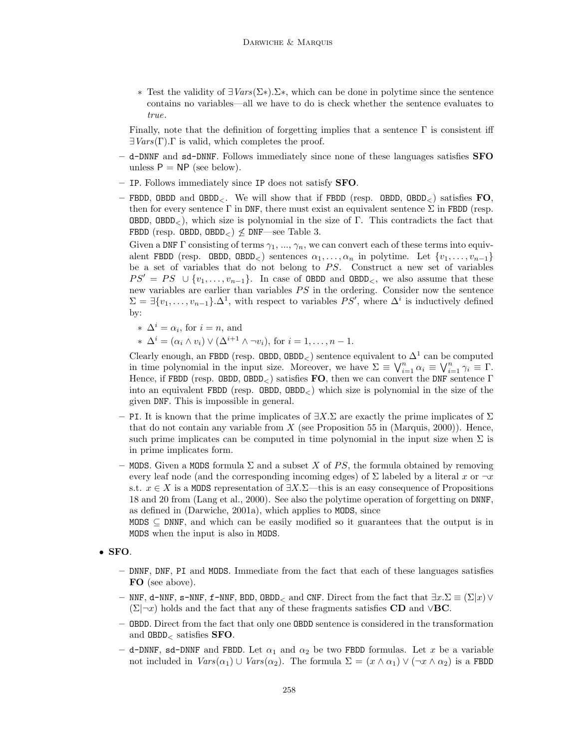* Test the validity of $\exists Vars(\Sigma*).\Sigma*$, which can be done in polytime since the sentence contains no variables—all we have to do is check whether the sentence evaluates to *true*.

  Finally, note that the definition of forgetting implies that a sentence $\Gamma$ is consistent iff $\exists Vars(\Gamma).\Gamma$ is valid, which completes the proof.

  - d-DNNF and sd-DNNF. Follows immediately since none of these languages satisfies **SFO** unless P = NP (see below).
  - IP. Follows immediately since IP does not satisfy **SFO**.
  - FBDD, OBDD and $\text{OBDD}_<$. We will show that if FBDD (resp. OBDD, $\text{OBDD}_<$) satisfies **FO**, then for every sentence $\Gamma$ in DNF, there must exist an equivalent sentence $\Sigma$ in FBDD (resp. OBDD, $\text{OBDD}_<$), which size is polynomial in the size of $\Gamma$. This contradicts the fact that FBDD (resp. OBDD, $\text{OBDD}_<$) $\not\leq$ DNF—see Table 3.

    Given a DNF $\Gamma$ consisting of terms $\gamma_1, ..., \gamma_n$, we can convert each of these terms into equivalent FBDD (resp. OBDD, $\text{OBDD}_<$) sentences $\alpha_1, \ldots, \alpha_n$ in polytime. Let $\{v_1, \ldots, v_{n-1}\}$ be a set of variables that do not belong to $PS$. Construct a new set of variables $PS' = PS \cup \{v_1, \ldots, v_{n-1}\}$. In case of OBDD and $\text{OBDD}_<$, we also assume that these new variables are earlier than variables $PS$ in the ordering. Consider now the sentence $\Sigma = \exists\{v_1, \ldots, v_{n-1}\}.\Delta^1$, with respect to variables $PS'$, where $\Delta^i$ is inductively defined by:

    * $\Delta^i = \alpha_i$, for $i = n$, and
    * $\Delta^i = (\alpha_i \wedge v_i) \vee (\Delta^{i+1} \wedge \neg v_i)$, for $i = 1, \ldots, n-1$.

    Clearly enough, an FBDD (resp. OBDD, $\text{OBDD}_<$) sentence equivalent to $\Delta^1$ can be computed in time polynomial in the input size. Moreover, we have $\Sigma \equiv \bigvee_{i=1}^{n} \alpha_i \equiv \bigvee_{i=1}^{n} \gamma_i \equiv \Gamma$. Hence, if FBDD (resp. OBDD, $\text{OBDD}_<$) satisfies **FO**, then we can convert the DNF sentence $\Gamma$ into an equivalent FBDD (resp. OBDD, $\text{OBDD}_<$) which size is polynomial in the size of the given DNF. This is impossible in general.

  - PI. It is known that the prime implicates of $\exists X.\Sigma$ are exactly the prime implicates of $\Sigma$ that do not contain any variable from $X$ (see Proposition 55 in (Marquis, 2000)). Hence, such prime implicates can be computed in time polynomial in the input size when $\Sigma$ is in prime implicates form.
  - MODS. Given a MODS formula $\Sigma$ and a subset $X$ of $PS$, the formula obtained by removing every leaf node (and the corresponding incoming edges) of $\Sigma$ labeled by a literal $x$ or $\neg x$ s.t. $x \in X$ is a MODS representation of $\exists X.\Sigma$—this is an easy consequence of Propositions 18 and 20 from (Lang et al., 2000). See also the polytime operation of forgetting on DNNF, as defined in (Darwiche, 2001a), which applies to MODS, since MODS $\subseteq$ DNNF, and which can be easily modified so it guarantees that the output is in MODS when the input is also in MODS.

- **SFO**.
  - DNNF, DNF, PI and MODS. Immediate from the fact that each of these languages satisfies **FO** (see above).
  - NNF, d-NNF, s-NNF, f-NNF, BDD, $\text{OBDD}_<$ and CNF. Direct from the fact that $\exists x.\Sigma \equiv (\Sigma|x) \vee (\Sigma|\neg x)$ holds and the fact that any of these fragments satisfies **CD** and $\vee$**BC**.
  - OBDD. Direct from the fact that only one OBDD sentence is considered in the transformation and $\text{OBDD}_<$ satisfies **SFO**.
  - d-DNNF, sd-DNNF and FBDD. Let $\alpha_1$ and $\alpha_2$ be two FBDD formulas. Let $x$ be a variable not included in $Vars(\alpha_1) \cup Vars(\alpha_2)$. The formula $\Sigma = (x \wedge \alpha_1) \vee (\neg x \wedge \alpha_2)$ is a FBDD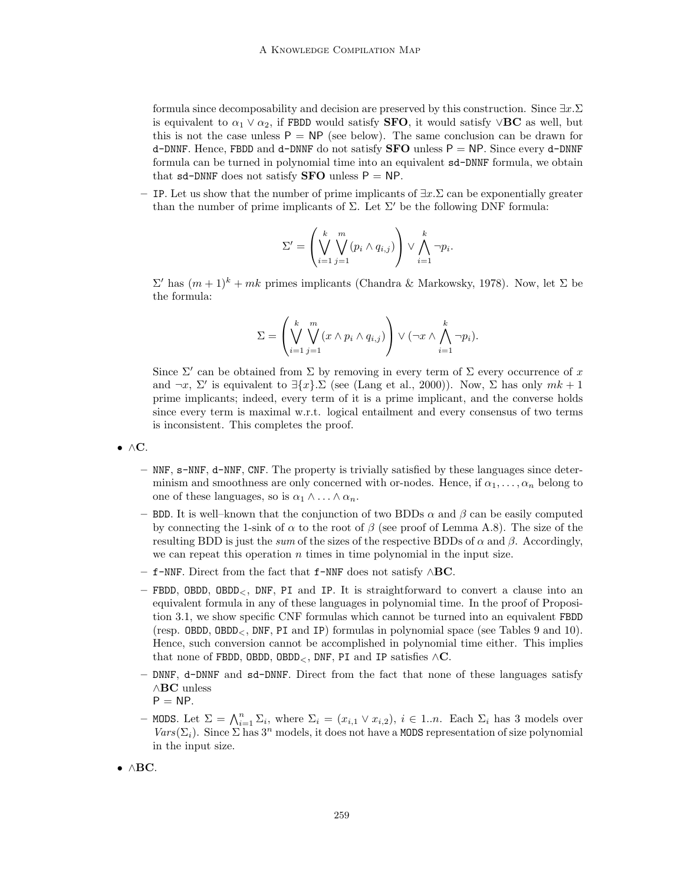formula since decomposability and decision are preserved by this construction. Since $\exists x.\Sigma$ is equivalent to $\alpha_1 \vee \alpha_2$, if FBDD would satisfy **SFO**, it would satisfy $\vee$**BC** as well, but this is not the case unless $\mathsf{P} = \mathsf{NP}$ (see below). The same conclusion can be drawn for d-DNNF. Hence, FBDD and d-DNNF do not satisfy **SFO** unless $\mathsf{P} = \mathsf{NP}$. Since every d-DNNF formula can be turned in polynomial time into an equivalent sd-DNNF formula, we obtain that sd-DNNF does not satisfy **SFO** unless $\mathsf{P} = \mathsf{NP}$.

– IP. Let us show that the number of prime implicants of $\exists x.\Sigma$ can be exponentially greater than the number of prime implicants of $\Sigma$. Let $\Sigma'$ be the following DNF formula:

$$\Sigma' = \left( \bigvee_{i=1}^{k} \bigvee_{j=1}^{m} (p_i \wedge q_{i,j}) \right) \vee \bigwedge_{i=1}^{k} \neg p_i.$$

$\Sigma'$ has $(m+1)^k + mk$ primes implicants (Chandra & Markowsky, 1978). Now, let $\Sigma$ be the formula:

$$\Sigma = \left( \bigvee_{i=1}^{k} \bigvee_{j=1}^{m} (x \wedge p_i \wedge q_{i,j}) \right) \vee (\neg x \wedge \bigwedge_{i=1}^{k} \neg p_i).$$

Since $\Sigma'$ can be obtained from $\Sigma$ by removing in every term of $\Sigma$ every occurrence of $x$ and $\neg x$, $\Sigma'$ is equivalent to $\exists \{x\}.\Sigma$ (see (Lang et al., 2000)). Now, $\Sigma$ has only $mk + 1$ prime implicants; indeed, every term of it is a prime implicant, and the converse holds since every term is maximal w.r.t. logical entailment and every consensus of two terms is inconsistent. This completes the proof.

- $\wedge$**C**.

  – NNF, s-NNF, d-NNF, CNF. The property is trivially satisfied by these languages since determinism and smoothness are only concerned with or-nodes. Hence, if $\alpha_1, \ldots, \alpha_n$ belong to one of these languages, so is $\alpha_1 \wedge \ldots \wedge \alpha_n$.

  – BDD. It is well–known that the conjunction of two BDDs $\alpha$ and $\beta$ can be easily computed by connecting the 1-sink of $\alpha$ to the root of $\beta$ (see proof of Lemma A.8). The size of the resulting BDD is just the *sum* of the sizes of the respective BDDs of $\alpha$ and $\beta$. Accordingly, we can repeat this operation $n$ times in time polynomial in the input size.

  – f-NNF. Direct from the fact that f-NNF does not satisfy $\wedge$**BC**.

  – FBDD, OBDD, OBDD$_<$, DNF, PI and IP. It is straightforward to convert a clause into an equivalent formula in any of these languages in polynomial time. In the proof of Proposition 3.1, we show specific CNF formulas which cannot be turned into an equivalent FBDD (resp. OBDD, OBDD$_<$, DNF, PI and IP) formulas in polynomial space (see Tables 9 and 10). Hence, such conversion cannot be accomplished in polynomial time either. This implies that none of FBDD, OBDD, OBDD$_<$, DNF, PI and IP satisfies $\wedge$**C**.

  – DNNF, d-DNNF and sd-DNNF. Direct from the fact that none of these languages satisfy $\wedge$**BC** unless
  $\mathsf{P} = \mathsf{NP}$.

  – MODS. Let $\Sigma = \bigwedge_{i=1}^{n} \Sigma_i$, where $\Sigma_i = (x_{i,1} \vee x_{i,2})$, $i \in 1..n$. Each $\Sigma_i$ has 3 models over $Vars(\Sigma_i)$. Since $\Sigma$ has $3^n$ models, it does not have a MODS representation of size polynomial in the input size.

- $\wedge$**BC**.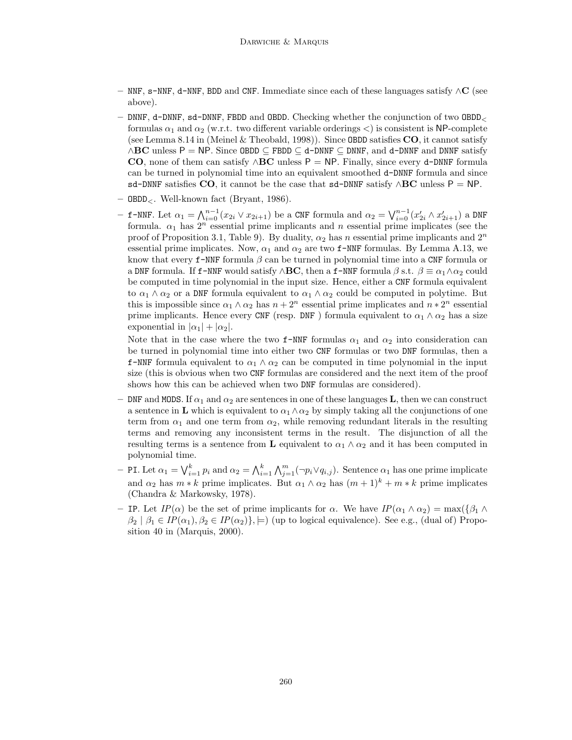- NNF, s-NNF, d-NNF, BDD and CNF. Immediate since each of these languages satisfy $\wedge\mathbf{C}$ (see above).
- DNNF, d-DNNF, sd-DNNF, FBDD and OBDD. Checking whether the conjunction of two $\text{OBDD}_<$ formulas $\alpha_1$ and $\alpha_2$ (w.r.t. two different variable orderings $<$) is consistent is NP-complete (see Lemma 8.14 in (Meinel & Theobald, 1998)). Since OBDD satisfies $\mathbf{CO}$, it cannot satisfy $\wedge\mathbf{BC}$ unless $\mathsf{P} = \mathsf{NP}$. Since OBDD $\subseteq$ FBDD $\subseteq$ d-DNNF $\subseteq$ DNNF, and d-DNNF and DNNF satisfy $\mathbf{CO}$, none of them can satisfy $\wedge\mathbf{BC}$ unless $\mathsf{P} = \mathsf{NP}$. Finally, since every d-DNNF formula can be turned in polynomial time into an equivalent smoothed d-DNNF formula and since sd-DNNF satisfies $\mathbf{CO}$, it cannot be the case that sd-DNNF satisfy $\wedge\mathbf{BC}$ unless $\mathsf{P} = \mathsf{NP}$.
- $\text{OBDD}_<$. Well-known fact (Bryant, 1986).
- f-NNF. Let $\alpha_1 = \bigwedge_{i=0}^{n-1}(x_{2i} \vee x_{2i+1})$ be a CNF formula and $\alpha_2 = \bigvee_{i=0}^{n-1}(x'_{2i} \wedge x'_{2i+1})$ a DNF formula. $\alpha_1$ has $2^n$ essential prime implicants and $n$ essential prime implicates (see the proof of Proposition 3.1, Table 9). By duality, $\alpha_2$ has $n$ essential prime implicants and $2^n$ essential prime implicates. Now, $\alpha_1$ and $\alpha_2$ are two f-NNF formulas. By Lemma A.13, we know that every f-NNF formula $\beta$ can be turned in polynomial time into a CNF formula or a DNF formula. If f-NNF would satisfy $\wedge\mathbf{BC}$, then a f-NNF formula $\beta$ s.t. $\beta \equiv \alpha_1 \wedge \alpha_2$ could be computed in time polynomial in the input size. Hence, either a CNF formula equivalent to $\alpha_1 \wedge \alpha_2$ or a DNF formula equivalent to $\alpha_1 \wedge \alpha_2$ could be computed in polytime. But this is impossible since $\alpha_1 \wedge \alpha_2$ has $n + 2^n$ essential prime implicates and $n * 2^n$ essential prime implicants. Hence every CNF (resp. DNF ) formula equivalent to $\alpha_1 \wedge \alpha_2$ has a size exponential in $|\alpha_1| + |\alpha_2|$.

  Note that in the case where the two f-NNF formulas $\alpha_1$ and $\alpha_2$ into consideration can be turned in polynomial time into either two CNF formulas or two DNF formulas, then a f-NNF formula equivalent to $\alpha_1 \wedge \alpha_2$ can be computed in time polynomial in the input size (this is obvious when two CNF formulas are considered and the next item of the proof shows how this can be achieved when two DNF formulas are considered).
- DNF and MODS. If $\alpha_1$ and $\alpha_2$ are sentences in one of these languages $\mathbf{L}$, then we can construct a sentence in $\mathbf{L}$ which is equivalent to $\alpha_1 \wedge \alpha_2$ by simply taking all the conjunctions of one term from $\alpha_1$ and one term from $\alpha_2$, while removing redundant literals in the resulting terms and removing any inconsistent terms in the result. The disjunction of all the resulting terms is a sentence from $\mathbf{L}$ equivalent to $\alpha_1 \wedge \alpha_2$ and it has been computed in polynomial time.
- PI. Let $\alpha_1 = \bigvee_{i=1}^{k} p_i$ and $\alpha_2 = \bigwedge_{i=1}^{k} \bigwedge_{j=1}^{m} (\neg p_i \vee q_{i,j})$. Sentence $\alpha_1$ has one prime implicate and $\alpha_2$ has $m * k$ prime implicates. But $\alpha_1 \wedge \alpha_2$ has $(m+1)^k + m * k$ prime implicates (Chandra & Markowsky, 1978).
- IP. Let $IP(\alpha)$ be the set of prime implicants for $\alpha$. We have $IP(\alpha_1 \wedge \alpha_2) = \max(\{\beta_1 \wedge \beta_2 \mid \beta_1 \in IP(\alpha_1), \beta_2 \in IP(\alpha_2)\}, \models)$ (up to logical equivalence). See e.g., (dual of) Proposition 40 in (Marquis, 2000).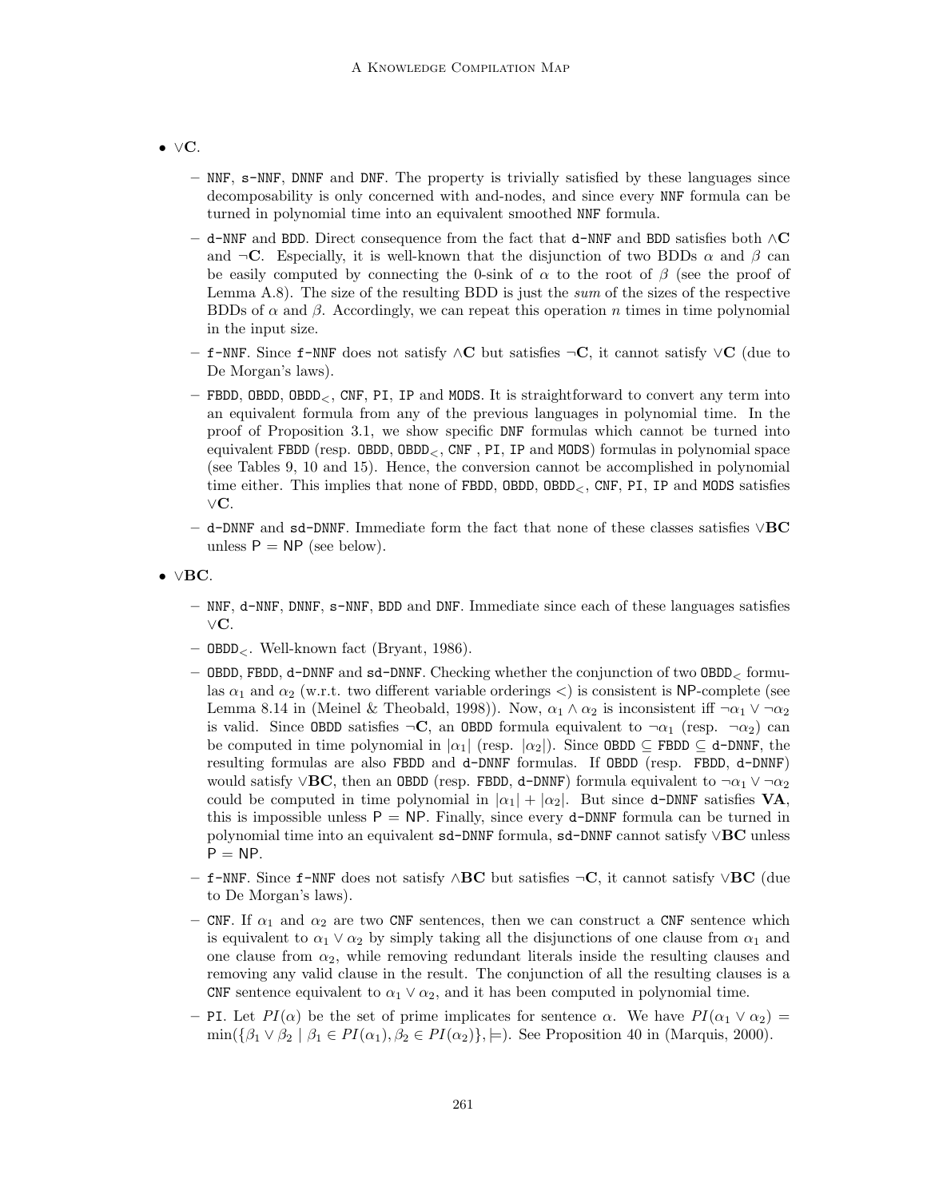- $\vee$**C**.
  - NNF, s-NNF, DNNF and DNF. The property is trivially satisfied by these languages since decomposability is only concerned with and-nodes, and since every NNF formula can be turned in polynomial time into an equivalent smoothed NNF formula.
  - d-NNF and BDD. Direct consequence from the fact that d-NNF and BDD satisfies both $\wedge$**C** and $\neg$**C**. Especially, it is well-known that the disjunction of two BDDs $\alpha$ and $\beta$ can be easily computed by connecting the 0-sink of $\alpha$ to the root of $\beta$ (see the proof of Lemma A.8). The size of the resulting BDD is just the *sum* of the sizes of the respective BDDs of $\alpha$ and $\beta$. Accordingly, we can repeat this operation $n$ times in time polynomial in the input size.
  - f-NNF. Since f-NNF does not satisfy $\wedge$**C** but satisfies $\neg$**C**, it cannot satisfy $\vee$**C** (due to De Morgan's laws).
  - FBDD, OBDD, OBDD$_<$, CNF, PI, IP and MODS. It is straightforward to convert any term into an equivalent formula from any of the previous languages in polynomial time. In the proof of Proposition 3.1, we show specific DNF formulas which cannot be turned into equivalent FBDD (resp. OBDD, OBDD$_<$, CNF , PI, IP and MODS) formulas in polynomial space (see Tables 9, 10 and 15). Hence, the conversion cannot be accomplished in polynomial time either. This implies that none of FBDD, OBDD, OBDD$_<$, CNF, PI, IP and MODS satisfies $\vee$**C**.
  - d-DNNF and sd-DNNF. Immediate form the fact that none of these classes satisfies $\vee$**BC** unless $\mathsf{P} = \mathsf{NP}$ (see below).
- $\vee$**BC**.
  - NNF, d-NNF, DNNF, s-NNF, BDD and DNF. Immediate since each of these languages satisfies $\vee$**C**.
  - OBDD$_<$. Well-known fact (Bryant, 1986).
  - OBDD, FBDD, d-DNNF and sd-DNNF. Checking whether the conjunction of two OBDD$_<$ formulas $\alpha_1$ and $\alpha_2$ (w.r.t. two different variable orderings $<$) is consistent is NP-complete (see Lemma 8.14 in (Meinel & Theobald, 1998)). Now, $\alpha_1 \wedge \alpha_2$ is inconsistent iff $\neg\alpha_1 \vee \neg\alpha_2$ is valid. Since OBDD satisfies $\neg$**C**, an OBDD formula equivalent to $\neg\alpha_1$ (resp. $\neg\alpha_2$) can be computed in time polynomial in $|\alpha_1|$ (resp. $|\alpha_2|$). Since OBDD $\subseteq$ FBDD $\subseteq$ d-DNNF, the resulting formulas are also FBDD and d-DNNF formulas. If OBDD (resp. FBDD, d-DNNF) would satisfy $\vee$**BC**, then an OBDD (resp. FBDD, d-DNNF) formula equivalent to $\neg\alpha_1 \vee \neg\alpha_2$ could be computed in time polynomial in $|\alpha_1| + |\alpha_2|$. But since d-DNNF satisfies **VA**, this is impossible unless $\mathsf{P} = \mathsf{NP}$. Finally, since every d-DNNF formula can be turned in polynomial time into an equivalent sd-DNNF formula, sd-DNNF cannot satisfy $\vee$**BC** unless $\mathsf{P} = \mathsf{NP}$.
  - f-NNF. Since f-NNF does not satisfy $\wedge$**BC** but satisfies $\neg$**C**, it cannot satisfy $\vee$**BC** (due to De Morgan's laws).
  - CNF. If $\alpha_1$ and $\alpha_2$ are two CNF sentences, then we can construct a CNF sentence which is equivalent to $\alpha_1 \vee \alpha_2$ by simply taking all the disjunctions of one clause from $\alpha_1$ and one clause from $\alpha_2$, while removing redundant literals inside the resulting clauses and removing any valid clause in the result. The conjunction of all the resulting clauses is a CNF sentence equivalent to $\alpha_1 \vee \alpha_2$, and it has been computed in polynomial time.
  - PI. Let $PI(\alpha)$ be the set of prime implicates for sentence $\alpha$. We have $PI(\alpha_1 \vee \alpha_2) = \min(\{\beta_1 \vee \beta_2 \mid \beta_1 \in PI(\alpha_1), \beta_2 \in PI(\alpha_2)\}, \models)$. See Proposition 40 in (Marquis, 2000).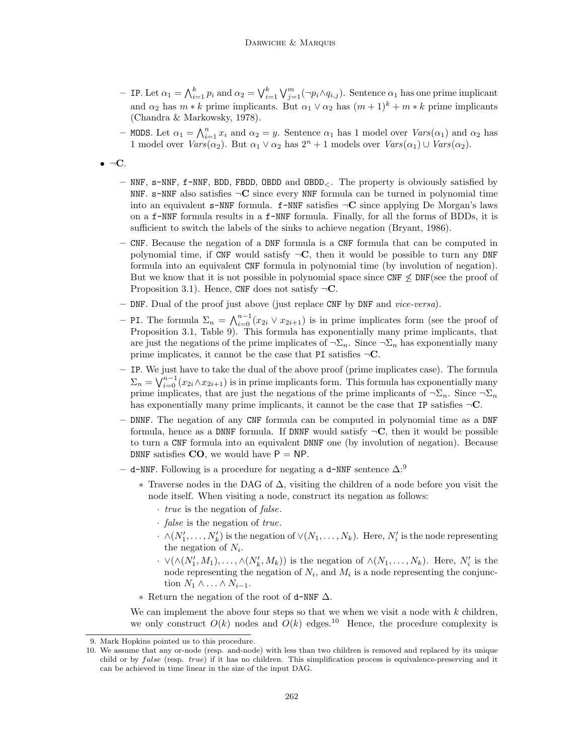- IP. Let $\alpha_1 = \bigwedge_{i=1}^{k} p_i$ and $\alpha_2 = \bigvee_{i=1}^{k} \bigvee_{j=1}^{m} (\neg p_i \wedge q_{i,j})$. Sentence $\alpha_1$ has one prime implicant and $\alpha_2$ has $m * k$ prime implicants. But $\alpha_1 \vee \alpha_2$ has $(m+1)^k + m * k$ prime implicants (Chandra & Markowsky, 1978).
- MODS. Let $\alpha_1 = \bigwedge_{i=1}^{n} x_i$ and $\alpha_2 = y$. Sentence $\alpha_1$ has 1 model over $Vars(\alpha_1)$ and $\alpha_2$ has 1 model over $Vars(\alpha_2)$. But $\alpha_1 \vee \alpha_2$ has $2^n + 1$ models over $Vars(\alpha_1) \cup Vars(\alpha_2)$.

- $\neg$**C**.
  - NNF, s-NNF, f-NNF, BDD, FBDD, OBDD and $\text{OBDD}_<$. The property is obviously satisfied by NNF. s-NNF also satisfies $\neg$**C** since every NNF formula can be turned in polynomial time into an equivalent s-NNF formula. f-NNF satisfies $\neg$**C** since applying De Morgan's laws on a f-NNF formula results in a f-NNF formula. Finally, for all the forms of BDDs, it is sufficient to switch the labels of the sinks to achieve negation (Bryant, 1986).
  - CNF. Because the negation of a DNF formula is a CNF formula that can be computed in polynomial time, if CNF would satisfy $\neg$**C**, then it would be possible to turn any DNF formula into an equivalent CNF formula in polynomial time (by involution of negation). But we know that it is not possible in polynomial space since CNF $\not\leq$ DNF(see the proof of Proposition 3.1). Hence, CNF does not satisfy $\neg$**C**.
  - DNF. Dual of the proof just above (just replace CNF by DNF and *vice-versa*).
  - PI. The formula $\Sigma_n = \bigwedge_{i=0}^{n-1} (x_{2i} \vee x_{2i+1})$ is in prime implicates form (see the proof of Proposition 3.1, Table 9). This formula has exponentially many prime implicants, that are just the negations of the prime implicates of $\neg\Sigma_n$. Since $\neg\Sigma_n$ has exponentially many prime implicates, it cannot be the case that PI satisfies $\neg$**C**.
  - IP. We just have to take the dual of the above proof (prime implicates case). The formula $\Sigma_n = \bigvee_{i=0}^{n-1} (x_{2i} \wedge x_{2i+1})$ is in prime implicants form. This formula has exponentially many prime implicates, that are just the negations of the prime implicants of $\neg\Sigma_n$. Since $\neg\Sigma_n$ has exponentially many prime implicants, it cannot be the case that IP satisfies $\neg$**C**.
  - DNNF. The negation of any CNF formula can be computed in polynomial time as a DNF formula, hence as a DNNF formula. If DNNF would satisfy $\neg$**C**, then it would be possible to turn a CNF formula into an equivalent DNNF one (by involution of negation). Because DNNF satisfies **CO**, we would have P = NP.
  - d-NNF. Following is a procedure for negating a d-NNF sentence $\Delta$:[9]
    * Traverse nodes in the DAG of $\Delta$, visiting the children of a node before you visit the node itself. When visiting a node, construct its negation as follows:
      - *true* is the negation of *false*.
      - *false* is the negation of *true*.
      - $\wedge(N'_1, \ldots, N'_k)$ is the negation of $\vee(N_1, \ldots, N_k)$. Here, $N'_i$ is the node representing the negation of $N_i$.
      - $\vee(\wedge(N'_1, M_1), \ldots, \wedge(N'_k, M_k))$ is the negation of $\wedge(N_1, \ldots, N_k)$. Here, $N'_i$ is the node representing the negation of $N_i$, and $M_i$ is a node representing the conjunction $N_1 \wedge \ldots \wedge N_{i-1}$.
    * Return the negation of the root of d-NNF $\Delta$.

  We can implement the above four steps so that we when we visit a node with $k$ children, we only construct $O(k)$ nodes and $O(k)$ edges.[10] Hence, the procedure complexity is

9. Mark Hopkins pointed us to this procedure.
10. We assume that any or-node (resp. and-node) with less than two children is removed and replaced by its unique child or by *false* (resp. *true*) if it has no children. This simplification process is equivalence-preserving and it can be achieved in time linear in the size of the input DAG.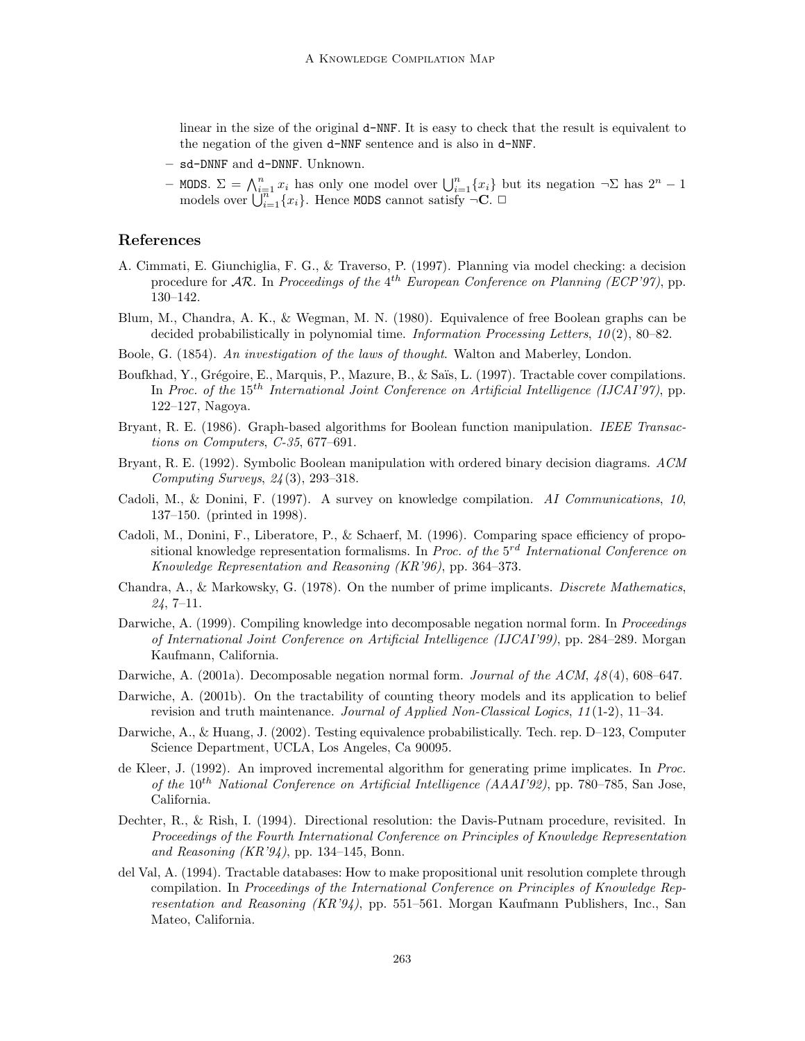linear in the size of the original d-NNF. It is easy to check that the result is equivalent to the negation of the given d-NNF sentence and is also in d-NNF.

- sd-DNNF and d-DNNF. Unknown.
- MODS. $\Sigma = \bigwedge_{i=1}^{n} x_i$ has only one model over $\bigcup_{i=1}^{n}\{x_i\}$ but its negation $\neg\Sigma$ has $2^n - 1$ models over $\bigcup_{i=1}^{n}\{x_i\}$. Hence MODS cannot satisfy $\neg\mathbf{C}$. □

## References

A. Cimmati, E. Giunchiglia, F. G., & Traverso, P. (1997). Planning via model checking: a decision procedure for $\mathcal{AR}$. In *Proceedings of the 4th European Conference on Planning (ECP'97)*, pp. 130–142.

Blum, M., Chandra, A. K., & Wegman, M. N. (1980). Equivalence of free Boolean graphs can be decided probabilistically in polynomial time. *Information Processing Letters*, *10*(2), 80–82.

Boole, G. (1854). *An investigation of the laws of thought*. Walton and Maberley, London.

Boufkhad, Y., Grégoire, E., Marquis, P., Mazure, B., & Saïs, L. (1997). Tractable cover compilations. In *Proc. of the 15th International Joint Conference on Artificial Intelligence (IJCAI'97)*, pp. 122–127, Nagoya.

Bryant, R. E. (1986). Graph-based algorithms for Boolean function manipulation. *IEEE Transactions on Computers*, *C-35*, 677–691.

Bryant, R. E. (1992). Symbolic Boolean manipulation with ordered binary decision diagrams. *ACM Computing Surveys*, *24*(3), 293–318.

Cadoli, M., & Donini, F. (1997). A survey on knowledge compilation. *AI Communications*, *10*, 137–150. (printed in 1998).

Cadoli, M., Donini, F., Liberatore, P., & Schaerf, M. (1996). Comparing space efficiency of propositional knowledge representation formalisms. In *Proc. of the 5rd International Conference on Knowledge Representation and Reasoning (KR'96)*, pp. 364–373.

Chandra, A., & Markowsky, G. (1978). On the number of prime implicants. *Discrete Mathematics*, *24*, 7–11.

Darwiche, A. (1999). Compiling knowledge into decomposable negation normal form. In *Proceedings of International Joint Conference on Artificial Intelligence (IJCAI'99)*, pp. 284–289. Morgan Kaufmann, California.

Darwiche, A. (2001a). Decomposable negation normal form. *Journal of the ACM*, *48*(4), 608–647.

Darwiche, A. (2001b). On the tractability of counting theory models and its application to belief revision and truth maintenance. *Journal of Applied Non-Classical Logics*, *11*(1-2), 11–34.

Darwiche, A., & Huang, J. (2002). Testing equivalence probabilistically. Tech. rep. D–123, Computer Science Department, UCLA, Los Angeles, Ca 90095.

de Kleer, J. (1992). An improved incremental algorithm for generating prime implicates. In *Proc. of the 10th National Conference on Artificial Intelligence (AAAI'92)*, pp. 780–785, San Jose, California.

Dechter, R., & Rish, I. (1994). Directional resolution: the Davis-Putnam procedure, revisited. In *Proceedings of the Fourth International Conference on Principles of Knowledge Representation and Reasoning (KR'94)*, pp. 134–145, Bonn.

del Val, A. (1994). Tractable databases: How to make propositional unit resolution complete through compilation. In *Proceedings of the International Conference on Principles of Knowledge Representation and Reasoning (KR'94)*, pp. 551–561. Morgan Kaufmann Publishers, Inc., San Mateo, California.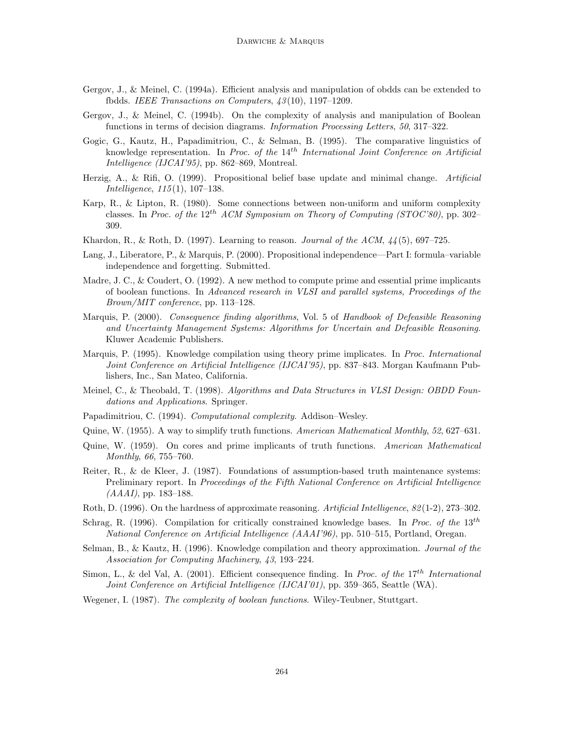Gergov, J., & Meinel, C. (1994a). Efficient analysis and manipulation of obdds can be extended to fbdds. *IEEE Transactions on Computers*, *43*(10), 1197–1209.

Gergov, J., & Meinel, C. (1994b). On the complexity of analysis and manipulation of Boolean functions in terms of decision diagrams. *Information Processing Letters*, *50*, 317–322.

Gogic, G., Kautz, H., Papadimitriou, C., & Selman, B. (1995). The comparative linguistics of knowledge representation. In *Proc. of the* $14^{th}$ *International Joint Conference on Artificial Intelligence (IJCAI'95)*, pp. 862–869, Montreal.

Herzig, A., & Rifi, O. (1999). Propositional belief base update and minimal change. *Artificial Intelligence*, *115*(1), 107–138.

Karp, R., & Lipton, R. (1980). Some connections between non-uniform and uniform complexity classes. In *Proc. of the* $12^{th}$ *ACM Symposium on Theory of Computing (STOC'80)*, pp. 302–309.

Khardon, R., & Roth, D. (1997). Learning to reason. *Journal of the ACM*, *44*(5), 697–725.

Lang, J., Liberatore, P., & Marquis, P. (2000). Propositional independence—Part I: formula–variable independence and forgetting. Submitted.

Madre, J. C., & Coudert, O. (1992). A new method to compute prime and essential prime implicants of boolean functions. In *Advanced research in VLSI and parallel systems, Proceedings of the Brown/MIT conference*, pp. 113–128.

Marquis, P. (2000). *Consequence finding algorithms*, Vol. 5 of *Handbook of Defeasible Reasoning and Uncertainty Management Systems: Algorithms for Uncertain and Defeasible Reasoning*. Kluwer Academic Publishers.

Marquis, P. (1995). Knowledge compilation using theory prime implicates. In *Proc. International Joint Conference on Artificial Intelligence (IJCAI'95)*, pp. 837–843. Morgan Kaufmann Publishers, Inc., San Mateo, California.

Meinel, C., & Theobald, T. (1998). *Algorithms and Data Structures in VLSI Design: OBDD Foundations and Applications*. Springer.

Papadimitriou, C. (1994). *Computational complexity*. Addison–Wesley.

Quine, W. (1955). A way to simplify truth functions. *American Mathematical Monthly*, *52*, 627–631.

Quine, W. (1959). On cores and prime implicants of truth functions. *American Mathematical Monthly*, *66*, 755–760.

Reiter, R., & de Kleer, J. (1987). Foundations of assumption-based truth maintenance systems: Preliminary report. In *Proceedings of the Fifth National Conference on Artificial Intelligence (AAAI)*, pp. 183–188.

Roth, D. (1996). On the hardness of approximate reasoning. *Artificial Intelligence*, *82*(1-2), 273–302.

Schrag, R. (1996). Compilation for critically constrained knowledge bases. In *Proc. of the* $13^{th}$ *National Conference on Artificial Intelligence (AAAI'96)*, pp. 510–515, Portland, Oregan.

Selman, B., & Kautz, H. (1996). Knowledge compilation and theory approximation. *Journal of the Association for Computing Machinery*, *43*, 193–224.

Simon, L., & del Val, A. (2001). Efficient consequence finding. In *Proc. of the* $17^{th}$ *International Joint Conference on Artificial Intelligence (IJCAI'01)*, pp. 359–365, Seattle (WA).

Wegener, I. (1987). *The complexity of boolean functions*. Wiley-Teubner, Stuttgart.